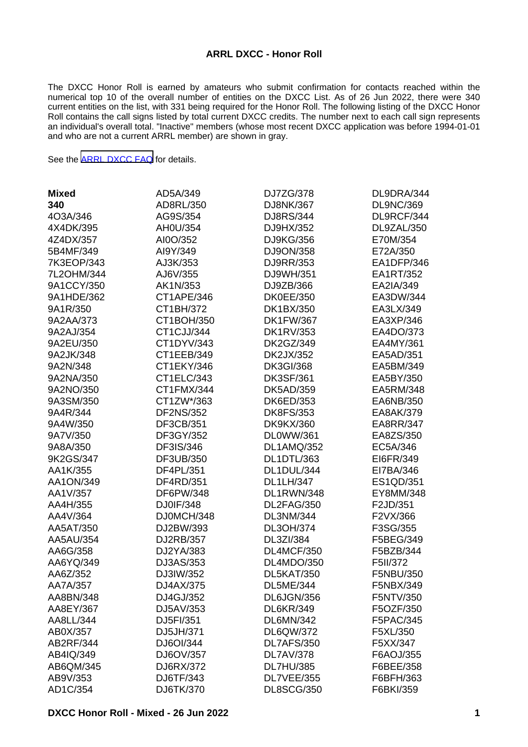**ARRL DXCC - Honor Roll**

The DXCC Honor Roll is earned by amateurs who submit confirmation for contacts reached within the numerical top 10 of the overall number of entities on the DXCC List. As of 26 Jun 2022, there were 340 current entities on the list, with 331 being required for the Honor Roll. The following listing of the DXCC Honor Roll contains the call signs listed by total current DXCC credits. The number next to each call sign represents an individual's overall total. "Inactive" members (whose most recent DXCC application was before 1994-01-01 and who are not a current ARRL member) are shown in gray.

See the ARRL DXCC FAQ for details.

**Mixed**
**340**

4O3A/346
4X4DK/395
4Z4DX/357
5B4MF/349
7K3EOP/343
7L2OHM/344
9A1CCY/350
9A1HDE/362
9A1R/350
9A2AA/373
9A2AJ/354
9A2EU/350
9A2JK/348
9A2N/348
9A2NA/350
9A2NO/350
9A3SM/350
9A4R/344
9A4W/350
9A7V/350
9A8A/350
9K2GS/347
AA1K/355
AA1ON/349
AA1V/357
AA4H/355
AA4V/364
AA5AT/350
AA5AU/354
AA6G/358
AA6YQ/349
AA6Z/352
AA7A/357
AA8BN/348
AA8EY/367
AA8LL/344
AB0X/357
AB2RF/344
AB4IQ/349
AB6QM/345
AB9V/353
AD1C/354
AD5A/349
AD8RL/350
AG9S/354
AH0U/354
AI0O/352
AI9Y/349
AJ3K/353
AJ6V/355
AK1N/353
CT1APE/346
CT1BH/372
CT1BOH/350
CT1CJJ/344
CT1DYV/343
CT1EEB/349
CT1EKY/346
CT1ELC/343
CT1FMX/344
CT1ZW*/363
DF2NS/352
DF3CB/351
DF3GY/352
DF3IS/346
DF3UB/350
DF4PL/351
DF4RD/351
DF6PW/348
DJ0IF/348
DJ0MCH/348
DJ2BW/393
DJ2RB/357
DJ2YA/383
DJ3AS/353
DJ3IW/352
DJ4AX/375
DJ4GJ/352
DJ5AV/353
DJ5FI/351
DJ5JH/371
DJ6OI/344
DJ6OV/357
DJ6RX/372
DJ6TF/343
DJ6TK/370
DJ7ZG/378
DJ8NK/367
DJ8RS/344
DJ9HX/352
DJ9KG/356
DJ9ON/358
DJ9RR/353
DJ9WH/351
DJ9ZB/366
DK0EE/350
DK1BX/350
DK1FW/367
DK1RV/353
DK2GZ/349
DK2JX/352
DK3GI/368
DK3SF/361
DK5AD/359
DK6ED/353
DK8FS/353
DK9KX/360
DL0WW/361
DL1AMQ/352
DL1DTL/363
DL1DUL/344
DL1LH/347
DL1RWN/348
DL2FAG/350
DL3NM/344
DL3OH/374
DL3ZI/384
DL4MCF/350
DL4MDO/350
DL5KAT/350
DL5ME/344
DL6JGN/356
DL6KR/349
DL6MN/342
DL6QW/372
DL7AFS/350
DL7AV/378
DL7HU/385
DL7VEE/355
DL8SCG/350
DL9DRA/344
DL9NC/369
DL9RCF/344
DL9ZAL/350
E70M/354
E72A/350
EA1DFP/346
EA1RT/352
EA2IA/349
EA3DW/344
EA3LX/349
EA3XP/346
EA4DO/373
EA4MY/361
EA5AD/351
EA5BM/349
EA5BY/350
EA5RM/348
EA6NB/350
EA8AK/379
EA8RR/347
EA8ZS/350
EC5A/346
EI6FR/349
EI7BA/346
ES1QD/351
EY8MM/348
F2JD/351
F2VX/366
F3SG/355
F5BEG/349
F5BZB/344
F5II/372
F5NBU/350
F5NBX/349
F5NTV/350
F5OZF/350
F5PAC/345
F5XL/350
F5XX/347
F6AOJ/355
F6BEE/358
F6BFH/363
F6BKI/359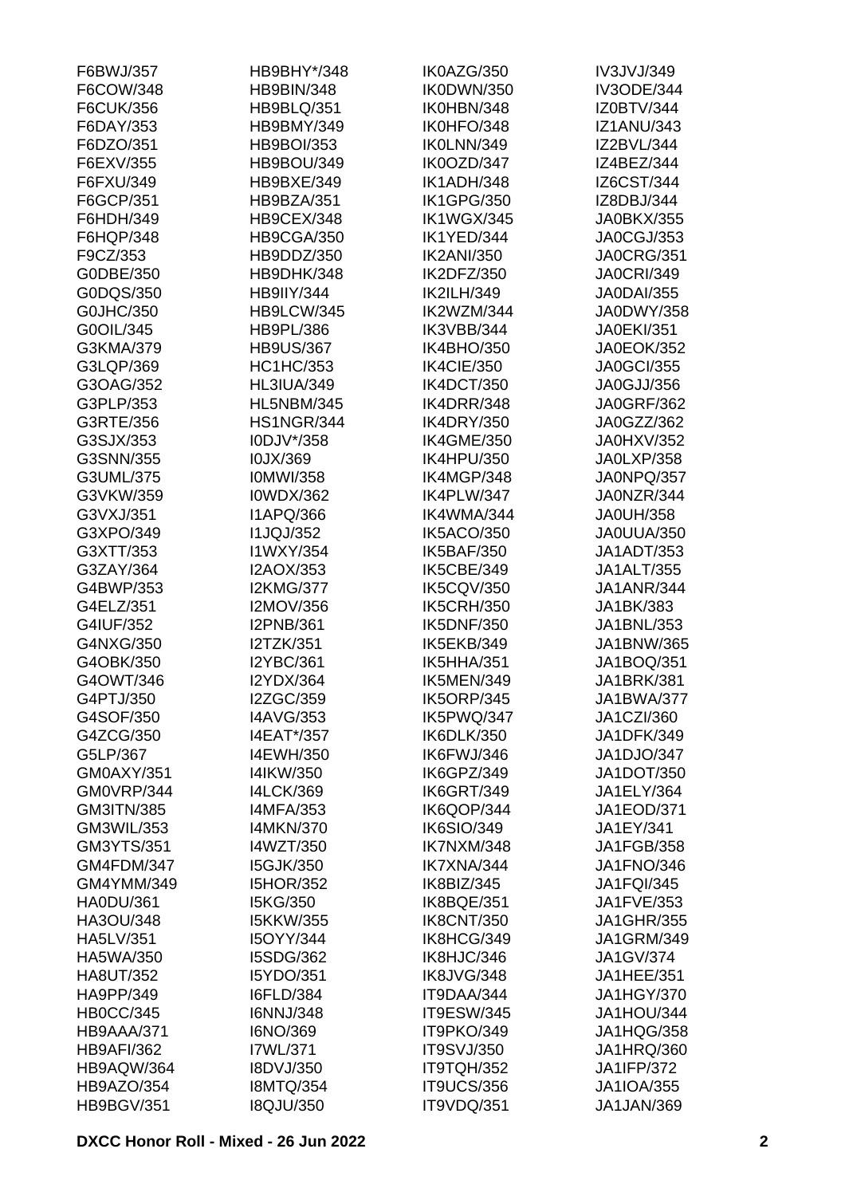F6BWJ/357
F6COW/348
F6CUK/356
F6DAY/353
F6DZO/351
F6EXV/355
F6FXU/349
F6GCP/351
F6HDH/349
F6HQP/348
F9CZ/353
G0DBE/350
G0DQS/350
G0JHC/350
G0OIL/345
G3KMA/379
G3LQP/369
G3OAG/352
G3PLP/353
G3RTE/356
G3SJX/353
G3SNN/355
G3UML/375
G3VKW/359
G3VXJ/351
G3XPO/349
G3XTT/353
G3ZAY/364
G4BWP/353
G4ELZ/351
G4IUF/352
G4NXG/350
G4OBK/350
G4OWT/346
G4PTJ/350
G4SOF/350
G4ZCG/350
G5LP/367
GM0AXY/351
GM0VRP/344
GM3ITN/385
GM3WIL/353
GM3YTS/351
GM4FDM/347
GM4YMM/349
HA0DU/361
HA3OU/348
HA5LV/351
HA5WA/350
HA8UT/352
HA9PP/349
HB0CC/345
HB9AAA/371
HB9AFI/362
HB9AQW/364
HB9AZO/354
HB9BGV/351
HB9BHY*/348
HB9BIN/348
HB9BLQ/351
HB9BMY/349
HB9BOI/353
HB9BOU/349
HB9BXE/349
HB9BZA/351
HB9CEX/348
HB9CGA/350
HB9DDZ/350
HB9DHK/348
HB9IIY/344
HB9LCW/345
HB9PL/386
HB9US/367
HC1HC/353
HL3IUA/349
HL5NBM/345
HS1NGR/344
I0DJV*/358
I0JX/369
I0MWI/358
I0WDX/362
I1APQ/366
I1JQJ/352
I1WXY/354
I2AOX/353
I2KMG/377
I2MOV/356
I2PNB/361
I2TZK/351
I2YBC/361
I2YDX/364
I2ZGC/359
I4AVG/353
I4EAT*/357
I4EWH/350
I4IKW/350
I4LCK/369
I4MFA/353
I4MKN/370
I4WZT/350
I5GJK/350
I5HOR/352
I5KG/350
I5KKW/355
I5OYY/344
I5SDG/362
I5YDO/351
I6FLD/384
I6NNJ/348
I6NO/369
I7WL/371
I8DVJ/350
I8MTQ/354
I8QJU/350
IK0AZG/350
IK0DWN/350
IK0HBN/348
IK0HFO/348
IK0LNN/349
IK0OZD/347
IK1ADH/348
IK1GPG/350
IK1WGX/345
IK1YED/344
IK2ANI/350
IK2DFZ/350
IK2ILH/349
IK2WZM/344
IK3VBB/344
IK4BHO/350
IK4CIE/350
IK4DCT/350
IK4DRR/348
IK4DRY/350
IK4GME/350
IK4HPU/350
IK4MGP/348
IK4PLW/347
IK4WMA/344
IK5ACO/350
IK5BAF/350
IK5CBE/349
IK5CQV/350
IK5CRH/350
IK5DNF/350
IK5EKB/349
IK5HHA/351
IK5MEN/349
IK5ORP/345
IK5PWQ/347
IK6DLK/350
IK6FWJ/346
IK6GPZ/349
IK6GRT/349
IK6QOP/344
IK6SIO/349
IK7NXM/348
IK7XNA/344
IK8BIZ/345
IK8BQE/351
IK8CNT/350
IK8HCG/349
IK8HJC/346
IK8JVG/348
IT9DAA/344
IT9ESW/345
IT9PKO/349
IT9SVJ/350
IT9TQH/352
IT9UCS/356
IT9VDQ/351
IV3JVJ/349
IV3ODE/344
IZ0BTV/344
IZ1ANU/343
IZ2BVL/344
IZ4BEZ/344
IZ6CST/344
IZ8DBJ/344
JA0BKX/355
JA0CGJ/353
JA0CRG/351
JA0CRI/349
JA0DAI/355
JA0DWY/358
JA0EKI/351
JA0EOK/352
JA0GCI/355
JA0GJJ/356
JA0GRF/362
JA0GZZ/362
JA0HXV/352
JA0LXP/358
JA0NPQ/357
JA0NZR/344
JA0UH/358
JA0UUA/350
JA1ADT/353
JA1ALT/355
JA1ANR/344
JA1BK/383
JA1BNL/353
JA1BNW/365
JA1BOQ/351
JA1BRK/381
JA1BWA/377
JA1CZI/360
JA1DFK/349
JA1DJO/347
JA1DOT/350
JA1ELY/364
JA1EOD/371
JA1EY/341
JA1FGB/358
JA1FNO/346
JA1FQI/345
JA1FVE/353
JA1GHR/355
JA1GRM/349
JA1GV/374
JA1HEE/351
JA1HGY/370
JA1HOU/344
JA1HQG/358
JA1HRQ/360
JA1IFP/372
JA1IOA/355
JA1JAN/369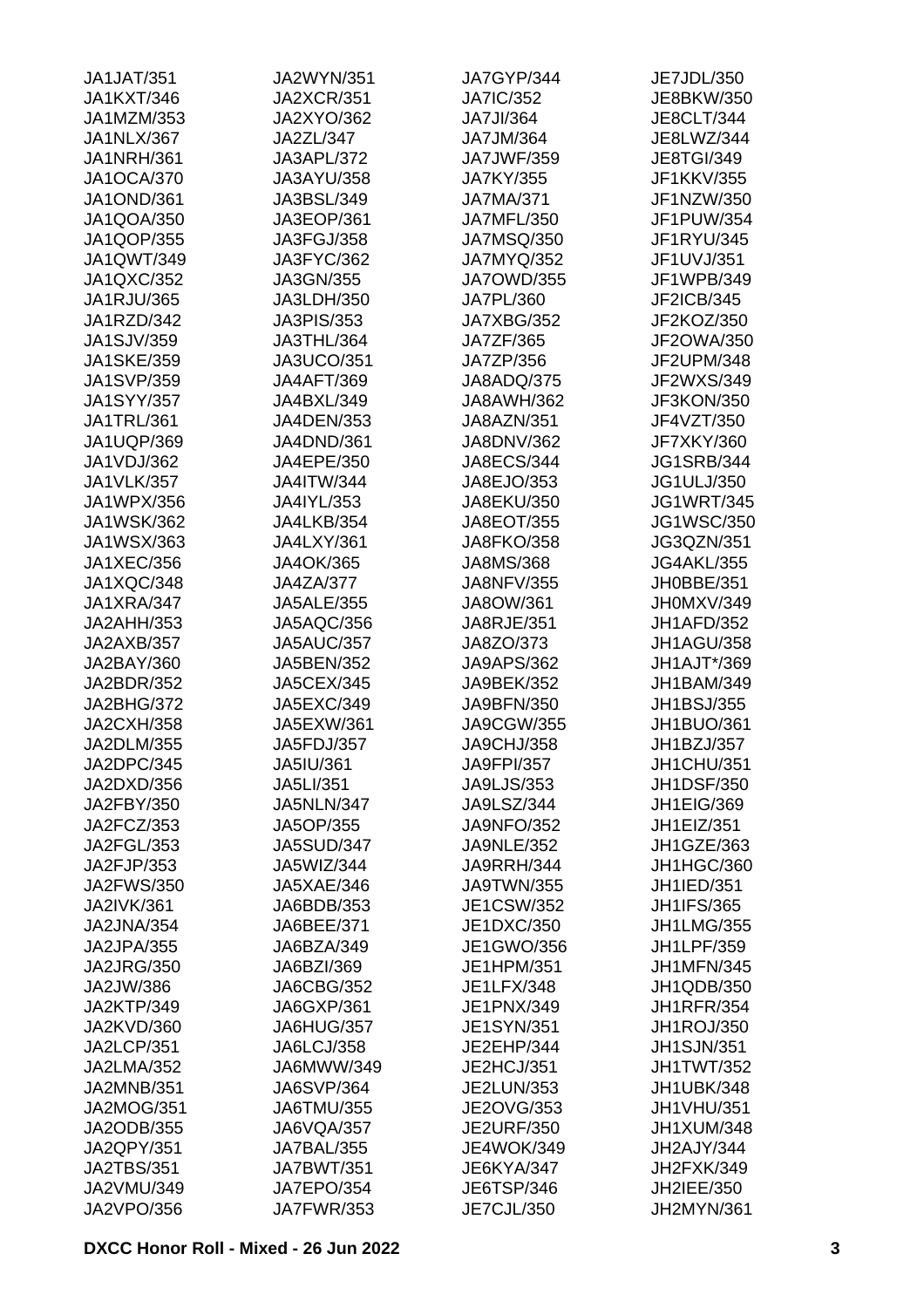JA1JAT/351
JA1KXT/346
JA1MZM/353
JA1NLX/367
JA1NRH/361
JA1OCA/370
JA1OND/361
JA1QOA/350
JA1QOP/355
JA1QWT/349
JA1QXC/352
JA1RJU/365
JA1RZD/342
JA1SJV/359
JA1SKE/359
JA1SVP/359
JA1SYY/357
JA1TRL/361
JA1UQP/369
JA1VDJ/362
JA1VLK/357
JA1WPX/356
JA1WSK/362
JA1WSX/363
JA1XEC/356
JA1XQC/348
JA1XRA/347
JA2AHH/353
JA2AXB/357
JA2BAY/360
JA2BDR/352
JA2BHG/372
JA2CXH/358
JA2DLM/355
JA2DPC/345
JA2DXD/356
JA2FBY/350
JA2FCZ/353
JA2FGL/353
JA2FJP/353
JA2FWS/350
JA2IVK/361
JA2JNA/354
JA2JPA/355
JA2JRG/350
JA2JW/386
JA2KTP/349
JA2KVD/360
JA2LCP/351
JA2LMA/352
JA2MNB/351
JA2MOG/351
JA2ODB/355
JA2QPY/351
JA2TBS/351
JA2VMU/349
JA2VPO/356
JA2WYN/351
JA2XCR/351
JA2XYO/362
JA2ZL/347
JA3APL/372
JA3AYU/358
JA3BSL/349
JA3EOP/361
JA3FGJ/358
JA3FYC/362
JA3GN/355
JA3LDH/350
JA3PIS/353
JA3THL/364
JA3UCO/351
JA4AFT/369
JA4BXL/349
JA4DEN/353
JA4DND/361
JA4EPE/350
JA4ITW/344
JA4IYL/353
JA4LKB/354
JA4LXY/361
JA4OK/365
JA4ZA/377
JA5ALE/355
JA5AQC/356
JA5AUC/357
JA5BEN/352
JA5CEX/345
JA5EXC/349
JA5EXW/361
JA5FDJ/357
JA5IU/361
JA5LI/351
JA5NLN/347
JA5OP/355
JA5SUD/347
JA5WIZ/344
JA5XAE/346
JA6BDB/353
JA6BEE/371
JA6BZA/349
JA6BZI/369
JA6CBG/352
JA6GXP/361
JA6HUG/357
JA6LCJ/358
JA6MWW/349
JA6SVP/364
JA6TMU/355
JA6VQA/357
JA7BAL/355
JA7BWT/351
JA7EPO/354
JA7FWR/353
JA7GYP/344
JA7IC/352
JA7JI/364
JA7JM/364
JA7JWF/359
JA7KY/355
JA7MA/371
JA7MFL/350
JA7MSQ/350
JA7MYQ/352
JA7OWD/355
JA7PL/360
JA7XBG/352
JA7ZF/365
JA7ZP/356
JA8ADQ/375
JA8AWH/362
JA8AZN/351
JA8DNV/362
JA8ECS/344
JA8EJO/353
JA8EKU/350
JA8EOT/355
JA8FKO/358
JA8MS/368
JA8NFV/355
JA8OW/361
JA8RJE/351
JA8ZO/373
JA9APS/362
JA9BEK/352
JA9BFN/350
JA9CGW/355
JA9CHJ/358
JA9FPI/357
JA9LJS/353
JA9LSZ/344
JA9NFO/352
JA9NLE/352
JA9RRH/344
JA9TWN/355
JE1CSW/352
JE1DXC/350
JE1GWO/356
JE1HPM/351
JE1LFX/348
JE1PNX/349
JE1SYN/351
JE2EHP/344
JE2HCJ/351
JE2LUN/353
JE2OVG/353
JE2URF/350
JE4WOK/349
JE6KYA/347
JE6TSP/346
JE7CJL/350
JE7JDL/350
JE8BKW/350
JE8CLT/344
JE8LWZ/344
JE8TGI/349
JF1KKV/355
JF1NZW/350
JF1PUW/354
JF1RYU/345
JF1UVJ/351
JF1WPB/349
JF2ICB/345
JF2KOZ/350
JF2OWA/350
JF2UPM/348
JF2WXS/349
JF3KON/350
JF4VZT/350
JF7XKY/360
JG1SRB/344
JG1ULJ/350
JG1WRT/345
JG1WSC/350
JG3QZN/351
JG4AKL/355
JH0BBE/351
JH0MXV/349
JH1AFD/352
JH1AGU/358
JH1AJT*/369
JH1BAM/349
JH1BSJ/355
JH1BUO/361
JH1BZJ/357
JH1CHU/351
JH1DSF/350
JH1EIG/369
JH1EIZ/351
JH1GZE/363
JH1HGC/360
JH1IED/351
JH1IFS/365
JH1LMG/355
JH1LPF/359
JH1MFN/345
JH1QDB/350
JH1RFR/354
JH1ROJ/350
JH1SJN/351
JH1TWT/352
JH1UBK/348
JH1VHU/351
JH1XUM/348
JH2AJY/344
JH2FXK/349
JH2IEE/350
JH2MYN/361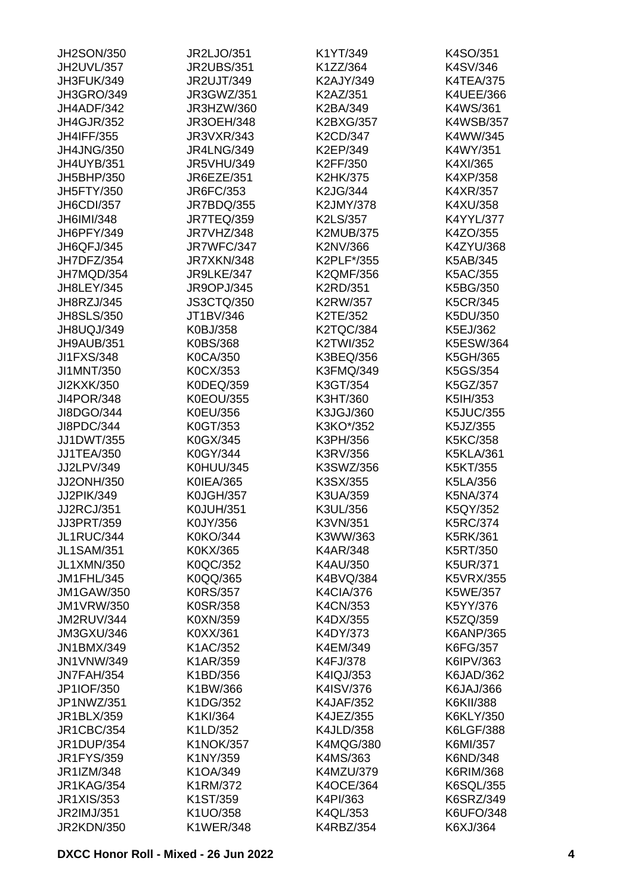JH2SON/350
JH2UVL/357
JH3FUK/349
JH3GRO/349
JH4ADF/342
JH4GJR/352
JH4IFF/355
JH4JNG/350
JH4UYB/351
JH5BHP/350
JH5FTY/350
JH6CDI/357
JH6IMI/348
JH6PFY/349
JH6QFJ/345
JH7DFZ/354
JH7MQD/354
JH8LEY/345
JH8RZJ/345
JH8SLS/350
JH8UQJ/349
JH9AUB/351
JI1FXS/348
JI1MNT/350
JI2KXK/350
JI4POR/348
JI8DGO/344
JI8PDC/344
JJ1DWT/355
JJ1TEA/350
JJ2LPV/349
JJ2ONH/350
JJ2PIK/349
JJ2RCJ/351
JJ3PRT/359
JL1RUC/344
JL1SAM/351
JL1XMN/350
JM1FHL/345
JM1GAW/350
JM1VRW/350
JM2RUV/344
JM3GXU/346
JN1BMX/349
JN1VNW/349
JN7FAH/354
JP1IOF/350
JP1NWZ/351
JR1BLX/359
JR1CBC/354
JR1DUP/354
JR1FYS/359
JR1IZM/348
JR1KAG/354
JR1XIS/353
JR2IMJ/351
JR2KDN/350
JR2LJO/351
JR2UBS/351
JR2UJT/349
JR3GWZ/351
JR3HZW/360
JR3OEH/348
JR3VXR/343
JR4LNG/349
JR5VHU/349
JR6EZE/351
JR6FC/353
JR7BDQ/355
JR7TEQ/359
JR7VHZ/348
JR7WFC/347
JR7XKN/348
JR9LKE/347
JR9OPJ/345
JS3CTQ/350
JT1BV/346
K0BJ/358
K0BS/368
K0CA/350
K0CX/353
K0DEQ/359
K0EOU/355
K0EU/356
K0GT/353
K0GX/345
K0GY/344
K0HUU/345
K0IEA/365
K0JGH/357
K0JUH/351
K0JY/356
K0KO/344
K0KX/365
K0QC/352
K0QQ/365
K0RS/357
K0SR/358
K0XN/359
K0XX/361
K1AC/352
K1AR/359
K1BD/356
K1BW/366
K1DG/352
K1KI/364
K1LD/352
K1NOK/357
K1NY/359
K1OA/349
K1RM/372
K1ST/359
K1UO/358
K1WER/348
K1YT/349
K1ZZ/364
K2AJY/349
K2AZ/351
K2BA/349
K2BXG/357
K2CD/347
K2EP/349
K2FF/350
K2HK/375
K2JG/344
K2JMY/378
K2LS/357
K2MUB/375
K2NV/366
K2PLF*/355
K2QMF/356
K2RD/351
K2RW/357
K2TE/352
K2TQC/384
K2TWI/352
K3BEQ/356
K3FMQ/349
K3GT/354
K3HT/360
K3JGJ/360
K3KO*/352
K3PH/356
K3RV/356
K3SWZ/356
K3SX/355
K3UA/359
K3UL/356
K3VN/351
K3WW/363
K4AR/348
K4AU/350
K4BVQ/384
K4CIA/376
K4CN/353
K4DX/355
K4DY/373
K4EM/349
K4FJ/378
K4IQJ/353
K4ISV/376
K4JAF/352
K4JEZ/355
K4JLD/358
K4MQG/380
K4MS/363
K4MZU/379
K4OCE/364
K4PI/363
K4QL/353
K4RBZ/354
K4SO/351
K4SV/346
K4TEA/375
K4UEE/366
K4WS/361
K4WSB/357
K4WW/345
K4WY/351
K4XI/365
K4XP/358
K4XR/357
K4XU/358
K4YYL/377
K4ZO/355
K4ZYU/368
K5AB/345
K5AC/355
K5BG/350
K5CR/345
K5DU/350
K5EJ/362
K5ESW/364
K5GH/365
K5GS/354
K5GZ/357
K5IH/353
K5JUC/355
K5JZ/355
K5KC/358
K5KLA/361
K5KT/355
K5LA/356
K5NA/374
K5QY/352
K5RC/374
K5RK/361
K5RT/350
K5UR/371
K5VRX/355
K5WE/357
K5YY/376
K5ZQ/359
K6ANP/365
K6FG/357
K6IPV/363
K6JAD/362
K6JAJ/366
K6KII/388
K6KLY/350
K6LGF/388
K6MI/357
K6ND/348
K6RIM/368
K6SQL/355
K6SRZ/349
K6UFO/348
K6XJ/364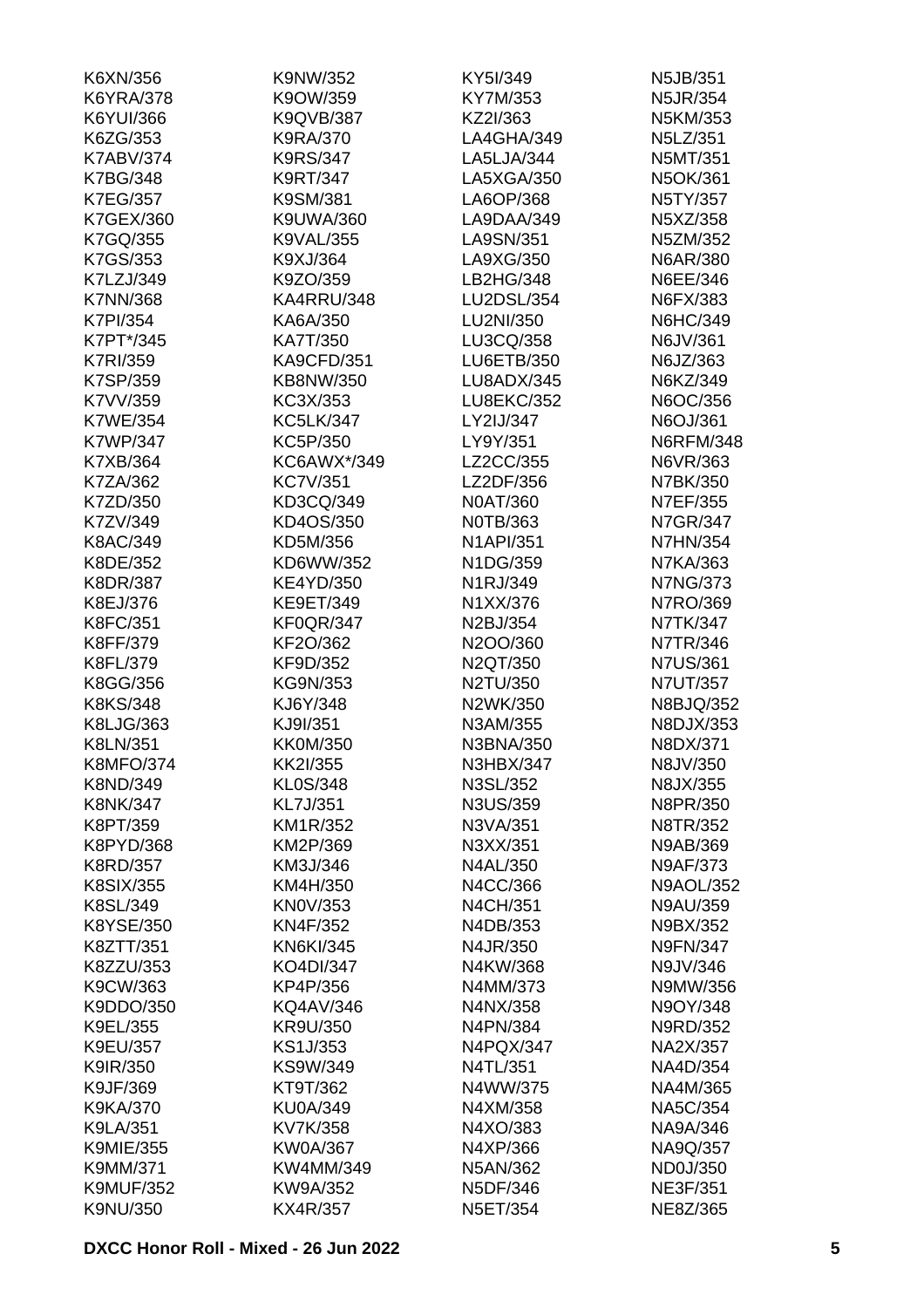K6XN/356
K6YRA/378
K6YUI/366
K6ZG/353
K7ABV/374
K7BG/348
K7EG/357
K7GEX/360
K7GQ/355
K7GS/353
K7LZJ/349
K7NN/368
K7PI/354
K7PT*/345
K7RI/359
K7SP/359
K7VV/359
K7WE/354
K7WP/347
K7XB/364
K7ZA/362
K7ZD/350
K7ZV/349
K8AC/349
K8DE/352
K8DR/387
K8EJ/376
K8FC/351
K8FF/379
K8FL/379
K8GG/356
K8KS/348
K8LJG/363
K8LN/351
K8MFO/374
K8ND/349
K8NK/347
K8PT/359
K8PYD/368
K8RD/357
K8SIX/355
K8SL/349
K8YSE/350
K8ZTT/351
K8ZZU/353
K9CW/363
K9DDO/350
K9EL/355
K9EU/357
K9IR/350
K9JF/369
K9KA/370
K9LA/351
K9MIE/355
K9MM/371
K9MUF/352
K9NU/350
K9NW/352
K9OW/359
K9QVB/387
K9RA/370
K9RS/347
K9RT/347
K9SM/381
K9UWA/360
K9VAL/355
K9XJ/364
K9ZO/359
KA4RRU/348
KA6A/350
KA7T/350
KA9CFD/351
KB8NW/350
KC3X/353
KC5LK/347
KC5P/350
KC6AWX*/349
KC7V/351
KD3CQ/349
KD4OS/350
KD5M/356
KD6WW/352
KE4YD/350
KE9ET/349
KF0QR/347
KF2O/362
KF9D/352
KG9N/353
KJ6Y/348
KJ9I/351
KK0M/350
KK2I/355
KL0S/348
KL7J/351
KM1R/352
KM2P/369
KM3J/346
KM4H/350
KN0V/353
KN4F/352
KN6KI/345
KO4DI/347
KP4P/356
KQ4AV/346
KR9U/350
KS1J/353
KS9W/349
KT9T/362
KU0A/349
KV7K/358
KW0A/367
KW4MM/349
KW9A/352
KX4R/357
KY5I/349
KY7M/353
KZ2I/363
LA4GHA/349
LA5LJA/344
LA5XGA/350
LA6OP/368
LA9DAA/349
LA9SN/351
LA9XG/350
LB2HG/348
LU2DSL/354
LU2NI/350
LU3CQ/358
LU6ETB/350
LU8ADX/345
LU8EKC/352
LY2IJ/347
LY9Y/351
LZ2CC/355
LZ2DF/356
N0AT/360
N0TB/363
N1API/351
N1DG/359
N1RJ/349
N1XX/376
N2BJ/354
N2OO/360
N2QT/350
N2TU/350
N2WK/350
N3AM/355
N3BNA/350
N3HBX/347
N3SL/352
N3US/359
N3VA/351
N3XX/351
N4AL/350
N4CC/366
N4CH/351
N4DB/353
N4JR/350
N4KW/368
N4MM/373
N4NX/358
N4PN/384
N4PQX/347
N4TL/351
N4WW/375
N4XM/358
N4XO/383
N4XP/366
N5AN/362
N5DF/346
N5ET/354
N5JB/351
N5JR/354
N5KM/353
N5LZ/351
N5MT/351
N5OK/361
N5TY/357
N5XZ/358
N5ZM/352
N6AR/380
N6EE/346
N6FX/383
N6HC/349
N6JV/361
N6JZ/363
N6KZ/349
N6OC/356
N6OJ/361
N6RFM/348
N6VR/363
N7BK/350
N7EF/355
N7GR/347
N7HN/354
N7KA/363
N7NG/373
N7RO/369
N7TK/347
N7TR/346
N7US/361
N7UT/357
N8BJQ/352
N8DJX/353
N8DX/371
N8JV/350
N8JX/355
N8PR/350
N8TR/352
N9AB/369
N9AF/373
N9AOL/352
N9AU/359
N9BX/352
N9FN/347
N9JV/346
N9MW/356
N9OY/348
N9RD/352
NA2X/357
NA4D/354
NA4M/365
NA5C/354
NA9A/346
NA9Q/357
ND0J/350
NE3F/351
NE8Z/365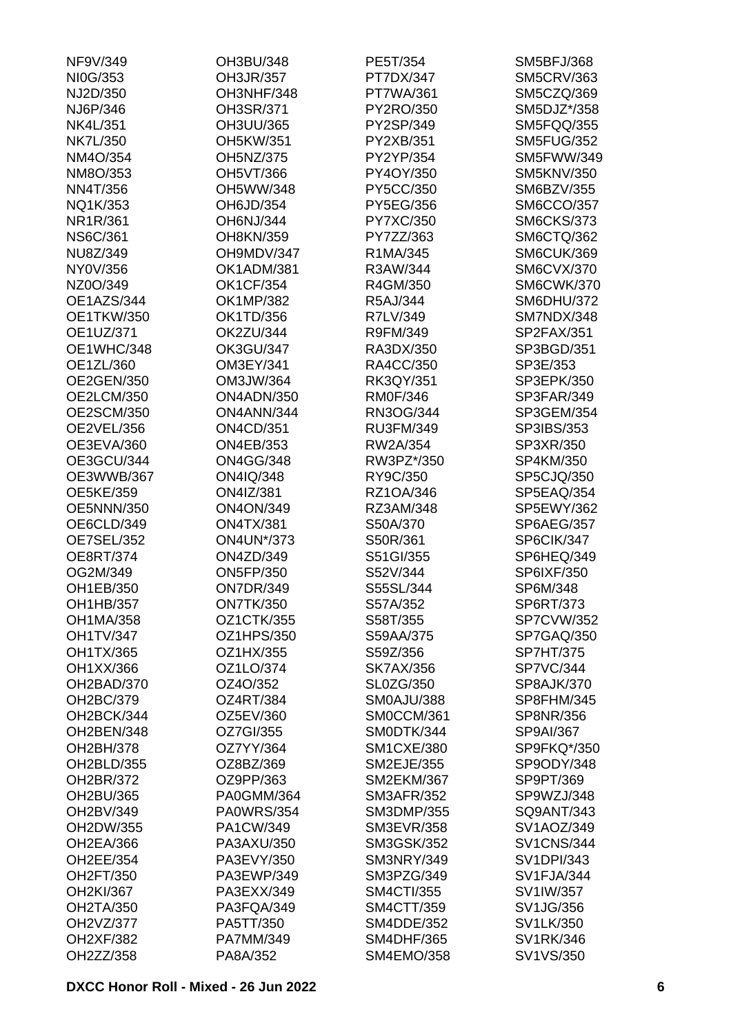NF9V/349
NI0G/353
NJ2D/350
NJ6P/346
NK4L/351
NK7L/350
NM4O/354
NM8O/353
NN4T/356
NQ1K/353
NR1R/361
NS6C/361
NU8Z/349
NY0V/356
NZ0O/349
OE1AZS/344
OE1TKW/350
OE1UZ/371
OE1WHC/348
OE1ZL/360
OE2GEN/350
OE2LCM/350
OE2SCM/350
OE2VEL/356
OE3EVA/360
OE3GCU/344
OE3WWB/367
OE5KE/359
OE5NNN/350
OE6CLD/349
OE7SEL/352
OE8RT/374
OG2M/349
OH1EB/350
OH1HB/357
OH1MA/358
OH1TV/347
OH1TX/365
OH1XX/366
OH2BAD/370
OH2BC/379
OH2BCK/344
OH2BEN/348
OH2BH/378
OH2BLD/355
OH2BR/372
OH2BU/365
OH2BV/349
OH2DW/355
OH2EA/366
OH2EE/354
OH2FT/350
OH2KI/367
OH2TA/350
OH2VZ/377
OH2XF/382
OH2ZZ/358
OH3BU/348
OH3JR/357
OH3NHF/348
OH3SR/371
OH3UU/365
OH5KW/351
OH5NZ/375
OH5VT/366
OH5WW/348
OH6JD/354
OH6NJ/344
OH8KN/359
OH9MDV/347
OK1ADM/381
OK1CF/354
OK1MP/382
OK1TD/356
OK2ZU/344
OK3GU/347
OM3EY/341
OM3JW/364
ON4ADN/350
ON4ANN/344
ON4CD/351
ON4EB/353
ON4GG/348
ON4IQ/348
ON4IZ/381
ON4ON/349
ON4TX/381
ON4UN*/373
ON4ZD/349
ON5FP/350
ON7DR/349
ON7TK/350
OZ1CTK/355
OZ1HPS/350
OZ1HX/355
OZ1LO/374
OZ4O/352
OZ4RT/384
OZ5EV/360
OZ7GI/355
OZ7YY/364
OZ8BZ/369
OZ9PP/363
PA0GMM/364
PA0WRS/354
PA1CW/349
PA3AXU/350
PA3EVY/350
PA3EWP/349
PA3EXX/349
PA3FQA/349
PA5TT/350
PA7MM/349
PA8A/352
PE5T/354
PT7DX/347
PT7WA/361
PY2RO/350
PY2SP/349
PY2XB/351
PY2YP/354
PY4OY/350
PY5CC/350
PY5EG/356
PY7XC/350
PY7ZZ/363
R1MA/345
R3AW/344
R4GM/350
R5AJ/344
R7LV/349
R9FM/349
RA3DX/350
RA4CC/350
RK3QY/351
RM0F/346
RN3OG/344
RU3FM/349
RW2A/354
RW3PZ*/350
RY9C/350
RZ1OA/346
RZ3AM/348
S50A/370
S50R/361
S51GI/355
S52V/344
S55SL/344
S57A/352
S58T/355
S59AA/375
S59Z/356
SK7AX/356
SL0ZG/350
SM0AJU/388
SM0CCM/361
SM0DTK/344
SM1CXE/380
SM2EJE/355
SM2EKM/367
SM3AFR/352
SM3DMP/355
SM3EVR/358
SM3GSK/352
SM3NRY/349
SM3PZG/349
SM4CTI/355
SM4CTT/359
SM4DDE/352
SM4DHF/365
SM4EMO/358
SM5BFJ/368
SM5CRV/363
SM5CZQ/369
SM5DJZ*/358
SM5FQQ/355
SM5FUG/352
SM5FWW/349
SM5KNV/350
SM6BZV/355
SM6CCO/357
SM6CKS/373
SM6CTQ/362
SM6CUK/369
SM6CVX/370
SM6CWK/370
SM6DHU/372
SM7NDX/348
SP2FAX/351
SP3BGD/351
SP3E/353
SP3EPK/350
SP3FAR/349
SP3GEM/354
SP3IBS/353
SP3XR/350
SP4KM/350
SP5CJQ/350
SP5EAQ/354
SP5EWY/362
SP6AEG/357
SP6CIK/347
SP6HEQ/349
SP6IXF/350
SP6M/348
SP6RT/373
SP7CVW/352
SP7GAQ/350
SP7HT/375
SP7VC/344
SP8AJK/370
SP8FHM/345
SP8NR/356
SP9AI/367
SP9FKQ*/350
SP9ODY/348
SP9PT/369
SP9WZJ/348
SQ9ANT/343
SV1AOZ/349
SV1CNS/344
SV1DPI/343
SV1FJA/344
SV1IW/357
SV1JG/356
SV1LK/350
SV1RK/346
SV1VS/350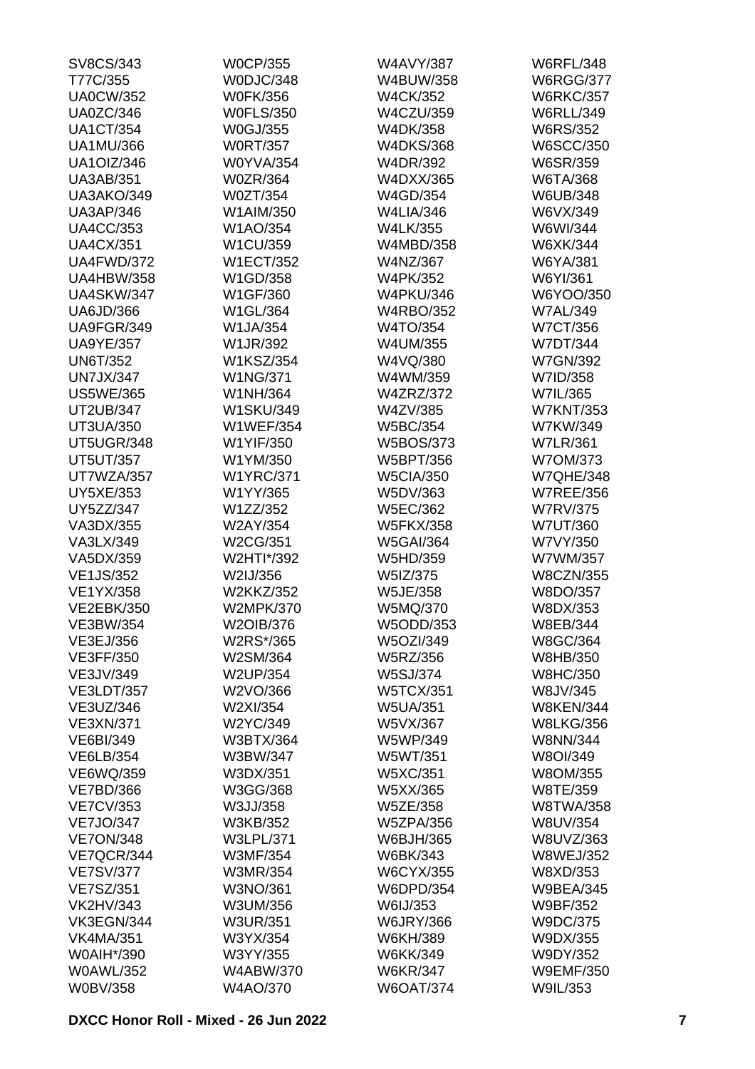SV8CS/343
T77C/355
UA0CW/352
UA0ZC/346
UA1CT/354
UA1MU/366
UA1OIZ/346
UA3AB/351
UA3AKO/349
UA3AP/346
UA4CC/353
UA4CX/351
UA4FWD/372
UA4HBW/358
UA4SKW/347
UA6JD/366
UA9FGR/349
UA9YE/357
UN6T/352
UN7JX/347
US5WE/365
UT2UB/347
UT3UA/350
UT5UGR/348
UT5UT/357
UT7WZA/357
UY5XE/353
UY5ZZ/347
VA3DX/355
VA3LX/349
VA5DX/359
VE1JS/352
VE1YX/358
VE2EBK/350
VE3BW/354
VE3EJ/356
VE3FF/350
VE3JV/349
VE3LDT/357
VE3UZ/346
VE3XN/371
VE6BI/349
VE6LB/354
VE6WQ/359
VE7BD/366
VE7CV/353
VE7JO/347
VE7ON/348
VE7QCR/344
VE7SV/377
VE7SZ/351
VK2HV/343
VK3EGN/344
VK4MA/351
W0AIH*/390
W0AWL/352
W0BV/358
W0CP/355
W0DJC/348
W0FK/356
W0FLS/350
W0GJ/355
W0RT/357
W0YVA/354
W0ZR/364
W0ZT/354
W1AIM/350
W1AO/354
W1CU/359
W1ECT/352
W1GD/358
W1GF/360
W1GL/364
W1JA/354
W1JR/392
W1KSZ/354
W1NG/371
W1NH/364
W1SKU/349
W1WEF/354
W1YIF/350
W1YM/350
W1YRC/371
W1YY/365
W1ZZ/352
W2AY/354
W2CG/351
W2HTI*/392
W2IJ/356
W2KKZ/352
W2MPK/370
W2OIB/376
W2RS*/365
W2SM/364
W2UP/354
W2VO/366
W2XI/354
W2YC/349
W3BTX/364
W3BW/347
W3DX/351
W3GG/368
W3JJ/358
W3KB/352
W3LPL/371
W3MF/354
W3MR/354
W3NO/361
W3UM/356
W3UR/351
W3YX/354
W3YY/355
W4ABW/370
W4AO/370
W4AVY/387
W4BUW/358
W4CK/352
W4CZU/359
W4DK/358
W4DKS/368
W4DR/392
W4DXX/365
W4GD/354
W4LIA/346
W4LK/355
W4MBD/358
W4NZ/367
W4PK/352
W4PKU/346
W4RBO/352
W4TO/354
W4UM/355
W4VQ/380
W4WM/359
W4ZRZ/372
W4ZV/385
W5BC/354
W5BOS/373
W5BPT/356
W5CIA/350
W5DV/363
W5EC/362
W5FKX/358
W5GAI/364
W5HD/359
W5IZ/375
W5JE/358
W5MQ/370
W5ODD/353
W5OZI/349
W5RZ/356
W5SJ/374
W5TCX/351
W5UA/351
W5VX/367
W5WP/349
W5WT/351
W5XC/351
W5XX/365
W5ZE/358
W5ZPA/356
W6BJH/365
W6BK/343
W6CYX/355
W6DPD/354
W6IJ/353
W6JRY/366
W6KH/389
W6KK/349
W6KR/347
W6OAT/374
W6RFL/348
W6RGG/377
W6RKC/357
W6RLL/349
W6RS/352
W6SCC/350
W6SR/359
W6TA/368
W6UB/348
W6VX/349
W6WI/344
W6XK/344
W6YA/381
W6YI/361
W6YOO/350
W7AL/349
W7CT/356
W7DT/344
W7GN/392
W7ID/358
W7IL/365
W7KNT/353
W7KW/349
W7LR/361
W7OM/373
W7QHE/348
W7REE/356
W7RV/375
W7UT/360
W7VY/350
W7WM/357
W8CZN/355
W8DO/357
W8DX/353
W8EB/344
W8GC/364
W8HB/350
W8HC/350
W8JV/345
W8KEN/344
W8LKG/356
W8NN/344
W8OI/349
W8OM/355
W8TE/359
W8TWA/358
W8UV/354
W8UVZ/363
W8WEJ/352
W8XD/353
W9BEA/345
W9BF/352
W9DC/375
W9DX/355
W9DY/352
W9EMF/350
W9IL/353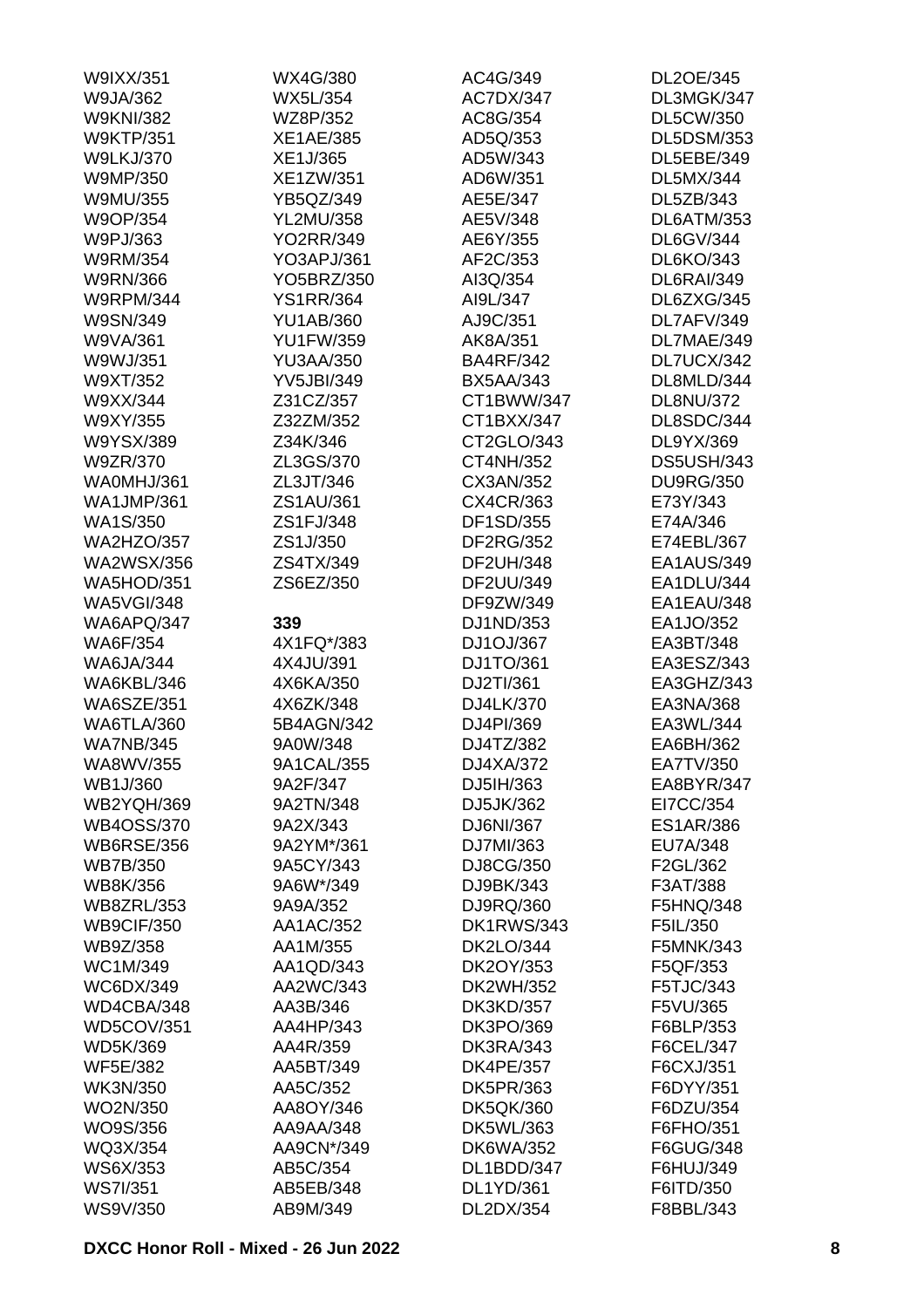W9IXX/351
W9JA/362
W9KNI/382
W9KTP/351
W9LKJ/370
W9MP/350
W9MU/355
W9OP/354
W9PJ/363
W9RM/354
W9RN/366
W9RPM/344
W9SN/349
W9VA/361
W9WJ/351
W9XT/352
W9XX/344
W9XY/355
W9YSX/389
W9ZR/370
WA0MHJ/361
WA1JMP/361
WA1S/350
WA2HZO/357
WA2WSX/356
WA5HOD/351
WA5VGI/348
WA6APQ/347
WA6F/354
WA6JA/344
WA6KBL/346
WA6SZE/351
WA6TLA/360
WA7NB/345
WA8WV/355
WB1J/360
WB2YQH/369
WB4OSS/370
WB6RSE/356
WB7B/350
WB8K/356
WB8ZRL/353
WB9CIF/350
WB9Z/358
WC1M/349
WC6DX/349
WD4CBA/348
WD5COV/351
WD5K/369
WF5E/382
WK3N/350
WO2N/350
WO9S/356
WQ3X/354
WS6X/353
WS7I/351
WS9V/350
WX4G/380
WX5L/354
WZ8P/352
XE1AE/385
XE1J/365
XE1ZW/351
YB5QZ/349
YL2MU/358
YO2RR/349
YO3APJ/361
YO5BRZ/350
YS1RR/364
YU1AB/360
YU1FW/359
YU3AA/350
YV5JBI/349
Z31CZ/357
Z32ZM/352
Z34K/346
ZL3GS/370
ZL3JT/346
ZS1AU/361
ZS1FJ/348
ZS1J/350
ZS4TX/349
ZS6EZ/350

**339**

4X1FQ*/383
4X4JU/391
4X6KA/350
4X6ZK/348
5B4AGN/342
9A0W/348
9A1CAL/355
9A2F/347
9A2TN/348
9A2X/343
9A2YM*/361
9A5CY/343
9A6W*/349
9A9A/352
AA1AC/352
AA1M/355
AA1QD/343
AA2WC/343
AA3B/346
AA4HP/343
AA4R/359
AA5BT/349
AA5C/352
AA8OY/346
AA9AA/348
AA9CN*/349
AB5C/354
AB5EB/348
AB9M/349
AC4G/349
AC7DX/347
AC8G/354
AD5Q/353
AD5W/343
AD6W/351
AE5E/347
AE5V/348
AE6Y/355
AF2C/353
AI3Q/354
AI9L/347
AJ9C/351
AK8A/351
BA4RF/342
BX5AA/343
CT1BWW/347
CT1BXX/347
CT2GLO/343
CT4NH/352
CX3AN/352
CX4CR/363
DF1SD/355
DF2RG/352
DF2UH/348
DF2UU/349
DF9ZW/349
DJ1ND/353
DJ1OJ/367
DJ1TO/361
DJ2TI/361
DJ4LK/370
DJ4PI/369
DJ4TZ/382
DJ4XA/372
DJ5IH/363
DJ5JK/362
DJ6NI/367
DJ7MI/363
DJ8CG/350
DJ9BK/343
DJ9RQ/360
DK1RWS/343
DK2LO/344
DK2OY/353
DK2WH/352
DK3KD/357
DK3PO/369
DK3RA/343
DK4PE/357
DK5PR/363
DK5QK/360
DK5WL/363
DK6WA/352
DL1BDD/347
DL1YD/361
DL2DX/354
DL2OE/345
DL3MGK/347
DL5CW/350
DL5DSM/353
DL5EBE/349
DL5MX/344
DL5ZB/343
DL6ATM/353
DL6GV/344
DL6KO/343
DL6RAI/349
DL6ZXG/345
DL7AFV/349
DL7MAE/349
DL7UCX/342
DL8MLD/344
DL8NU/372
DL8SDC/344
DL9YX/369
DS5USH/343
DU9RG/350
E73Y/343
E74A/346
E74EBL/367
EA1AUS/349
EA1DLU/344
EA1EAU/348
EA1JO/352
EA3BT/348
EA3ESZ/343
EA3GHZ/343
EA3NA/368
EA3WL/344
EA6BH/362
EA7TV/350
EA8BYR/347
EI7CC/354
ES1AR/386
EU7A/348
F2GL/362
F3AT/388
F5HNQ/348
F5IL/350
F5MNK/343
F5QF/353
F5TJC/343
F5VU/365
F6BLP/353
F6CEL/347
F6CXJ/351
F6DYY/351
F6DZU/354
F6FHO/351
F6GUG/348
F6HUJ/349
F6ITD/350
F8BBL/343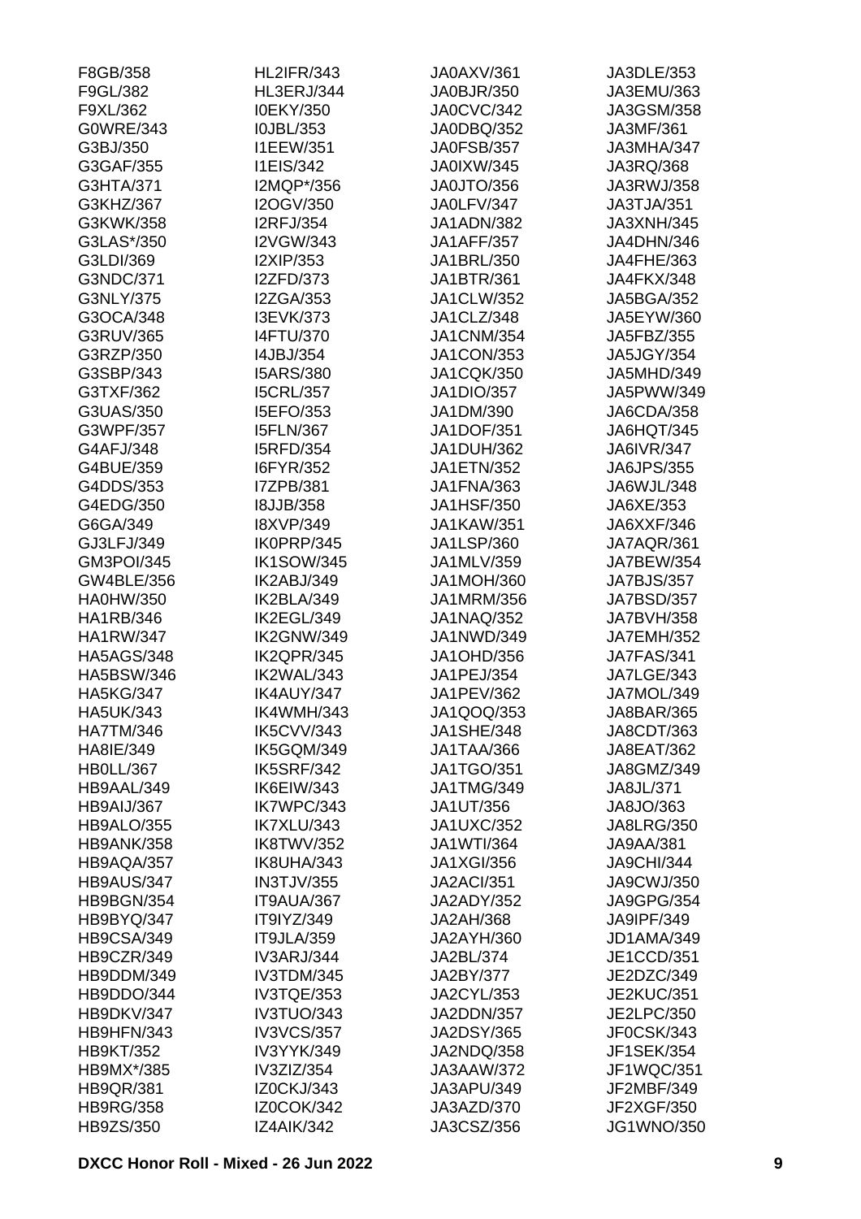F8GB/358
F9GL/382
F9XL/362
G0WRE/343
G3BJ/350
G3GAF/355
G3HTA/371
G3KHZ/367
G3KWK/358
G3LAS*/350
G3LDI/369
G3NDC/371
G3NLY/375
G3OCA/348
G3RUV/365
G3RZP/350
G3SBP/343
G3TXF/362
G3UAS/350
G3WPF/357
G4AFJ/348
G4BUE/359
G4DDS/353
G4EDG/350
G6GA/349
GJ3LFJ/349
GM3POI/345
GW4BLE/356
HA0HW/350
HA1RB/346
HA1RW/347
HA5AGS/348
HA5BSW/346
HA5KG/347
HA5UK/343
HA7TM/346
HA8IE/349
HB0LL/367
HB9AAL/349
HB9AIJ/367
HB9ALO/355
HB9ANK/358
HB9AQA/357
HB9AUS/347
HB9BGN/354
HB9BYQ/347
HB9CSA/349
HB9CZR/349
HB9DDM/349
HB9DDO/344
HB9DKV/347
HB9HFN/343
HB9KT/352
HB9MX*/385
HB9QR/381
HB9RG/358
HB9ZS/350
HL2IFR/343
HL3ERJ/344
I0EKY/350
I0JBL/353
I1EEW/351
I1EIS/342
I2MQP*/356
I2OGV/350
I2RFJ/354
I2VGW/343
I2XIP/353
I2ZFD/373
I2ZGA/353
I3EVK/373
I4FTU/370
I4JBJ/354
I5ARS/380
I5CRL/357
I5EFO/353
I5FLN/367
I5RFD/354
I6FYR/352
I7ZPB/381
I8JJB/358
I8XVP/349
IK0PRP/345
IK1SOW/345
IK2ABJ/349
IK2BLA/349
IK2EGL/349
IK2GNW/349
IK2QPR/345
IK2WAL/343
IK4AUY/347
IK4WMH/343
IK5CVV/343
IK5GQM/349
IK5SRF/342
IK6EIW/343
IK7WPC/343
IK7XLU/343
IK8TWV/352
IK8UHA/343
IN3TJV/355
IT9AUA/367
IT9IYZ/349
IT9JLA/359
IV3ARJ/344
IV3TDM/345
IV3TQE/353
IV3TUO/343
IV3VCS/357
IV3YYK/349
IV3ZIZ/354
IZ0CKJ/343
IZ0COK/342
IZ4AIK/342
JA0AXV/361
JA0BJR/350
JA0CVC/342
JA0DBQ/352
JA0FSB/357
JA0IXW/345
JA0JTO/356
JA0LFV/347
JA1ADN/382
JA1AFF/357
JA1BRL/350
JA1BTR/361
JA1CLW/352
JA1CLZ/348
JA1CNM/354
JA1CON/353
JA1CQK/350
JA1DIO/357
JA1DM/390
JA1DOF/351
JA1DUH/362
JA1ETN/352
JA1FNA/363
JA1HSF/350
JA1KAW/351
JA1LSP/360
JA1MLV/359
JA1MOH/360
JA1MRM/356
JA1NAQ/352
JA1NWD/349
JA1OHD/356
JA1PEJ/354
JA1PEV/362
JA1QOQ/353
JA1SHE/348
JA1TAA/366
JA1TGO/351
JA1TMG/349
JA1UT/356
JA1UXC/352
JA1WTI/364
JA1XGI/356
JA2ACI/351
JA2ADY/352
JA2AH/368
JA2AYH/360
JA2BL/374
JA2BY/377
JA2CYL/353
JA2DDN/357
JA2DSY/365
JA2NDQ/358
JA3AAW/372
JA3APU/349
JA3AZD/370
JA3CSZ/356
JA3DLE/353
JA3EMU/363
JA3GSM/358
JA3MF/361
JA3MHA/347
JA3RQ/368
JA3RWJ/358
JA3TJA/351
JA3XNH/345
JA4DHN/346
JA4FHE/363
JA4FKX/348
JA5BGA/352
JA5EYW/360
JA5FBZ/355
JA5JGY/354
JA5MHD/349
JA5PWW/349
JA6CDA/358
JA6HQT/345
JA6IVR/347
JA6JPS/355
JA6WJL/348
JA6XE/353
JA6XXF/346
JA7AQR/361
JA7BEW/354
JA7BJS/357
JA7BSD/357
JA7BVH/358
JA7EMH/352
JA7FAS/341
JA7LGE/343
JA7MOL/349
JA8BAR/365
JA8CDT/363
JA8EAT/362
JA8GMZ/349
JA8JL/371
JA8JO/363
JA8LRG/350
JA9AA/381
JA9CHI/344
JA9CWJ/350
JA9GPG/354
JA9IPF/349
JD1AMA/349
JE1CCD/351
JE2DZC/349
JE2KUC/351
JE2LPC/350
JF0CSK/343
JF1SEK/354
JF1WQC/351
JF2MBF/349
JF2XGF/350
JG1WNO/350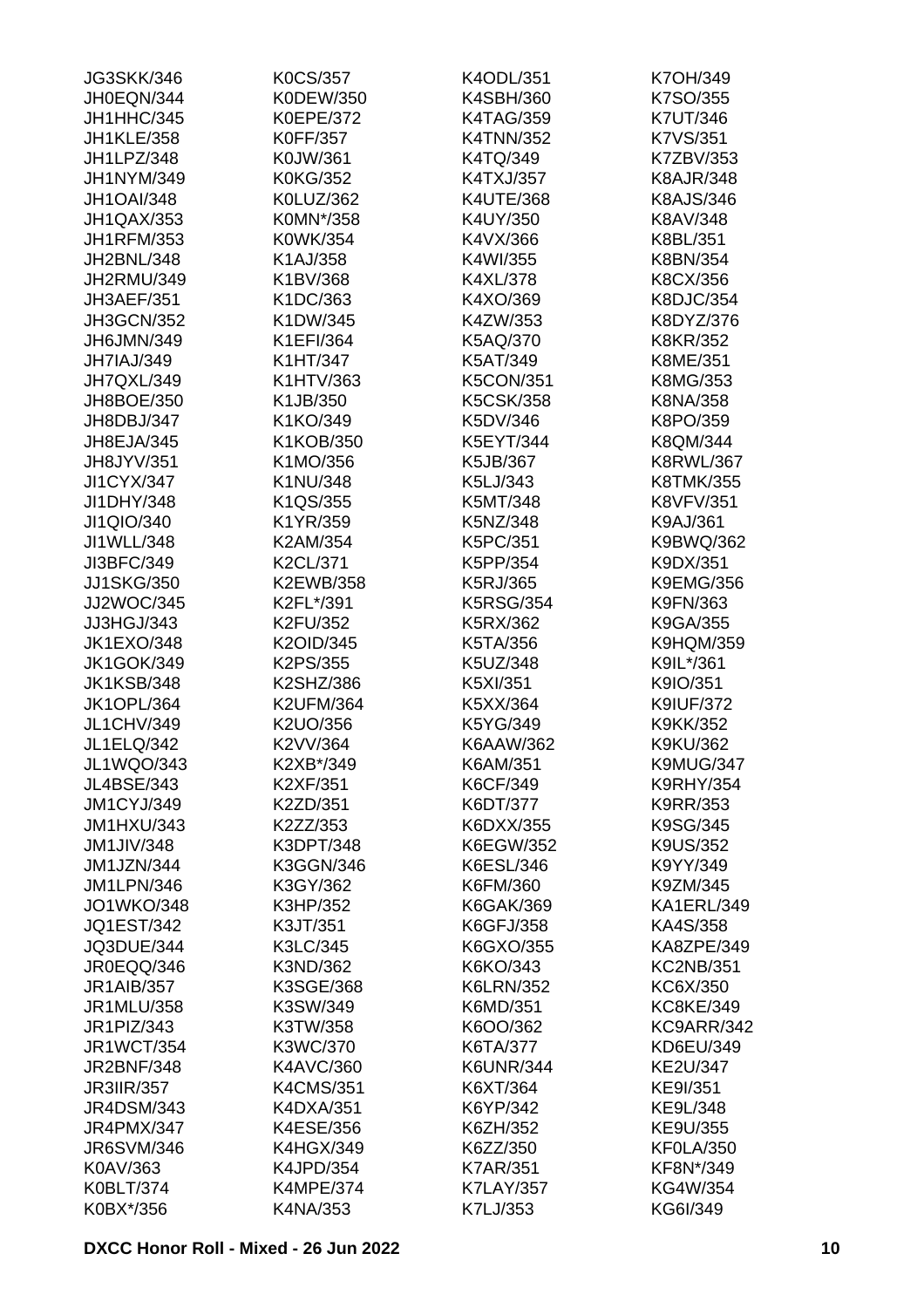JG3SKK/346
JH0EQN/344
JH1HHC/345
JH1KLE/358
JH1LPZ/348
JH1NYM/349
JH1OAI/348
JH1QAX/353
JH1RFM/353
JH2BNL/348
JH2RMU/349
JH3AEF/351
JH3GCN/352
JH6JMN/349
JH7IAJ/349
JH7QXL/349
JH8BOE/350
JH8DBJ/347
JH8EJA/345
JH8JYV/351
JI1CYX/347
JI1DHY/348
JI1QIO/340
JI1WLL/348
JI3BFC/349
JJ1SKG/350
JJ2WOC/345
JJ3HGJ/343
JK1EXO/348
JK1GOK/349
JK1KSB/348
JK1OPL/364
JL1CHV/349
JL1ELQ/342
JL1WQO/343
JL4BSE/343
JM1CYJ/349
JM1HXU/343
JM1JIV/348
JM1JZN/344
JM1LPN/346
JO1WKO/348
JQ1EST/342
JQ3DUE/344
JR0EQQ/346
JR1AIB/357
JR1MLU/358
JR1PIZ/343
JR1WCT/354
JR2BNF/348
JR3IIR/357
JR4DSM/343
JR4PMX/347
JR6SVM/346
K0AV/363
K0BLT/374
K0BX*/356
K0CS/357
K0DEW/350
K0EPE/372
K0FF/357
K0JW/361
K0KG/352
K0LUZ/362
K0MN*/358
K0WK/354
K1AJ/358
K1BV/368
K1DC/363
K1DW/345
K1EFI/364
K1HT/347
K1HTV/363
K1JB/350
K1KO/349
K1KOB/350
K1MO/356
K1NU/348
K1QS/355
K1YR/359
K2AM/354
K2CL/371
K2EWB/358
K2FL*/391
K2FU/352
K2OID/345
K2PS/355
K2SHZ/386
K2UFM/364
K2UO/356
K2VV/364
K2XB*/349
K2XF/351
K2ZD/351
K2ZZ/353
K3DPT/348
K3GGN/346
K3GY/362
K3HP/352
K3JT/351
K3LC/345
K3ND/362
K3SGE/368
K3SW/349
K3TW/358
K3WC/370
K4AVC/360
K4CMS/351
K4DXA/351
K4ESE/356
K4HGX/349
K4JPD/354
K4MPE/374
K4NA/353
K4ODL/351
K4SBH/360
K4TAG/359
K4TNN/352
K4TQ/349
K4TXJ/357
K4UTE/368
K4UY/350
K4VX/366
K4WI/355
K4XL/378
K4XO/369
K4ZW/353
K5AQ/370
K5AT/349
K5CON/351
K5CSK/358
K5DV/346
K5EYT/344
K5JB/367
K5LJ/343
K5MT/348
K5NZ/348
K5PC/351
K5PP/354
K5RJ/365
K5RSG/354
K5RX/362
K5TA/356
K5UZ/348
K5XI/351
K5XX/364
K5YG/349
K6AAW/362
K6AM/351
K6CF/349
K6DT/377
K6DXX/355
K6EGW/352
K6ESL/346
K6FM/360
K6GAK/369
K6GFJ/358
K6GXO/355
K6KO/343
K6LRN/352
K6MD/351
K6OO/362
K6TA/377
K6UNR/344
K6XT/364
K6YP/342
K6ZH/352
K6ZZ/350
K7AR/351
K7LAY/357
K7LJ/353
K7OH/349
K7SO/355
K7UT/346
K7VS/351
K7ZBV/353
K8AJR/348
K8AJS/346
K8AV/348
K8BL/351
K8BN/354
K8CX/356
K8DJC/354
K8DYZ/376
K8KR/352
K8ME/351
K8MG/353
K8NA/358
K8PO/359
K8QM/344
K8RWL/367
K8TMK/355
K8VFV/351
K9AJ/361
K9BWQ/362
K9DX/351
K9EMG/356
K9FN/363
K9GA/355
K9HQM/359
K9IL*/361
K9IO/351
K9IUF/372
K9KK/352
K9KU/362
K9MUG/347
K9RHY/354
K9RR/353
K9SG/345
K9US/352
K9YY/349
K9ZM/345
KA1ERL/349
KA4S/358
KA8ZPE/349
KC2NB/351
KC6X/350
KC8KE/349
KC9ARR/342
KD6EU/349
KE2U/347
KE9I/351
KE9L/348
KE9U/355
KF0LA/350
KF8N*/349
KG4W/354
KG6I/349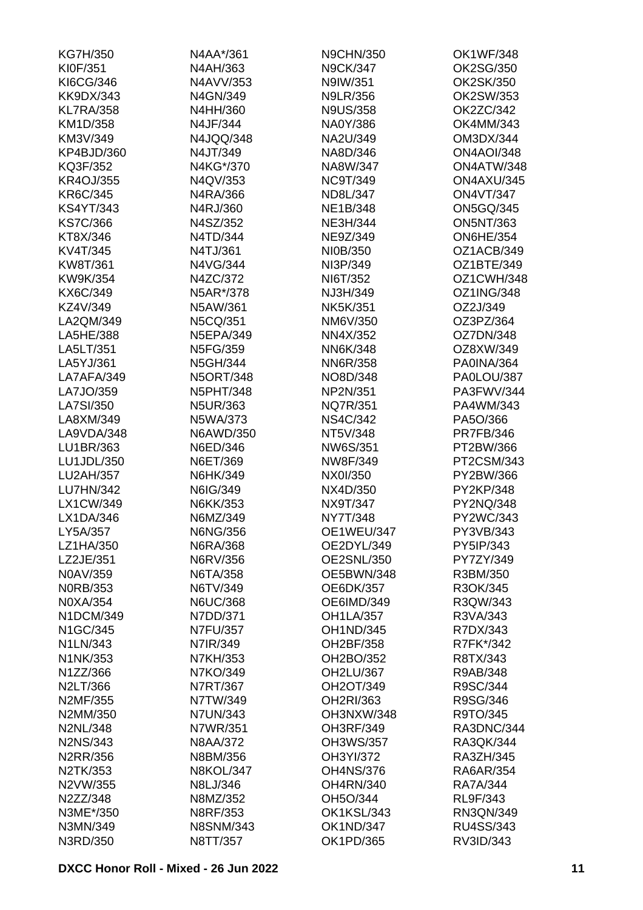KG7H/350
KI0F/351
KI6CG/346
KK9DX/343
KL7RA/358
KM1D/358
KM3V/349
KP4BJD/360
KQ3F/352
KR4OJ/355
KR6C/345
KS4YT/343
KS7C/366
KT8X/346
KV4T/345
KW8T/361
KW9K/354
KX6C/349
KZ4V/349
LA2QM/349
LA5HE/388
LA5LT/351
LA5YJ/361
LA7AFA/349
LA7JO/359
LA7SI/350
LA8XM/349
LA9VDA/348
LU1BR/363
LU1JDL/350
LU2AH/357
LU7HN/342
LX1CW/349
LX1DA/346
LY5A/357
LZ1HA/350
LZ2JE/351
N0AV/359
N0RB/353
N0XA/354
N1DCM/349
N1GC/345
N1LN/343
N1NK/353
N1ZZ/366
N2LT/366
N2MF/355
N2MM/350
N2NL/348
N2NS/343
N2RR/356
N2TK/353
N2VW/355
N2ZZ/348
N3ME*/350
N3MN/349
N3RD/350
N4AA*/361
N4AH/363
N4AVV/353
N4GN/349
N4HH/360
N4JF/344
N4JQQ/348
N4JT/349
N4KG*/370
N4QV/353
N4RA/366
N4RJ/360
N4SZ/352
N4TD/344
N4TJ/361
N4VG/344
N4ZC/372
N5AR*/378
N5AW/361
N5CQ/351
N5EPA/349
N5FG/359
N5GH/344
N5ORT/348
N5PHT/348
N5UR/363
N5WA/373
N6AWD/350
N6ED/346
N6ET/369
N6HK/349
N6IG/349
N6KK/353
N6MZ/349
N6NG/356
N6RA/368
N6RV/356
N6TA/358
N6TV/349
N6UC/368
N7DD/371
N7FU/357
N7IR/349
N7KH/353
N7KO/349
N7RT/367
N7TW/349
N7UN/343
N7WR/351
N8AA/372
N8BM/356
N8KOL/347
N8LJ/346
N8MZ/352
N8RF/353
N8SNM/343
N8TT/357
N9CHN/350
N9CK/347
N9IW/351
N9LR/356
N9US/358
NA0Y/386
NA2U/349
NA8D/346
NA8W/347
NC9T/349
ND8L/347
NE1B/348
NE3H/344
NE9Z/349
NI0B/350
NI3P/349
NI6T/352
NJ3H/349
NK5K/351
NM6V/350
NN4X/352
NN6K/348
NN6R/358
NO8D/348
NP2N/351
NQ7R/351
NS4C/342
NT5V/348
NW6S/351
NW8F/349
NX0I/350
NX4D/350
NX9T/347
NY7T/348
OE1WEU/347
OE2DYL/349
OE2SNL/350
OE5BWN/348
OE6DK/357
OE6IMD/349
OH1LA/357
OH1ND/345
OH2BF/358
OH2BO/352
OH2LU/367
OH2OT/349
OH2RI/363
OH3NXW/348
OH3RF/349
OH3WS/357
OH3YI/372
OH4NS/376
OH4RN/340
OH5O/344
OK1KSL/343
OK1ND/347
OK1PD/365
OK1WF/348
OK2SG/350
OK2SK/350
OK2SW/353
OK2ZC/342
OK4MM/343
OM3DX/344
ON4AOI/348
ON4ATW/348
ON4AXU/345
ON4VT/347
ON5GQ/345
ON5NT/363
ON6HE/354
OZ1ACB/349
OZ1BTE/349
OZ1CWH/348
OZ1ING/348
OZ2J/349
OZ3PZ/364
OZ7DN/348
OZ8XW/349
PA0INA/364
PA0LOU/387
PA3FWV/344
PA4WM/343
PA5O/366
PR7FB/346
PT2BW/366
PT2CSM/343
PY2BW/366
PY2KP/348
PY2NQ/348
PY2WC/343
PY3VB/343
PY5IP/343
PY7ZY/349
R3BM/350
R3OK/345
R3QW/343
R3VA/343
R7DX/343
R7FK*/342
R8TX/343
R9AB/348
R9SC/344
R9SG/346
R9TO/345
RA3DNC/344
RA3QK/344
RA3ZH/345
RA6AR/354
RA7A/344
RL9F/343
RN3QN/349
RU4SS/343
RV3ID/343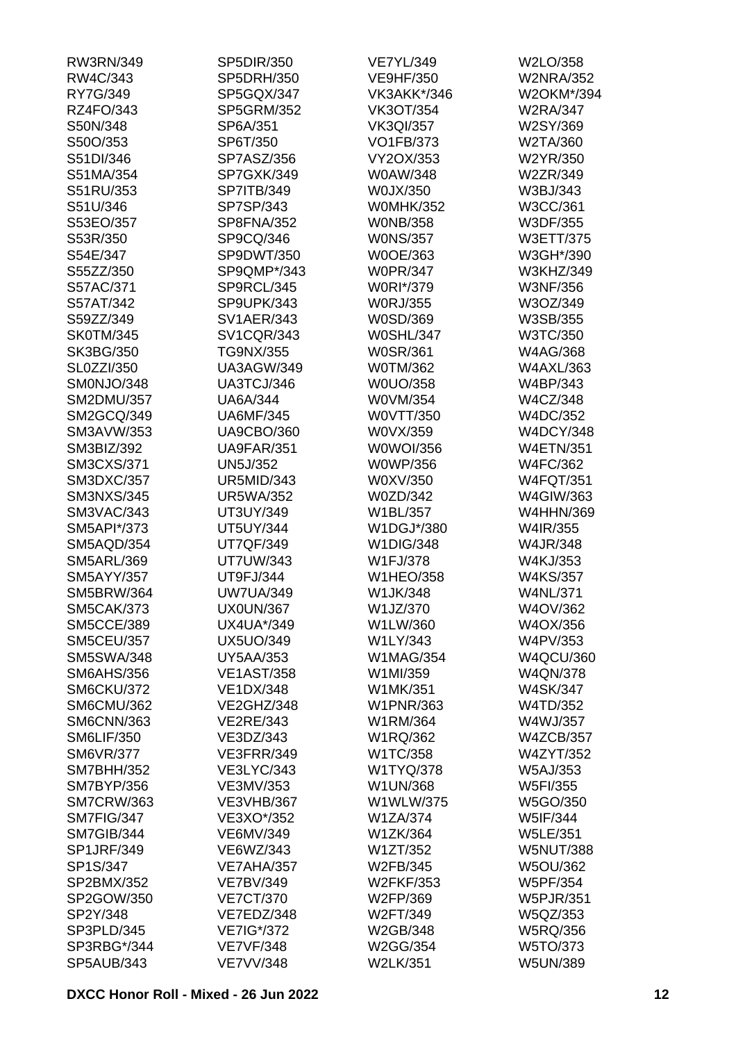RW3RN/349
RW4C/343
RY7G/349
RZ4FO/343
S50N/348
S50O/353
S51DI/346
S51MA/354
S51RU/353
S51U/346
S53EO/357
S53R/350
S54E/347
S55ZZ/350
S57AC/371
S57AT/342
S59ZZ/349
SK0TM/345
SK3BG/350
SL0ZZI/350
SM0NJO/348
SM2DMU/357
SM2GCQ/349
SM3AVW/353
SM3BIZ/392
SM3CXS/371
SM3DXC/357
SM3NXS/345
SM3VAC/343
SM5API*/373
SM5AQD/354
SM5ARL/369
SM5AYY/357
SM5BRW/364
SM5CAK/373
SM5CCE/389
SM5CEU/357
SM5SWA/348
SM6AHS/356
SM6CKU/372
SM6CMU/362
SM6CNN/363
SM6LIF/350
SM6VR/377
SM7BHH/352
SM7BYP/356
SM7CRW/363
SM7FIG/347
SM7GIB/344
SP1JRF/349
SP1S/347
SP2BMX/352
SP2GOW/350
SP2Y/348
SP3PLD/345
SP3RBG*/344
SP5AUB/343
SP5DIR/350
SP5DRH/350
SP5GQX/347
SP5GRM/352
SP6A/351
SP6T/350
SP7ASZ/356
SP7GXK/349
SP7ITB/349
SP7SP/343
SP8FNA/352
SP9CQ/346
SP9DWT/350
SP9QMP*/343
SP9RCL/345
SP9UPK/343
SV1AER/343
SV1CQR/343
TG9NX/355
UA3AGW/349
UA3TCJ/346
UA6A/344
UA6MF/345
UA9CBO/360
UA9FAR/351
UN5J/352
UR5MID/343
UR5WA/352
UT3UY/349
UT5UY/344
UT7QF/349
UT7UW/343
UT9FJ/344
UW7UA/349
UX0UN/367
UX4UA*/349
UX5UO/349
UY5AA/353
VE1AST/358
VE1DX/348
VE2GHZ/348
VE2RE/343
VE3DZ/343
VE3FRR/349
VE3LYC/343
VE3MV/353
VE3VHB/367
VE3XO*/352
VE6MV/349
VE6WZ/343
VE7AHA/357
VE7BV/349
VE7CT/370
VE7EDZ/348
VE7IG*/372
VE7VF/348
VE7VV/348
VE7YL/349
VE9HF/350
VK3AKK*/346
VK3OT/354
VK3QI/357
VO1FB/373
VY2OX/353
W0AW/348
W0JX/350
W0MHK/352
W0NB/358
W0NS/357
W0OE/363
W0PR/347
W0RI*/379
W0RJ/355
W0SD/369
W0SHL/347
W0SR/361
W0TM/362
W0UO/358
W0VM/354
W0VTT/350
W0VX/359
W0WOI/356
W0WP/356
W0XV/350
W0ZD/342
W1BL/357
W1DGJ*/380
W1DIG/348
W1FJ/378
W1HEO/358
W1JK/348
W1JZ/370
W1LW/360
W1LY/343
W1MAG/354
W1MI/359
W1MK/351
W1PNR/363
W1RM/364
W1RQ/362
W1TC/358
W1TYQ/378
W1UN/368
W1WLW/375
W1ZA/374
W1ZK/364
W1ZT/352
W2FB/345
W2FKF/353
W2FP/369
W2FT/349
W2GB/348
W2GG/354
W2LK/351
W2LO/358
W2NRA/352
W2OKM*/394
W2RA/347
W2SY/369
W2TA/360
W2YR/350
W2ZR/349
W3BJ/343
W3CC/361
W3DF/355
W3ETT/375
W3GH*/390
W3KHZ/349
W3NF/356
W3OZ/349
W3SB/355
W3TC/350
W4AG/368
W4AXL/363
W4BP/343
W4CZ/348
W4DC/352
W4DCY/348
W4ETN/351
W4FC/362
W4FQT/351
W4GIW/363
W4HHN/369
W4IR/355
W4JR/348
W4KJ/353
W4KS/357
W4NL/371
W4OV/362
W4OX/356
W4PV/353
W4QCU/360
W4QN/378
W4SK/347
W4TD/352
W4WJ/357
W4ZCB/357
W4ZYT/352
W5AJ/353
W5FI/355
W5GO/350
W5IF/344
W5LE/351
W5NUT/388
W5OU/362
W5PF/354
W5PJR/351
W5QZ/353
W5RQ/356
W5TO/373
W5UN/389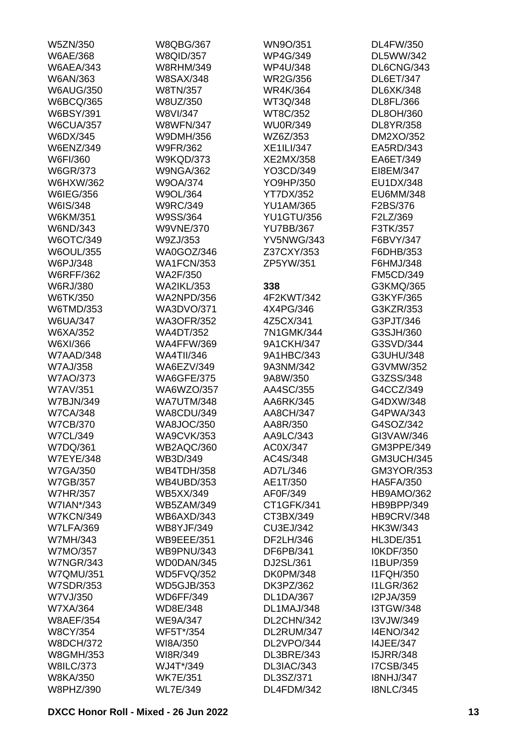W5ZN/350
W6AE/368
W6AEA/343
W6AN/363
W6AUG/350
W6BCQ/365
W6BSY/391
W6CUA/357
W6DX/345
W6ENZ/349
W6FI/360
W6GR/373
W6HXW/362
W6IEG/356
W6IS/348
W6KM/351
W6ND/343
W6OTC/349
W6OUL/355
W6PJ/348
W6RFF/362
W6RJ/380
W6TK/350
W6TMD/353
W6UA/347
W6XA/352
W6XI/366
W7AAD/348
W7AJ/358
W7AO/373
W7AV/351
W7BJN/349
W7CA/348
W7CB/370
W7CL/349
W7DQ/361
W7EYE/348
W7GA/350
W7GB/357
W7HR/357
W7IAN*/343
W7KCN/349
W7LFA/369
W7MH/343
W7MO/357
W7NGR/343
W7QMU/351
W7SDR/353
W7VJ/350
W7XA/364
W8AEF/354
W8CY/354
W8DCH/372
W8GMH/353
W8ILC/373
W8KA/350
W8PHZ/390
W8QBG/367
W8QID/357
W8RHM/349
W8SAX/348
W8TN/357
W8UZ/350
W8VI/347
W8WFN/347
W9DMH/356
W9FR/362
W9KQD/373
W9NGA/362
W9OA/374
W9OL/364
W9RC/349
W9SS/364
W9VNE/370
W9ZJ/353
WA0GOZ/346
WA1FCN/353
WA2F/350
WA2IKL/353
WA2NPD/356
WA3DVO/371
WA3OFR/352
WA4DT/352
WA4FFW/369
WA4TII/346
WA6EZV/349
WA6GFE/375
WA6WZO/357
WA7UTM/348
WA8CDU/349
WA8JOC/350
WA9CVK/353
WB2AQC/360
WB3D/349
WB4TDH/358
WB4UBD/353
WB5XX/349
WB5ZAM/349
WB6AXD/343
WB8YJF/349
WB9EEE/351
WB9PNU/343
WD0DAN/345
WD5FVQ/352
WD5GJB/353
WD6FF/349
WD8E/348
WE9A/347
WF5T*/354
WI8A/350
WI8R/349
WJ4T*/349
WK7E/351
WL7E/349
WN9O/351
WP4G/349
WP4U/348
WR2G/356
WR4K/364
WT3Q/348
WT8C/352
WU0R/349
WZ6Z/353
XE1ILI/347
XE2MX/358
YO3CD/349
YO9HP/350
YT7DX/352
YU1AM/365
YU1GTU/356
YU7BB/367
YV5NWG/343
Z37CXY/353
ZP5YW/351

**338**

4F2KWT/342
4X4PG/346
4Z5CX/341
7N1GMK/344
9A1CKH/347
9A1HBC/343
9A3NM/342
9A8W/350
AA4SC/355
AA6RK/345
AA8CH/347
AA8R/350
AA9LC/343
AC0X/347
AC4S/348
AD7L/346
AE1T/350
AF0F/349
CT1GFK/341
CT3BX/349
CU3EJ/342
DF2LH/346
DF6PB/341
DJ2SL/361
DK0PM/348
DK3PZ/362
DL1DA/367
DL1MAJ/348
DL2CHN/342
DL2RUM/347
DL2VPO/344
DL3BRE/343
DL3IAC/343
DL3SZ/371
DL4FDM/342
DL4FW/350
DL5WW/342
DL6CNG/343
DL6ET/347
DL6XK/348
DL8FL/366
DL8OH/360
DL8YR/358
DM2XO/352
EA5RD/343
EA6ET/349
EI8EM/347
EU1DX/348
EU6MM/348
F2BS/376
F2LZ/369
F3TK/357
F6BVY/347
F6DHB/353
F6HMJ/348
FM5CD/349
G3KMQ/365
G3KYF/365
G3KZR/353
G3PJT/346
G3SJH/360
G3SVD/344
G3UHU/348
G3VMW/352
G3ZSS/348
G4CCZ/349
G4DXW/348
G4PWA/343
G4SOZ/342
GI3VAW/346
GM3PPE/349
GM3UCH/345
GM3YOR/353
HA5FA/350
HB9AMO/362
HB9BPP/349
HB9CRV/348
HK3W/343
HL3DE/351
I0KDF/350
I1BUP/359
I1FQH/350
I1LGR/362
I2PJA/359
I3TGW/348
I3VJW/349
I4ENO/342
I4JEE/347
I5JRR/348
I7CSB/345
I8NHJ/347
I8NLC/345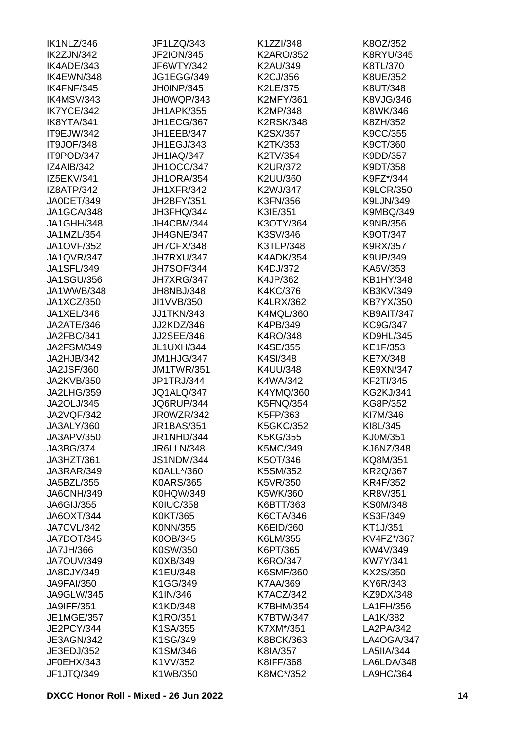IK1NLZ/346
IK2ZJN/342
IK4ADE/343
IK4EWN/348
IK4FNF/345
IK4MSV/343
IK7YCE/342
IK8YTA/341
IT9EJW/342
IT9JOF/348
IT9POD/347
IZ4AIB/342
IZ5EKV/341
IZ8ATP/342
JA0DET/349
JA1GCA/348
JA1GHH/348
JA1MZL/354
JA1OVF/352
JA1QVR/347
JA1SFL/349
JA1SGU/356
JA1WWB/348
JA1XCZ/350
JA1XEL/346
JA2ATE/346
JA2FBC/341
JA2FSM/349
JA2HJB/342
JA2JSF/360
JA2KVB/350
JA2LHG/359
JA2OLJ/345
JA2VQF/342
JA3ALY/360
JA3APV/350
JA3BG/374
JA3HZT/361
JA3RAR/349
JA5BZL/355
JA6CNH/349
JA6GIJ/355
JA6OXT/344
JA7CVL/342
JA7DOT/345
JA7JH/366
JA7OUV/349
JA8DJY/349
JA9FAI/350
JA9GLW/345
JA9IFF/351
JE1MGE/357
JE2PCY/344
JE3AGN/342
JE3EDJ/352
JF0EHX/343
JF1JTQ/349
JF1LZQ/343
JF2ION/345
JF6WTY/342
JG1EGG/349
JH0INP/345
JH0WQP/343
JH1APK/355
JH1ECG/367
JH1EEB/347
JH1EGJ/343
JH1IAQ/347
JH1OCC/347
JH1ORA/354
JH1XFR/342
JH2BFY/351
JH3FHQ/344
JH4CBM/344
JH4GNE/347
JH7CFX/348
JH7RXU/347
JH7SOF/344
JH7XRG/347
JH8NBJ/348
JI1VVB/350
JJ1TKN/343
JJ2KDZ/346
JJ2SEE/346
JL1UXH/344
JM1HJG/347
JM1TWR/351
JP1TRJ/344
JQ1ALQ/347
JQ6RUP/344
JR0WZR/342
JR1BAS/351
JR1NHD/344
JR6LLN/348
JS1NDM/344
K0ALL*/360
K0ARS/365
K0HQW/349
K0IUC/358
K0KT/365
K0NN/355
K0OB/345
K0SW/350
K0XB/349
K1EU/348
K1GG/349
K1IN/346
K1KD/348
K1RO/351
K1SA/355
K1SG/349
K1SM/346
K1VV/352
K1WB/350
K1ZZI/348
K2ARO/352
K2AU/349
K2CJ/356
K2LE/375
K2MFY/361
K2MP/348
K2RSK/348
K2SX/357
K2TK/353
K2TV/354
K2UR/372
K2UU/360
K2WJ/347
K3FN/356
K3IE/351
K3OTY/364
K3SV/346
K3TLP/348
K4ADK/354
K4DJ/372
K4JP/362
K4KC/376
K4LRX/362
K4MQL/360
K4PB/349
K4RO/348
K4SE/355
K4SI/348
K4UU/348
K4WA/342
K4YMQ/360
K5FNQ/354
K5FP/363
K5GKC/352
K5KG/355
K5MC/349
K5OT/346
K5SM/352
K5VR/350
K5WK/360
K6BTT/363
K6CTA/346
K6EID/360
K6LM/355
K6PT/365
K6RO/347
K6SMF/360
K7AA/369
K7ACZ/342
K7BHM/354
K7BTW/347
K7XM*/351
K8BCK/363
K8IA/357
K8IFF/368
K8MC*/352
K8OZ/352
K8RYU/345
K8TL/370
K8UE/352
K8UT/348
K8VJG/346
K8WK/346
K8ZH/352
K9CC/355
K9CT/360
K9DD/357
K9DT/358
K9FZ*/344
K9LCR/350
K9LJN/349
K9MBQ/349
K9NB/356
K9OT/347
K9RX/357
K9UP/349
KA5V/353
KB1HY/348
KB3KV/349
KB7YX/350
KB9AIT/347
KC9G/347
KD9HL/345
KE1F/353
KE7X/348
KE9XN/347
KF2TI/345
KG2KJ/341
KG8P/352
KI7M/346
KI8L/345
KJ0M/351
KJ6NZ/348
KQ8M/351
KR2Q/367
KR4F/352
KR8V/351
KS0M/348
KS3F/349
KT1J/351
KV4FZ*/367
KW4V/349
KW7Y/341
KX2S/350
KY6R/343
KZ9DX/348
LA1FH/356
LA1K/382
LA2PA/342
LA4OGA/347
LA5IIA/344
LA6LDA/348
LA9HC/364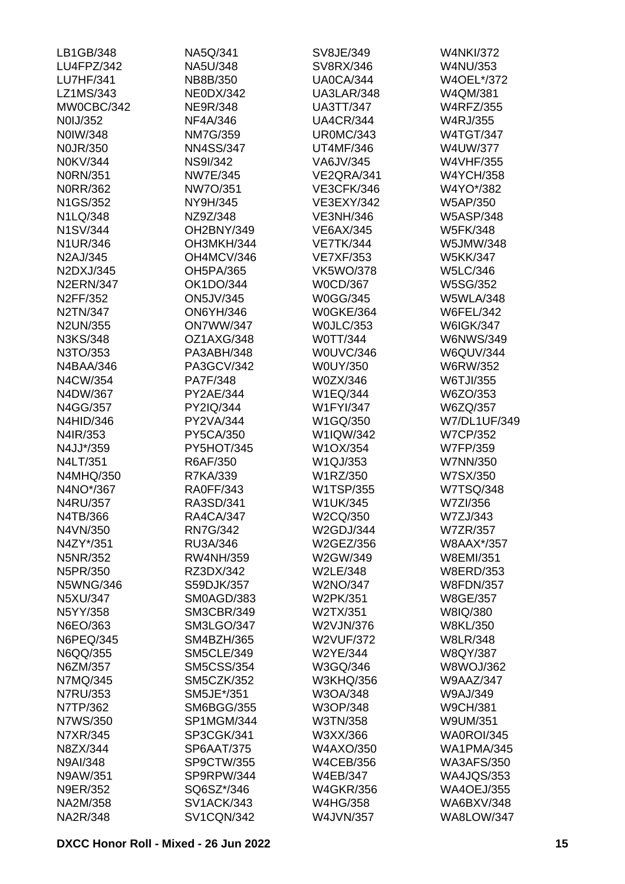LB1GB/348
LU4FPZ/342
LU7HF/341
LZ1MS/343
MW0CBC/342
N0IJ/352
N0IW/348
N0JR/350
N0KV/344
N0RN/351
N0RR/362
N1GS/352
N1LQ/348
N1SV/344
N1UR/346
N2AJ/345
N2DXJ/345
N2ERN/347
N2FF/352
N2TN/347
N2UN/355
N3KS/348
N3TO/353
N4BAA/346
N4CW/354
N4DW/367
N4GG/357
N4HID/346
N4IR/353
N4JJ*/359
N4LT/351
N4MHQ/350
N4NO*/367
N4RU/357
N4TB/366
N4VN/350
N4ZY*/351
N5NR/352
N5PR/350
N5WNG/346
N5XU/347
N5YY/358
N6EO/363
N6PEQ/345
N6QQ/355
N6ZM/357
N7MQ/345
N7RU/353
N7TP/362
N7WS/350
N7XR/345
N8ZX/344
N9AI/348
N9AW/351
N9ER/352
NA2M/358
NA2R/348
NA5Q/341
NA5U/348
NB8B/350
NE0DX/342
NE9R/348
NF4A/346
NM7G/359
NN4SS/347
NS9I/342
NW7E/345
NW7O/351
NY9H/345
NZ9Z/348
OH2BNY/349
OH3MKH/344
OH4MCV/346
OH5PA/365
OK1DO/344
ON5JV/345
ON6YH/346
ON7WW/347
OZ1AXG/348
PA3ABH/348
PA3GCV/342
PA7F/348
PY2AE/344
PY2IQ/344
PY2VA/344
PY5CA/350
PY5HOT/345
R6AF/350
R7KA/339
RA0FF/343
RA3SD/341
RA4CA/347
RN7G/342
RU3A/346
RW4NH/359
RZ3DX/342
S59DJK/357
SM0AGD/383
SM3CBR/349
SM3LGO/347
SM4BZH/365
SM5CLE/349
SM5CSS/354
SM5CZK/352
SM5JE*/351
SM6BGG/355
SP1MGM/344
SP3CGK/341
SP6AAT/375
SP9CTW/355
SP9RPW/344
SQ6SZ*/346
SV1ACK/343
SV1CQN/342
SV8JE/349
SV8RX/346
UA0CA/344
UA3LAR/348
UA3TT/347
UA4CR/344
UR0MC/343
UT4MF/346
VA6JV/345
VE2QRA/341
VE3CFK/346
VE3EXY/342
VE3NH/346
VE6AX/345
VE7TK/344
VE7XF/353
VK5WO/378
W0CD/367
W0GG/345
W0GKE/364
W0JLC/353
W0TT/344
W0UVC/346
W0UY/350
W0ZX/346
W1EQ/344
W1FYI/347
W1GQ/350
W1IQW/342
W1OX/354
W1QJ/353
W1RZ/350
W1TSP/355
W1UK/345
W2CQ/350
W2GDJ/344
W2GEZ/356
W2GW/349
W2LE/348
W2NO/347
W2PK/351
W2TX/351
W2VJN/376
W2VUF/372
W2YE/344
W3GQ/346
W3KHQ/356
W3OA/348
W3OP/348
W3TN/358
W3XX/366
W4AXO/350
W4CEB/356
W4EB/347
W4GKR/356
W4HG/358
W4JVN/357
W4NKI/372
W4NU/353
W4OEL*/372
W4QM/381
W4RFZ/355
W4RJ/355
W4TGT/347
W4UW/377
W4VHF/355
W4YCH/358
W4YO*/382
W5AP/350
W5ASP/348
W5FK/348
W5JMW/348
W5KK/347
W5LC/346
W5SG/352
W5WLA/348
W6FEL/342
W6IGK/347
W6NWS/349
W6QUV/344
W6RW/352
W6TJI/355
W6ZO/353
W6ZQ/357
W7/DL1UF/349
W7CP/352
W7FP/359
W7NN/350
W7SX/350
W7TSQ/348
W7ZI/356
W7ZJ/343
W7ZR/357
W8AAX*/357
W8EMI/351
W8ERD/353
W8FDN/357
W8GE/357
W8IQ/380
W8KL/350
W8LR/348
W8QY/387
W8WOJ/362
W9AAZ/347
W9AJ/349
W9CH/381
W9UM/351
WA0ROI/345
WA1PMA/345
WA3AFS/350
WA4JQS/353
WA4OEJ/355
WA6BXV/348
WA8LOW/347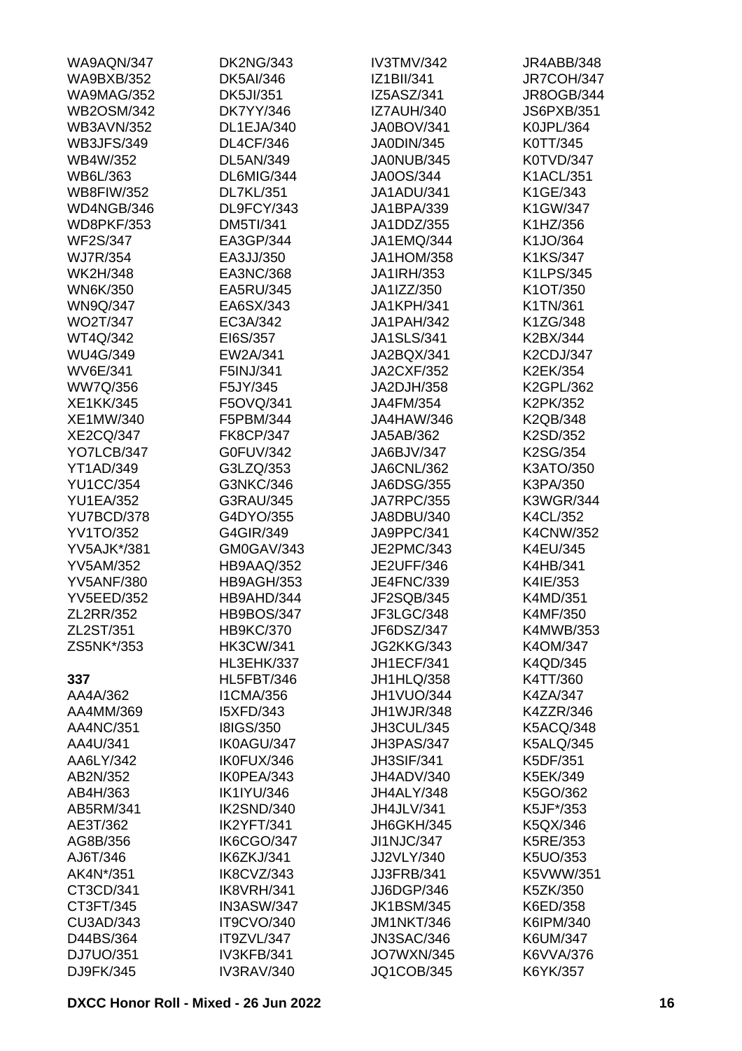WA9AQN/347
WA9BXB/352
WA9MAG/352
WB2OSM/342
WB3AVN/352
WB3JFS/349
WB4W/352
WB6L/363
WB8FIW/352
WD4NGB/346
WD8PKF/353
WF2S/347
WJ7R/354
WK2H/348
WN6K/350
WN9Q/347
WO2T/347
WT4Q/342
WU4G/349
WV6E/341
WW7Q/356
XE1KK/345
XE1MW/340
XE2CQ/347
YO7LCB/347
YT1AD/349
YU1CC/354
YU1EA/352
YU7BCD/378
YV1TO/352
YV5AJK*/381
YV5AM/352
YV5ANF/380
YV5EED/352
ZL2RR/352
ZL2ST/351
ZS5NK*/353

**337**

AA4A/362
AA4MM/369
AA4NC/351
AA4U/341
AA6LY/342
AB2N/352
AB4H/363
AB5RM/341
AE3T/362
AG8B/356
AJ6T/346
AK4N*/351
CT3CD/341
CT3FT/345
CU3AD/343
D44BS/364
DJ7UO/351
DJ9FK/345
DK2NG/343
DK5AI/346
DK5JI/351
DK7YY/346
DL1EJA/340
DL4CF/346
DL5AN/349
DL6MIG/344
DL7KL/351
DL9FCY/343
DM5TI/341
EA3GP/344
EA3JJ/350
EA3NC/368
EA5RU/345
EA6SX/343
EC3A/342
EI6S/357
EW2A/341
F5INJ/341
F5JY/345
F5OVQ/341
F5PBM/344
FK8CP/347
G0FUV/342
G3LZQ/353
G3NKC/346
G3RAU/345
G4DYO/355
G4GIR/349
GM0GAV/343
HB9AAQ/352
HB9AGH/353
HB9AHD/344
HB9BOS/347
HB9KC/370
HK3CW/341
HL3EHK/337
HL5FBT/346
I1CMA/356
I5XFD/343
I8IGS/350
IK0AGU/347
IK0FUX/346
IK0PEA/343
IK1IYU/346
IK2SND/340
IK2YFT/341
IK6CGO/347
IK6ZKJ/341
IK8CVZ/343
IK8VRH/341
IN3ASW/347
IT9CVO/340
IT9ZVL/347
IV3KFB/341
IV3RAV/340
IV3TMV/342
IZ1BII/341
IZ5ASZ/341
IZ7AUH/340
JA0BOV/341
JA0DIN/345
JA0NUB/345
JA0OS/344
JA1ADU/341
JA1BPA/339
JA1DDZ/355
JA1EMQ/344
JA1HOM/358
JA1IRH/353
JA1IZZ/350
JA1KPH/341
JA1PAH/342
JA1SLS/341
JA2BQX/341
JA2CXF/352
JA2DJH/358
JA4FM/354
JA4HAW/346
JA5AB/362
JA6BJV/347
JA6CNL/362
JA6DSG/355
JA7RPC/355
JA8DBU/340
JA9PPC/341
JE2PMC/343
JE2UFF/346
JE4FNC/339
JF2SQB/345
JF3LGC/348
JF6DSZ/347
JG2KKG/343
JH1ECF/341
JH1HLQ/358
JH1VUO/344
JH1WJR/348
JH3CUL/345
JH3PAS/347
JH3SIF/341
JH4ADV/340
JH4ALY/348
JH4JLV/341
JH6GKH/345
JI1NJC/347
JJ2VLY/340
JJ3FRB/341
JJ6DGP/346
JK1BSM/345
JM1NKT/346
JN3SAC/346
JO7WXN/345
JQ1COB/345
JR4ABB/348
JR7COH/347
JR8OGB/344
JS6PXB/351
K0JPL/364
K0TT/345
K0TVD/347
K1ACL/351
K1GE/343
K1GW/347
K1HZ/356
K1JO/364
K1KS/347
K1LPS/345
K1OT/350
K1TN/361
K1ZG/348
K2BX/344
K2CDJ/347
K2EK/354
K2GPL/362
K2PK/352
K2QB/348
K2SD/352
K2SG/354
K3ATO/350
K3PA/350
K3WGR/344
K4CL/352
K4CNW/352
K4EU/345
K4HB/341
K4IE/353
K4MD/351
K4MF/350
K4MWB/353
K4OM/347
K4QD/345
K4TT/360
K4ZA/347
K4ZZR/346
K5ACQ/348
K5ALQ/345
K5DF/351
K5EK/349
K5GO/362
K5JF*/353
K5QX/346
K5RE/353
K5UO/353
K5VWW/351
K5ZK/350
K6ED/358
K6IPM/340
K6UM/347
K6VVA/376
K6YK/357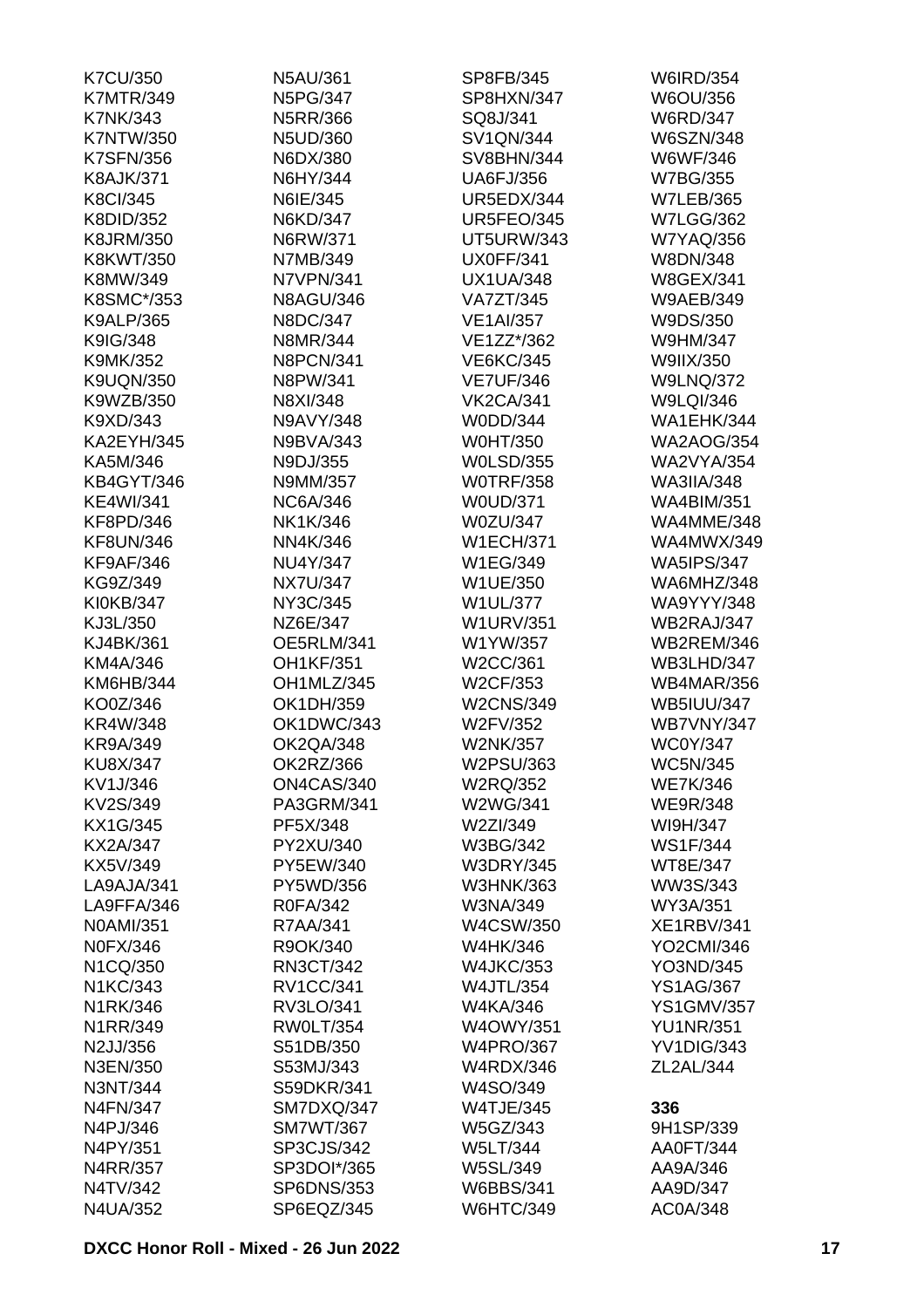K7CU/350
K7MTR/349
K7NK/343
K7NTW/350
K7SFN/356
K8AJK/371
K8CI/345
K8DID/352
K8JRM/350
K8KWT/350
K8MW/349
K8SMC*/353
K9ALP/365
K9IG/348
K9MK/352
K9UQN/350
K9WZB/350
K9XD/343
KA2EYH/345
KA5M/346
KB4GYT/346
KE4WI/341
KF8PD/346
KF8UN/346
KF9AF/346
KG9Z/349
KI0KB/347
KJ3L/350
KJ4BK/361
KM4A/346
KM6HB/344
KO0Z/346
KR4W/348
KR9A/349
KU8X/347
KV1J/346
KV2S/349
KX1G/345
KX2A/347
KX5V/349
LA9AJA/341
LA9FFA/346
N0AMI/351
N0FX/346
N1CQ/350
N1KC/343
N1RK/346
N1RR/349
N2JJ/356
N3EN/350
N3NT/344
N4FN/347
N4PJ/346
N4PY/351
N4RR/357
N4TV/342
N4UA/352
N5AU/361
N5PG/347
N5RR/366
N5UD/360
N6DX/380
N6HY/344
N6IE/345
N6KD/347
N6RW/371
N7MB/349
N7VPN/341
N8AGU/346
N8DC/347
N8MR/344
N8PCN/341
N8PW/341
N8XI/348
N9AVY/348
N9BVA/343
N9DJ/355
N9MM/357
NC6A/346
NK1K/346
NN4K/346
NU4Y/347
NX7U/347
NY3C/345
NZ6E/347
OE5RLM/341
OH1KF/351
OH1MLZ/345
OK1DH/359
OK1DWC/343
OK2QA/348
OK2RZ/366
ON4CAS/340
PA3GRM/341
PF5X/348
PY2XU/340
PY5EW/340
PY5WD/356
R0FA/342
R7AA/341
R9OK/340
RN3CT/342
RV1CC/341
RV3LO/341
RW0LT/354
S51DB/350
S53MJ/343
S59DKR/341
SM7DXQ/347
SM7WT/367
SP3CJS/342
SP3DOI*/365
SP6DNS/353
SP6EQZ/345
SP8FB/345
SP8HXN/347
SQ8J/341
SV1QN/344
SV8BHN/344
UA6FJ/356
UR5EDX/344
UR5FEO/345
UT5URW/343
UX0FF/341
UX1UA/348
VA7ZT/345
VE1AI/357
VE1ZZ*/362
VE6KC/345
VE7UF/346
VK2CA/341
W0DD/344
W0HT/350
W0LSD/355
W0TRF/358
W0UD/371
W0ZU/347
W1ECH/371
W1EG/349
W1UE/350
W1UL/377
W1URV/351
W1YW/357
W2CC/361
W2CF/353
W2CNS/349
W2FV/352
W2NK/357
W2PSU/363
W2RQ/352
W2WG/341
W2ZI/349
W3BG/342
W3DRY/345
W3HNK/363
W3NA/349
W4CSW/350
W4HK/346
W4JKC/353
W4JTL/354
W4KA/346
W4OWY/351
W4PRO/367
W4RDX/346
W4SO/349
W4TJE/345
W5GZ/343
W5LT/344
W5SL/349
W6BBS/341
W6HTC/349
W6IRD/354
W6OU/356
W6RD/347
W6SZN/348
W6WF/346
W7BG/355
W7LEB/365
W7LGG/362
W7YAQ/356
W8DN/348
W8GEX/341
W9AEB/349
W9DS/350
W9HM/347
W9IIX/350
W9LNQ/372
W9LQI/346
WA1EHK/344
WA2AOG/354
WA2VYA/354
WA3IIA/348
WA4BIM/351
WA4MME/348
WA4MWX/349
WA5IPS/347
WA6MHZ/348
WA9YYY/348
WB2RAJ/347
WB2REM/346
WB3LHD/347
WB4MAR/356
WB5IUU/347
WB7VNY/347
WC0Y/347
WC5N/345
WE7K/346
WE9R/348
WI9H/347
WS1F/344
WT8E/347
WW3S/343
WY3A/351
XE1RBV/341
YO2CMI/346
YO3ND/345
YS1AG/367
YS1GMV/357
YU1NR/351
YV1DIG/343
ZL2AL/344

**336**

9H1SP/339
AA0FT/344
AA9A/346
AA9D/347
AC0A/348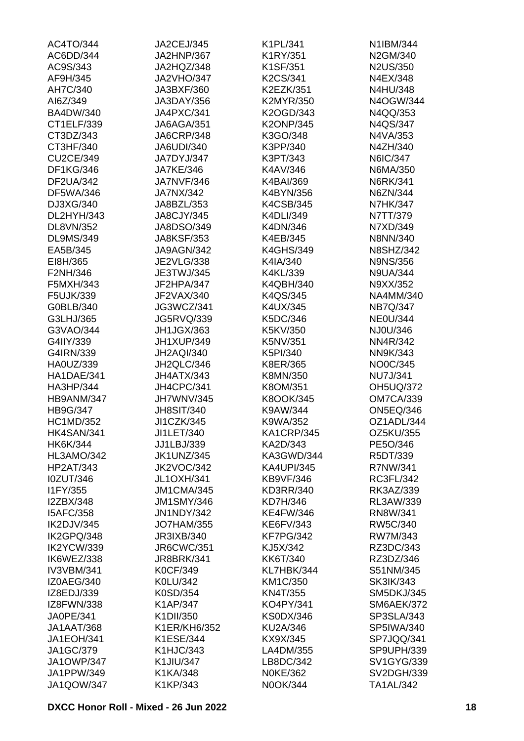AC4TO/344
AC6DD/344
AC9S/343
AF9H/345
AH7C/340
AI6Z/349
BA4DW/340
CT1ELF/339
CT3DZ/343
CT3HF/340
CU2CE/349
DF1KG/346
DF2UA/342
DF5WA/346
DJ3XG/340
DL2HYH/343
DL8VN/352
DL9MS/349
EA5B/345
EI8H/365
F2NH/346
F5MXH/343
F5UJK/339
G0BLB/340
G3LHJ/365
G3VAO/344
G4IIY/339
G4IRN/339
HA0UZ/339
HA1DAE/341
HA3HP/344
HB9ANM/347
HB9G/347
HC1MD/352
HK4SAN/341
HK6K/344
HL3AMO/342
HP2AT/343
I0ZUT/346
I1FY/355
I2ZBX/348
I5AFC/358
IK2DJV/345
IK2GPQ/348
IK2YCW/339
IK6WEZ/338
IV3VBM/341
IZ0AEG/340
IZ8EDJ/339
IZ8FWN/338
JA0PE/341
JA1AAT/368
JA1EOH/341
JA1GC/379
JA1OWP/347
JA1PPW/349
JA1QOW/347
JA2CEJ/345
JA2HNP/367
JA2HQZ/348
JA2VHO/347
JA3BXF/360
JA3DAY/356
JA4PXC/341
JA6AGA/351
JA6CRP/348
JA6UDI/340
JA7DYJ/347
JA7KE/346
JA7NVF/346
JA7NX/342
JA8BZL/353
JA8CJY/345
JA8DSO/349
JA8KSF/353
JA9AGN/342
JE2VLG/338
JE3TWJ/345
JF2HPA/347
JF2VAX/340
JG3WCZ/341
JG5RVQ/339
JH1JGX/363
JH1XUP/349
JH2AQI/340
JH2QLC/346
JH4ATX/343
JH4CPC/341
JH7WNV/345
JH8SIT/340
JI1CZK/345
JI1LET/340
JJ1LBJ/339
JK1UNZ/345
JK2VOC/342
JL1OXH/341
JM1CMA/345
JM1SMY/346
JN1NDY/342
JO7HAM/355
JR3IXB/340
JR6CWC/351
JR8BRK/341
K0CF/349
K0LU/342
K0SD/354
K1AP/347
K1DII/350
K1ER/KH6/352
K1ESE/344
K1HJC/343
K1JIU/347
K1KA/348
K1KP/343
K1PL/341
K1RY/351
K1SF/351
K2CS/341
K2EZK/351
K2MYR/350
K2OGD/343
K2ONP/345
K3GO/348
K3PP/340
K3PT/343
K4AV/346
K4BAI/369
K4BYN/356
K4CSB/345
K4DLI/349
K4DN/346
K4EB/345
K4GHS/349
K4IA/340
K4KL/339
K4QBH/340
K4QS/345
K4UX/345
K5DC/346
K5KV/350
K5NV/351
K5PI/340
K8ER/365
K8MN/350
K8OM/351
K8OOK/345
K9AW/344
K9WA/352
KA1CRP/345
KA2D/343
KA3GWD/344
KA4UPI/345
KB9VF/346
KD3RR/340
KD7H/346
KE4FW/346
KE6FV/343
KF7PG/342
KJ5X/342
KK6T/340
KL7HBK/344
KM1C/350
KN4T/355
KO4PY/341
KS0DX/346
KU2A/346
KX9X/345
LA4DM/355
LB8DC/342
N0KE/362
N0OK/344
N1IBM/344
N2GM/340
N2US/350
N4EX/348
N4HU/348
N4OGW/344
N4QQ/353
N4QS/347
N4VA/353
N4ZH/340
N6IC/347
N6MA/350
N6RK/341
N6ZN/344
N7HK/347
N7TT/379
N7XD/349
N8NN/340
N8SHZ/342
N9NS/356
N9UA/344
N9XX/352
NA4MM/340
NB7Q/347
NE0U/344
NJ0U/346
NN4R/342
NN9K/343
NO0C/345
NU7J/341
OH5UQ/372
OM7CA/339
ON5EQ/346
OZ1ADL/344
OZ5KU/355
PE5O/346
R5DT/339
R7NW/341
RC3FL/342
RK3AZ/339
RL3AW/339
RN8W/341
RW5C/340
RW7M/343
RZ3DC/343
RZ3DZ/346
S51NM/345
SK3IK/343
SM5DKJ/345
SM6AEK/372
SP3SLA/343
SP5IWA/340
SP7JQQ/341
SP9UPH/339
SV1GYG/339
SV2DGH/339
TA1AL/342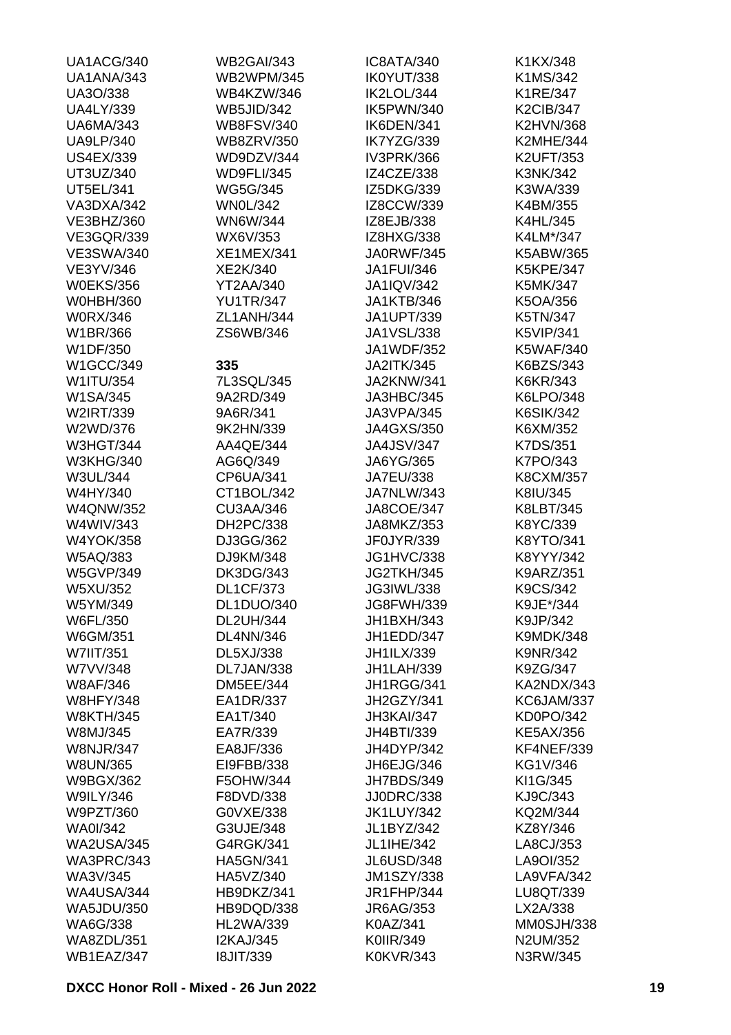UA1ACG/340
UA1ANA/343
UA3O/338
UA4LY/339
UA6MA/343
UA9LP/340
US4EX/339
UT3UZ/340
UT5EL/341
VA3DXA/342
VE3BHZ/360
VE3GQR/339
VE3SWA/340
VE3YV/346
W0EKS/356
W0HBH/360
W0RX/346
W1BR/366
W1DF/350
W1GCC/349
W1ITU/354
W1SA/345
W2IRT/339
W2WD/376
W3HGT/344
W3KHG/340
W3UL/344
W4HY/340
W4QNW/352
W4WIV/343
W4YOK/358
W5AQ/383
W5GVP/349
W5XU/352
W5YM/349
W6FL/350
W6GM/351
W7IIT/351
W7VV/348
W8AF/346
W8HFY/348
W8KTH/345
W8MJ/345
W8NJR/347
W8UN/365
W9BGX/362
W9ILY/346
W9PZT/360
WA0I/342
WA2USA/345
WA3PRC/343
WA3V/345
WA4USA/344
WA5JDU/350
WA6G/338
WA8ZDL/351
WB1EAZ/347
WB2GAI/343
WB2WPM/345
WB4KZW/346
WB5JID/342
WB8FSV/340
WB8ZRV/350
WD9DZV/344
WD9FLI/345
WG5G/345
WN0L/342
WN6W/344
WX6V/353
XE1MEX/341
XE2K/340
YT2AA/340
YU1TR/347
ZL1ANH/344
ZS6WB/346

**335**

7L3SQL/345
9A2RD/349
9A6R/341
9K2HN/339
AA4QE/344
AG6Q/349
CP6UA/341
CT1BOL/342
CU3AA/346
DH2PC/338
DJ3GG/362
DJ9KM/348
DK3DG/343
DL1CF/373
DL1DUO/340
DL2UH/344
DL4NN/346
DL5XJ/338
DL7JAN/338
DM5EE/344
EA1DR/337
EA1T/340
EA7R/339
EA8JF/336
EI9FBB/338
F5OHW/344
F8DVD/338
G0VXE/338
G3UJE/348
G4RGK/341
HA5GN/341
HA5VZ/340
HB9DKZ/341
HB9DQD/338
HL2WA/339
I2KAJ/345
I8JIT/339
IC8ATA/340
IK0YUT/338
IK2LOL/344
IK5PWN/340
IK6DEN/341
IK7YZG/339
IV3PRK/366
IZ4CZE/338
IZ5DKG/339
IZ8CCW/339
IZ8EJB/338
IZ8HXG/338
JA0RWF/345
JA1FUI/346
JA1IQV/342
JA1KTB/346
JA1UPT/339
JA1VSL/338
JA1WDF/352
JA2ITK/345
JA2KNW/341
JA3HBC/345
JA3VPA/345
JA4GXS/350
JA4JSV/347
JA6YG/365
JA7EU/338
JA7NLW/343
JA8COE/347
JA8MKZ/353
JF0JYR/339
JG1HVC/338
JG2TKH/345
JG3IWL/338
JG8FWH/339
JH1BXH/343
JH1EDD/347
JH1ILX/339
JH1LAH/339
JH1RGG/341
JH2GZY/341
JH3KAI/347
JH4BTI/339
JH4DYP/342
JH6EJG/346
JH7BDS/349
JJ0DRC/338
JK1LUY/342
JL1BYZ/342
JL1IHE/342
JL6USD/348
JM1SZY/338
JR1FHP/344
JR6AG/353
K0AZ/341
K0IIR/349
K0KVR/343
K1KX/348
K1MS/342
K1RE/347
K2CIB/347
K2HVN/368
K2MHE/344
K2UFT/353
K3NK/342
K3WA/339
K4BM/355
K4HL/345
K4LM*/347
K5ABW/365
K5KPE/347
K5MK/347
K5OA/356
K5TN/347
K5VIP/341
K5WAF/340
K6BZS/343
K6KR/343
K6LPO/348
K6SIK/342
K6XM/352
K7DS/351
K7PO/343
K8CXM/357
K8IU/345
K8LBT/345
K8YC/339
K8YTO/341
K8YYY/342
K9ARZ/351
K9CS/342
K9JE*/344
K9JP/342
K9MDK/348
K9NR/342
K9ZG/347
KA2NDX/343
KC6JAM/337
KD0PO/342
KE5AX/356
KF4NEF/339
KG1V/346
KI1G/345
KJ9C/343
KQ2M/344
KZ8Y/346
LA8CJ/353
LA9OI/352
LA9VFA/342
LU8QT/339
LX2A/338
MM0SJH/338
N2UM/352
N3RW/345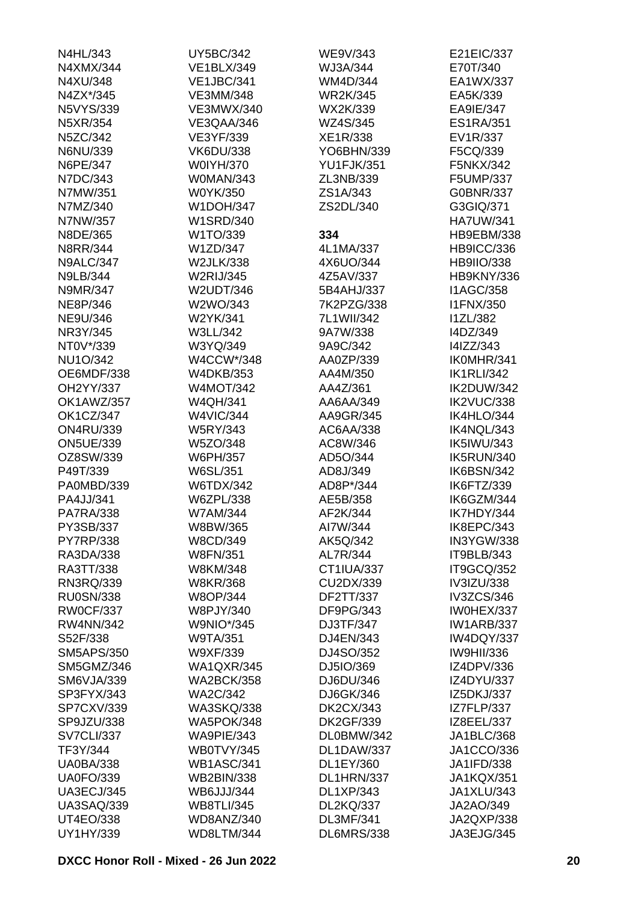N4HL/343
N4XMX/344
N4XU/348
N4ZX*/345
N5VYS/339
N5XR/354
N5ZC/342
N6NU/339
N6PE/347
N7DC/343
N7MW/351
N7MZ/340
N7NW/357
N8DE/365
N8RR/344
N9ALC/347
N9LB/344
N9MR/347
NE8P/346
NE9U/346
NR3Y/345
NT0V*/339
NU1O/342
OE6MDF/338
OH2YY/337
OK1AWZ/357
OK1CZ/347
ON4RU/339
ON5UE/339
OZ8SW/339
P49T/339
PA0MBD/339
PA4JJ/341
PA7RA/338
PY3SB/337
PY7RP/338
RA3DA/338
RA3TT/338
RN3RQ/339
RU0SN/338
RW0CF/337
RW4NN/342
S52F/338
SM5APS/350
SM5GMZ/346
SM6VJA/339
SP3FYX/343
SP7CXV/339
SP9JZU/338
SV7CLI/337
TF3Y/344
UA0BA/338
UA0FO/339
UA3ECJ/345
UA3SAQ/339
UT4EO/338
UY1HY/339
UY5BC/342
VE1BLX/349
VE1JBC/341
VE3MM/348
VE3MWX/340
VE3QAA/346
VE3YF/339
VK6DU/338
W0IYH/370
W0MAN/343
W0YK/350
W1DOH/347
W1SRD/340
W1TO/339
W1ZD/347
W2JLK/338
W2RIJ/345
W2UDT/346
W2WO/343
W2YK/341
W3LL/342
W3YQ/349
W4CCW*/348
W4DKB/353
W4MOT/342
W4QH/341
W4VIC/344
W5RY/343
W5ZO/348
W6PH/357
W6SL/351
W6TDX/342
W6ZPL/338
W7AM/344
W8BW/365
W8CD/349
W8FN/351
W8KM/348
W8KR/368
W8OP/344
W8PJY/340
W9NIO*/345
W9TA/351
W9XF/339
WA1QXR/345
WA2BCK/358
WA2C/342
WA3SKQ/338
WA5POK/348
WA9PIE/343
WB0TVY/345
WB1ASC/341
WB2BIN/338
WB6JJJ/344
WB8TLI/345
WD8ANZ/340
WD8LTM/344
WE9V/343
WJ3A/344
WM4D/344
WR2K/345
WX2K/339
WZ4S/345
XE1R/338
YO6BHN/339
YU1FJK/351
ZL3NB/339
ZS1A/343
ZS2DL/340

**334**

4L1MA/337
4X6UO/344
4Z5AV/337
5B4AHJ/337
7K2PZG/338
7L1WII/342
9A7W/338
9A9C/342
AA0ZP/339
AA4M/350
AA4Z/361
AA6AA/349
AA9GR/345
AC6AA/338
AC8W/346
AD5O/344
AD8J/349
AD8P*/344
AE5B/358
AF2K/344
AI7W/344
AK5Q/342
AL7R/344
CT1IUA/337
CU2DX/339
DF2TT/337
DF9PG/343
DJ3TF/347
DJ4EN/343
DJ4SO/352
DJ5IO/369
DJ6DU/346
DJ6GK/346
DK2CX/343
DK2GF/339
DL0BMW/342
DL1DAW/337
DL1EY/360
DL1HRN/337
DL1XP/343
DL2KQ/337
DL3MF/341
DL6MRS/338
E21EIC/337
E70T/340
EA1WX/337
EA5K/339
EA9IE/347
ES1RA/351
EV1R/337
F5CQ/339
F5NKX/342
F5UMP/337
G0BNR/337
G3GIQ/371
HA7UW/341
HB9EBM/338
HB9ICC/336
HB9IIO/338
HB9KNY/336
I1AGC/358
I1FNX/350
I1ZL/382
I4DZ/349
I4IZZ/343
IK0MHR/341
IK1RLI/342
IK2DUW/342
IK2VUC/338
IK4HLO/344
IK4NQL/343
IK5IWU/343
IK5RUN/340
IK6BSN/342
IK6FTZ/339
IK6GZM/344
IK7HDY/344
IK8EPC/343
IN3YGW/338
IT9BLB/343
IT9GCQ/352
IV3IZU/338
IV3ZCS/346
IW0HEX/337
IW1ARB/337
IW4DQY/337
IW9HII/336
IZ4DPV/336
IZ4DYU/337
IZ5DKJ/337
IZ7FLP/337
IZ8EEL/337
JA1BLC/368
JA1CCO/336
JA1IFD/338
JA1KQX/351
JA1XLU/343
JA2AO/349
JA2QXP/338
JA3EJG/345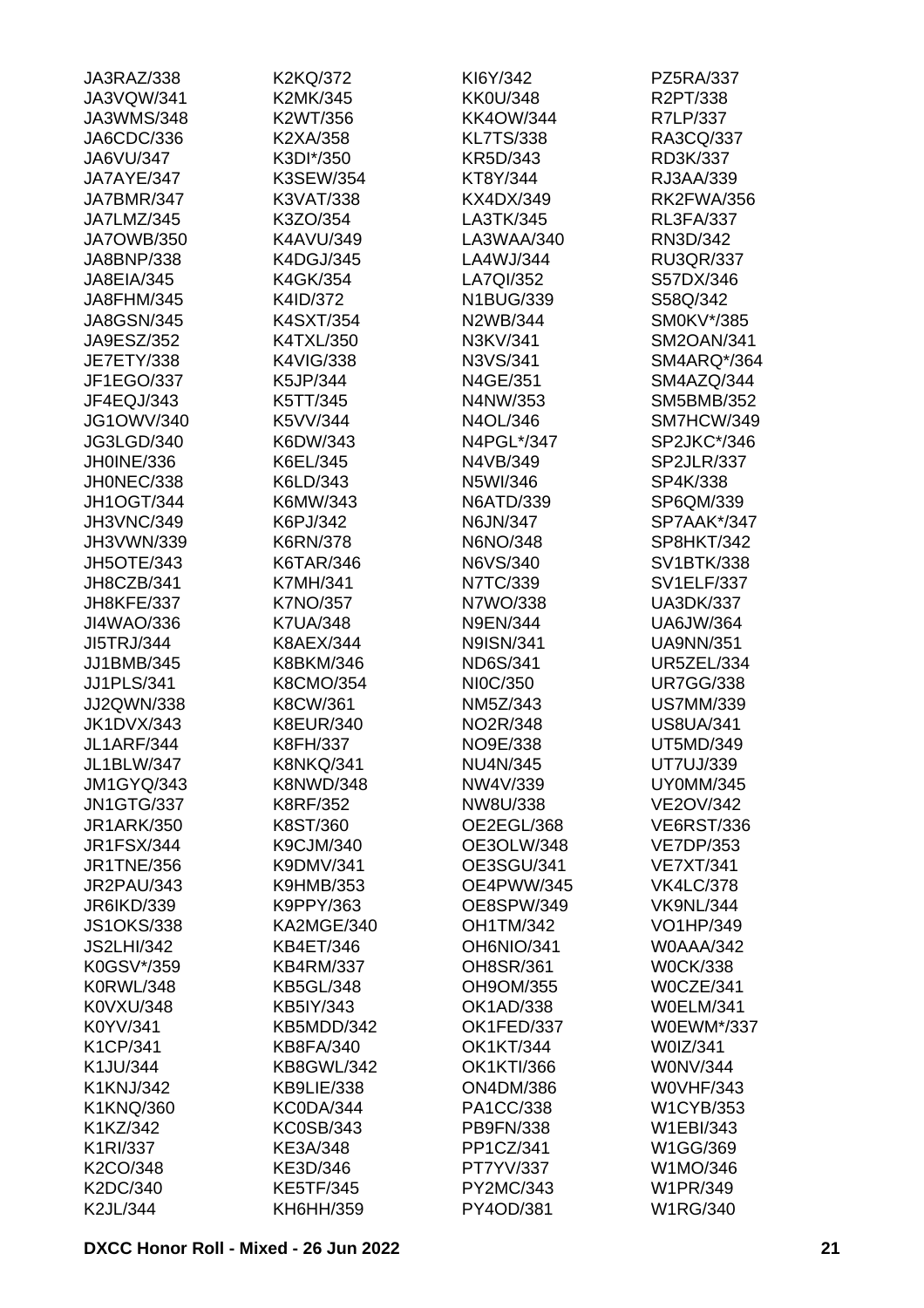JA3RAZ/338
JA3VQW/341
JA3WMS/348
JA6CDC/336
JA6VU/347
JA7AYE/347
JA7BMR/347
JA7LMZ/345
JA7OWB/350
JA8BNP/338
JA8EIA/345
JA8FHM/345
JA8GSN/345
JA9ESZ/352
JE7ETY/338
JF1EGO/337
JF4EQJ/343
JG1OWV/340
JG3LGD/340
JH0INE/336
JH0NEC/338
JH1OGT/344
JH3VNC/349
JH3VWN/339
JH5OTE/343
JH8CZB/341
JH8KFE/337
JI4WAO/336
JI5TRJ/344
JJ1BMB/345
JJ1PLS/341
JJ2QWN/338
JK1DVX/343
JL1ARF/344
JL1BLW/347
JM1GYQ/343
JN1GTG/337
JR1ARK/350
JR1FSX/344
JR1TNE/356
JR2PAU/343
JR6IKD/339
JS1OKS/338
JS2LHI/342
K0GSV*/359
K0RWL/348
K0VXU/348
K0YV/341
K1CP/341
K1JU/344
K1KNJ/342
K1KNQ/360
K1KZ/342
K1RI/337
K2CO/348
K2DC/340
K2JL/344
K2KQ/372
K2MK/345
K2WT/356
K2XA/358
K3DI*/350
K3SEW/354
K3VAT/338
K3ZO/354
K4AVU/349
K4DGJ/345
K4GK/354
K4ID/372
K4SXT/354
K4TXL/350
K4VIG/338
K5JP/344
K5TT/345
K5VV/344
K6DW/343
K6EL/345
K6LD/343
K6MW/343
K6PJ/342
K6RN/378
K6TAR/346
K7MH/341
K7NO/357
K7UA/348
K8AEX/344
K8BKM/346
K8CMO/354
K8CW/361
K8EUR/340
K8FH/337
K8NKQ/341
K8NWD/348
K8RF/352
K8ST/360
K9CJM/340
K9DMV/341
K9HMB/353
K9PPY/363
KA2MGE/340
KB4ET/346
KB4RM/337
KB5GL/348
KB5IY/343
KB5MDD/342
KB8FA/340
KB8GWL/342
KB9LIE/338
KC0DA/344
KC0SB/343
KE3A/348
KE3D/346
KE5TF/345
KH6HH/359
KI6Y/342
KK0U/348
KK4OW/344
KL7TS/338
KR5D/343
KT8Y/344
KX4DX/349
LA3TK/345
LA3WAA/340
LA4WJ/344
LA7QI/352
N1BUG/339
N2WB/344
N3KV/341
N3VS/341
N4GE/351
N4NW/353
N4OL/346
N4PGL*/347
N4VB/349
N5WI/346
N6ATD/339
N6JN/347
N6NO/348
N6VS/340
N7TC/339
N7WO/338
N9EN/344
N9ISN/341
ND6S/341
NI0C/350
NM5Z/343
NO2R/348
NO9E/338
NU4N/345
NW4V/339
NW8U/338
OE2EGL/368
OE3OLW/348
OE3SGU/341
OE4PWW/345
OE8SPW/349
OH1TM/342
OH6NIO/341
OH8SR/361
OH9OM/355
OK1AD/338
OK1FED/337
OK1KT/344
OK1KTI/366
ON4DM/386
PA1CC/338
PB9FN/338
PP1CZ/341
PT7YV/337
PY2MC/343
PY4OD/381
PZ5RA/337
R2PT/338
R7LP/337
RA3CQ/337
RD3K/337
RJ3AA/339
RK2FWA/356
RL3FA/337
RN3D/342
RU3QR/337
S57DX/346
S58Q/342
SM0KV*/385
SM2OAN/341
SM4ARQ*/364
SM4AZQ/344
SM5BMB/352
SM7HCW/349
SP2JKC*/346
SP2JLR/337
SP4K/338
SP6QM/339
SP7AAK*/347
SP8HKT/342
SV1BTK/338
SV1ELF/337
UA3DK/337
UA6JW/364
UA9NN/351
UR5ZEL/334
UR7GG/338
US7MM/339
US8UA/341
UT5MD/349
UT7UJ/339
UY0MM/345
VE2OV/342
VE6RST/336
VE7DP/353
VE7XT/341
VK4LC/378
VK9NL/344
VO1HP/349
W0AAA/342
W0CK/338
W0CZE/341
W0ELM/341
W0EWM*/337
W0IZ/341
W0NV/344
W0VHF/343
W1CYB/353
W1EBI/343
W1GG/369
W1MO/346
W1PR/349
W1RG/340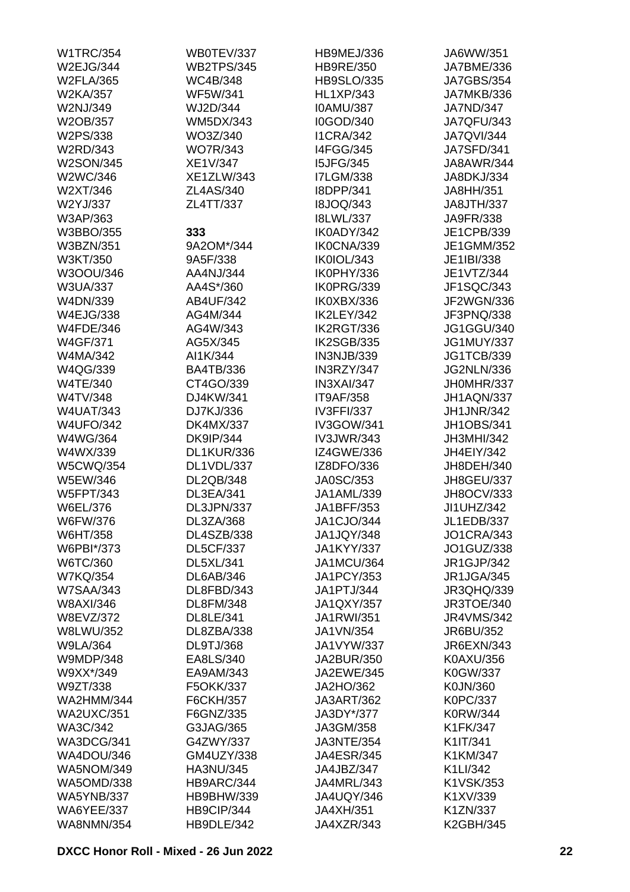W1TRC/354
W2EJG/344
W2FLA/365
W2KA/357
W2NJ/349
W2OB/357
W2PS/338
W2RD/343
W2SON/345
W2WC/346
W2XT/346
W2YJ/337
W3AP/363
W3BBO/355
W3BZN/351
W3KT/350
W3OOU/346
W3UA/337
W4DN/339
W4EJG/338
W4FDE/346
W4GF/371
W4MA/342
W4QG/339
W4TE/340
W4TV/348
W4UAT/343
W4UFO/342
W4WG/364
W4WX/339
W5CWQ/354
W5EW/346
W5FPT/343
W6EL/376
W6FW/376
W6HT/358
W6PBI*/373
W6TC/360
W7KQ/354
W7SAA/343
W8AXI/346
W8EVZ/372
W8LWU/352
W9LA/364
W9MDP/348
W9XX*/349
W9ZT/338
WA2HMM/344
WA2UXC/351
WA3C/342
WA3DCG/341
WA4DOU/346
WA5NOM/349
WA5OMD/338
WA5YNB/337
WA6YEE/337
WA8NMN/354
WB0TEV/337
WB2TPS/345
WC4B/348
WF5W/341
WJ2D/344
WM5DX/343
WO3Z/340
WO7R/343
XE1V/347
XE1ZLW/343
ZL4AS/340
ZL4TT/337

**333**

9A2OM*/344
9A5F/338
AA4NJ/344
AA4S*/360
AB4UF/342
AG4M/344
AG4W/343
AG5X/345
AI1K/344
BA4TB/336
CT4GO/339
DJ4KW/341
DJ7KJ/336
DK4MX/337
DK9IP/344
DL1KUR/336
DL1VDL/337
DL2QB/348
DL3EA/341
DL3JPN/337
DL3ZA/368
DL4SZB/338
DL5CF/337
DL5XL/341
DL6AB/346
DL8FBD/343
DL8FM/348
DL8LE/341
DL8ZBA/338
DL9TJ/368
EA8LS/340
EA9AM/343
F5OKK/337
F6CKH/357
F6GNZ/335
G3JAG/365
G4ZWY/337
GM4UZY/338
HA3NU/345
HB9ARC/344
HB9BHW/339
HB9CIP/344
HB9DLE/342
HB9MEJ/336
HB9RE/350
HB9SLO/335
HL1XP/343
I0AMU/387
I0GOD/340
I1CRA/342
I4FGG/345
I5JFG/345
I7LGM/338
I8DPP/341
I8JOQ/343
I8LWL/337
IK0ADY/342
IK0CNA/339
IK0IOL/343
IK0PHY/336
IK0PRG/339
IK0XBX/336
IK2LEY/342
IK2RGT/336
IK2SGB/335
IN3NJB/339
IN3RZY/347
IN3XAI/347
IT9AF/358
IV3FFI/337
IV3GOW/341
IV3JWR/343
IZ4GWE/336
IZ8DFO/336
JA0SC/353
JA1AML/339
JA1BFF/353
JA1CJO/344
JA1JQY/348
JA1KYY/337
JA1MCU/364
JA1PCY/353
JA1PTJ/344
JA1QXY/357
JA1RWI/351
JA1VN/354
JA1VYW/337
JA2BUR/350
JA2EWE/345
JA2HO/362
JA3ART/362
JA3DY*/377
JA3GM/358
JA3NTE/354
JA4ESR/345
JA4JBZ/347
JA4MRL/343
JA4UQY/346
JA4XH/351
JA4XZR/343
JA6WW/351
JA7BME/336
JA7GBS/354
JA7MKB/336
JA7ND/347
JA7QFU/343
JA7QVI/344
JA7SFD/341
JA8AWR/344
JA8DKJ/334
JA8HH/351
JA8JTH/337
JA9FR/338
JE1CPB/339
JE1GMM/352
JE1IBI/338
JE1VTZ/344
JF1SQC/343
JF2WGN/336
JF3PNQ/338
JG1GGU/340
JG1MUY/337
JG1TCB/339
JG2NLN/336
JH0MHR/337
JH1AQN/337
JH1JNR/342
JH1OBS/341
JH3MHI/342
JH4EIY/342
JH8DEH/340
JH8GEU/337
JH8OCV/333
JI1UHZ/342
JL1EDB/337
JO1CRA/343
JO1GUZ/338
JR1GJP/342
JR1JGA/345
JR3QHQ/339
JR3TOE/340
JR4VMS/342
JR6BU/352
JR6EXN/343
K0AXU/356
K0GW/337
K0JN/360
K0PC/337
K0RW/344
K1FK/347
K1IT/341
K1KM/347
K1LI/342
K1VSK/353
K1XV/339
K1ZN/337
K2GBH/345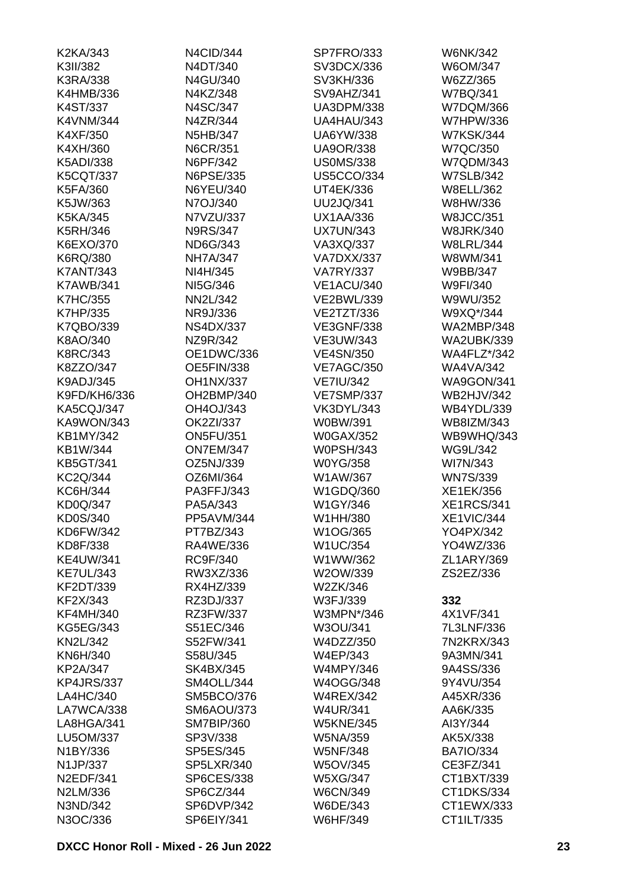K2KA/343
K3II/382
K3RA/338
K4HMB/336
K4ST/337
K4VNM/344
K4XF/350
K4XH/360
K5ADI/338
K5CQT/337
K5FA/360
K5JW/363
K5KA/345
K5RH/346
K6EXO/370
K6RQ/380
K7ANT/343
K7AWB/341
K7HC/355
K7HP/335
K7QBO/339
K8AO/340
K8RC/343
K8ZZO/347
K9ADJ/345
K9FD/KH6/336
KA5CQJ/347
KA9WON/343
KB1MY/342
KB1W/344
KB5GT/341
KC2Q/344
KC6H/344
KD0Q/347
KD0S/340
KD6FW/342
KD8F/338
KE4UW/341
KE7UL/343
KF2DT/339
KF2X/343
KF4MH/340
KG5EG/343
KN2L/342
KN6H/340
KP2A/347
KP4JRS/337
LA4HC/340
LA7WCA/338
LA8HGA/341
LU5OM/337
N1BY/336
N1JP/337
N2EDF/341
N2LM/336
N3ND/342
N3OC/336
N4CID/344
N4DT/340
N4GU/340
N4KZ/348
N4SC/347
N4ZR/344
N5HB/347
N6CR/351
N6PF/342
N6PSE/335
N6YEU/340
N7OJ/340
N7VZU/337
N9RS/347
ND6G/343
NH7A/347
NI4H/345
NI5G/346
NN2L/342
NR9J/336
NS4DX/337
NZ9R/342
OE1DWC/336
OE5FIN/338
OH1NX/337
OH2BMP/340
OH4OJ/343
OK2ZI/337
ON5FU/351
ON7EM/347
OZ5NJ/339
OZ6MI/364
PA3FFJ/343
PA5A/343
PP5AVM/344
PT7BZ/343
RA4WE/336
RC9F/340
RW3XZ/336
RX4HZ/339
RZ3DJ/337
RZ3FW/337
S51EC/346
S52FW/341
S58U/345
SK4BX/345
SM4OLL/344
SM5BCO/376
SM6AOU/373
SM7BIP/360
SP3V/338
SP5ES/345
SP5LXR/340
SP6CES/338
SP6CZ/344
SP6DVP/342
SP6EIY/341
SP7FRO/333
SV3DCX/336
SV3KH/336
SV9AHZ/341
UA3DPM/338
UA4HAU/343
UA6YW/338
UA9OR/338
US0MS/338
US5CCO/334
UT4EK/336
UU2JQ/341
UX1AA/336
UX7UN/343
VA3XQ/337
VA7DXX/337
VA7RY/337
VE1ACU/340
VE2BWL/339
VE2TZT/336
VE3GNF/338
VE3UW/343
VE4SN/350
VE7AGC/350
VE7IU/342
VE7SMP/337
VK3DYL/343
W0BW/391
W0GAX/352
W0PSH/343
W0YG/358
W1AW/367
W1GDQ/360
W1GY/346
W1HH/380
W1OG/365
W1UC/354
W1WW/362
W2OW/339
W2ZK/346
W3FJ/339
W3MPN*/346
W3OU/341
W4DZZ/350
W4EP/343
W4MPY/346
W4OGG/348
W4REX/342
W4UR/341
W5KNE/345
W5NA/359
W5NF/348
W5OV/345
W5XG/347
W6CN/349
W6DE/343
W6HF/349
W6NK/342
W6OM/347
W6ZZ/365
W7BQ/341
W7DQM/366
W7HPW/336
W7KSK/344
W7QC/350
W7QDM/343
W7SLB/342
W8ELL/362
W8HW/336
W8JCC/351
W8JRK/340
W8LRL/344
W8WM/341
W9BB/347
W9FI/340
W9WU/352
W9XQ*/344
WA2MBP/348
WA2UBK/339
WA4FLZ*/342
WA4VA/342
WA9GON/341
WB2HJV/342
WB4YDL/339
WB8IZM/343
WB9WHQ/343
WG9L/342
WI7N/343
WN7S/339
XE1EK/356
XE1RCS/341
XE1VIC/344
YO4PX/342
YO4WZ/336
ZL1ARY/369
ZS2EZ/336

**332**

4X1VF/341
7L3LNF/336
7N2KRX/343
9A3MN/341
9A4SS/336
9Y4VU/354
A45XR/336
AA6K/335
AI3Y/344
AK5X/338
BA7IO/334
CE3FZ/341
CT1BXT/339
CT1DKS/334
CT1EWX/333
CT1ILT/335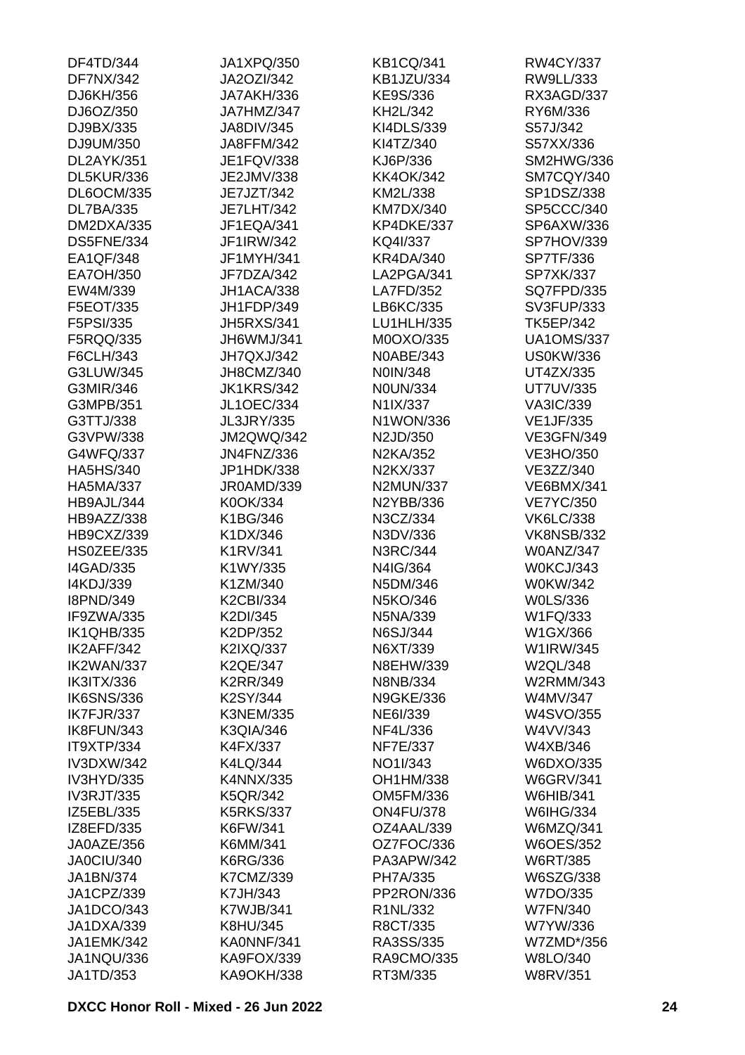DF4TD/344
DF7NX/342
DJ6KH/356
DJ6OZ/350
DJ9BX/335
DJ9UM/350
DL2AYK/351
DL5KUR/336
DL6OCM/335
DL7BA/335
DM2DXA/335
DS5FNE/334
EA1QF/348
EA7OH/350
EW4M/339
F5EOT/335
F5PSI/335
F5RQQ/335
F6CLH/343
G3LUW/345
G3MIR/346
G3MPB/351
G3TTJ/338
G3VPW/338
G4WFQ/337
HA5HS/340
HA5MA/337
HB9AJL/344
HB9AZZ/338
HB9CXZ/339
HS0ZEE/335
I4GAD/335
I4KDJ/339
I8PND/349
IF9ZWA/335
IK1QHB/335
IK2AFF/342
IK2WAN/337
IK3ITX/336
IK6SNS/336
IK7FJR/337
IK8FUN/343
IT9XTP/334
IV3DXW/342
IV3HYD/335
IV3RJT/335
IZ5EBL/335
IZ8EFD/335
JA0AZE/356
JA0CIU/340
JA1BN/374
JA1CPZ/339
JA1DCO/343
JA1DXA/339
JA1EMK/342
JA1NQU/336
JA1TD/353
JA1XPQ/350
JA2OZI/342
JA7AKH/336
JA7HMZ/347
JA8DIV/345
JA8FFM/342
JE1FQV/338
JE2JMV/338
JE7JZT/342
JE7LHT/342
JF1EQA/341
JF1IRW/342
JF1MYH/341
JF7DZA/342
JH1ACA/338
JH1FDP/349
JH5RXS/341
JH6WMJ/341
JH7QXJ/342
JH8CMZ/340
JK1KRS/342
JL1OEC/334
JL3JRY/335
JM2QWQ/342
JN4FNZ/336
JP1HDK/338
JR0AMD/339
K0OK/334
K1BG/346
K1DX/346
K1RV/341
K1WY/335
K1ZM/340
K2CBI/334
K2DI/345
K2DP/352
K2IXQ/337
K2QE/347
K2RR/349
K2SY/344
K3NEM/335
K3QIA/346
K4FX/337
K4LQ/344
K4NNX/335
K5QR/342
K5RKS/337
K6FW/341
K6MM/341
K6RG/336
K7CMZ/339
K7JH/343
K7WJB/341
K8HU/345
KA0NNF/341
KA9FOX/339
KA9OKH/338
KB1CQ/341
KB1JZU/334
KE9S/336
KH2L/342
KI4DLS/339
KI4TZ/340
KJ6P/336
KK4OK/342
KM2L/338
KM7DX/340
KP4DKE/337
KQ4I/337
KR4DA/340
LA2PGA/341
LA7FD/352
LB6KC/335
LU1HLH/335
M0OXO/335
N0ABE/343
N0IN/348
N0UN/334
N1IX/337
N1WON/336
N2JD/350
N2KA/352
N2KX/337
N2MUN/337
N2YBB/336
N3CZ/334
N3DV/336
N3RC/344
N4IG/364
N5DM/346
N5KO/346
N5NA/339
N6SJ/344
N6XT/339
N8EHW/339
N8NB/334
N9GKE/336
NE6I/339
NF4L/336
NF7E/337
NO1I/343
OH1HM/338
OM5FM/336
ON4FU/378
OZ4AAL/339
OZ7FOC/336
PA3APW/342
PH7A/335
PP2RON/336
R1NL/332
R8CT/335
RA3SS/335
RA9CMO/335
RT3M/335
RW4CY/337
RW9LL/333
RX3AGD/337
RY6M/336
S57J/342
S57XX/336
SM2HWG/336
SM7CQY/340
SP1DSZ/338
SP5CCC/340
SP6AXW/336
SP7HOV/339
SP7TF/336
SP7XK/337
SQ7FPD/335
SV3FUP/333
TK5EP/342
UA1OMS/337
US0KW/336
UT4ZX/335
UT7UV/335
VA3IC/339
VE1JF/335
VE3GFN/349
VE3HO/350
VE3ZZ/340
VE6BMX/341
VE7YC/350
VK6LC/338
VK8NSB/332
W0ANZ/347
W0KCJ/343
W0KW/342
W0LS/336
W1FQ/333
W1GX/366
W1IRW/345
W2QL/348
W2RMM/343
W4MV/347
W4SVO/355
W4VV/343
W4XB/346
W6DXO/335
W6GRV/341
W6HIB/341
W6IHG/334
W6MZQ/341
W6OES/352
W6RT/385
W6SZG/338
W7DO/335
W7FN/340
W7YW/336
W7ZMD*/356
W8LO/340
W8RV/351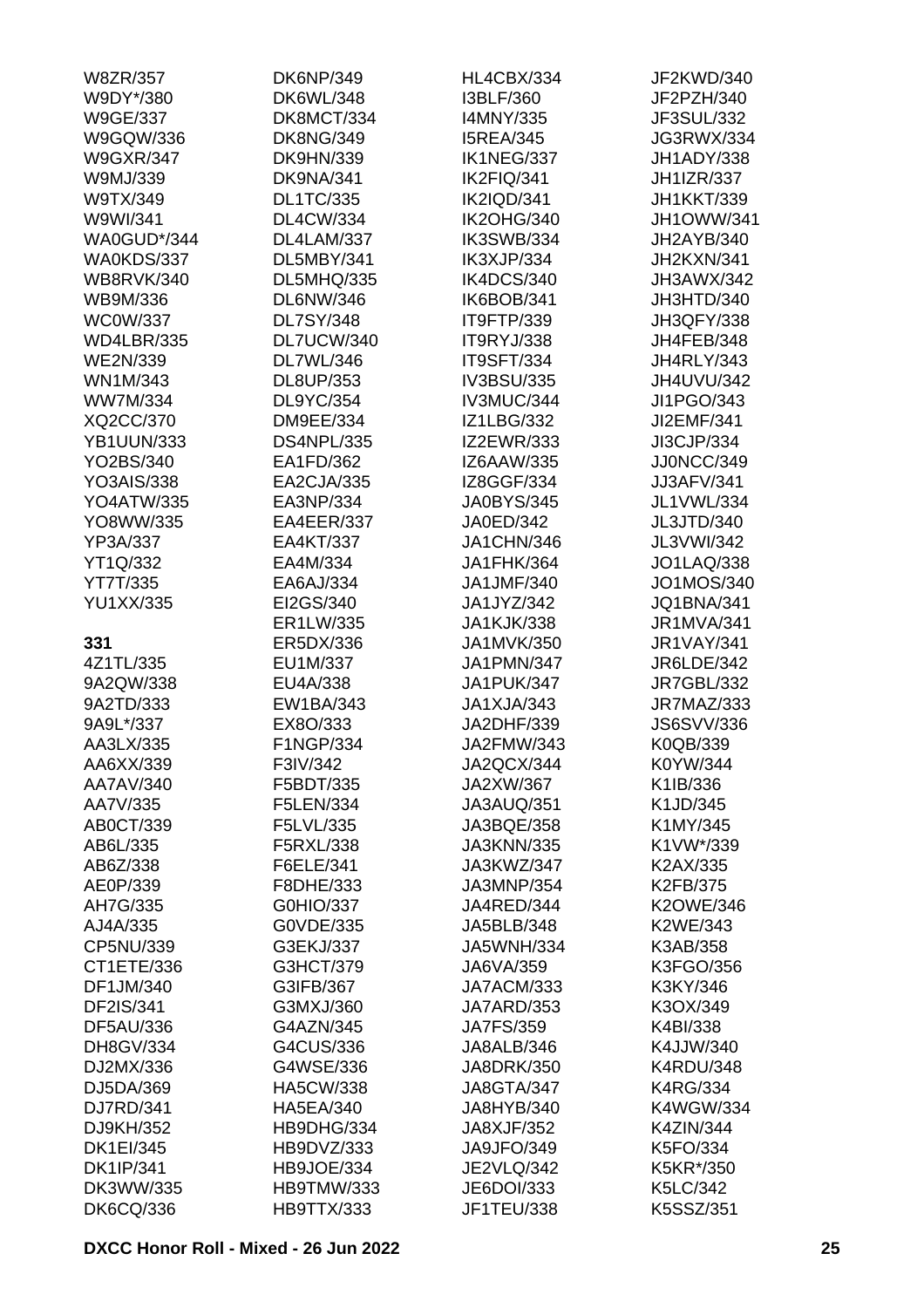W8ZR/357
W9DY*/380
W9GE/337
W9GQW/336
W9GXR/347
W9MJ/339
W9TX/349
W9WI/341
WA0GUD*/344
WA0KDS/337
WB8RVK/340
WB9M/336
WC0W/337
WD4LBR/335
WE2N/339
WN1M/343
WW7M/334
XQ2CC/370
YB1UUN/333
YO2BS/340
YO3AIS/338
YO4ATW/335
YO8WW/335
YP3A/337
YT1Q/332
YT7T/335
YU1XX/335

**331**

4Z1TL/335
9A2QW/338
9A2TD/333
9A9L*/337
AA3LX/335
AA6XX/339
AA7AV/340
AA7V/335
AB0CT/339
AB6L/335
AB6Z/338
AE0P/339
AH7G/335
AJ4A/335
CP5NU/339
CT1ETE/336
DF1JM/340
DF2IS/341
DF5AU/336
DH8GV/334
DJ2MX/336
DJ5DA/369
DJ7RD/341
DJ9KH/352
DK1EI/345
DK1IP/341
DK3WW/335
DK6CQ/336
DK6NP/349
DK6WL/348
DK8MCT/334
DK8NG/349
DK9HN/339
DK9NA/341
DL1TC/335
DL4CW/334
DL4LAM/337
DL5MBY/341
DL5MHQ/335
DL6NW/346
DL7SY/348
DL7UCW/340
DL7WL/346
DL8UP/353
DL9YC/354
DM9EE/334
DS4NPL/335
EA1FD/362
EA2CJA/335
EA3NP/334
EA4EER/337
EA4KT/337
EA4M/334
EA6AJ/334
EI2GS/340
ER1LW/335
ER5DX/336
EU1M/337
EU4A/338
EW1BA/343
EX8O/333
F1NGP/334
F3IV/342
F5BDT/335
F5LEN/334
F5LVL/335
F5RXL/338
F6ELE/341
F8DHE/333
G0HIO/337
G0VDE/335
G3EKJ/337
G3HCT/379
G3IFB/367
G3MXJ/360
G4AZN/345
G4CUS/336
G4WSE/336
HA5CW/338
HA5EA/340
HB9DHG/334
HB9DVZ/333
HB9JOE/334
HB9TMW/333
HB9TTX/333
HL4CBX/334
I3BLF/360
I4MNY/335
I5REA/345
IK1NEG/337
IK2FIQ/341
IK2IQD/341
IK2OHG/340
IK3SWB/334
IK3XJP/334
IK4DCS/340
IK6BOB/341
IT9FTP/339
IT9RYJ/338
IT9SFT/334
IV3BSU/335
IV3MUC/344
IZ1LBG/332
IZ2EWR/333
IZ6AAW/335
IZ8GGF/334
JA0BYS/345
JA0ED/342
JA1CHN/346
JA1FHK/364
JA1JMF/340
JA1JYZ/342
JA1KJK/338
JA1MVK/350
JA1PMN/347
JA1PUK/347
JA1XJA/343
JA2DHF/339
JA2FMW/343
JA2QCX/344
JA2XW/367
JA3AUQ/351
JA3BQE/358
JA3KNN/335
JA3KWZ/347
JA3MNP/354
JA4RED/344
JA5BLB/348
JA5WNH/334
JA6VA/359
JA7ACM/333
JA7ARD/353
JA7FS/359
JA8ALB/346
JA8DRK/350
JA8GTA/347
JA8HYB/340
JA8XJF/352
JA9JFO/349
JE2VLQ/342
JE6DOI/333
JF1TEU/338
JF2KWD/340
JF2PZH/340
JF3SUL/332
JG3RWX/334
JH1ADY/338
JH1IZR/337
JH1KKT/339
JH1OWW/341
JH2AYB/340
JH2KXN/341
JH3AWX/342
JH3HTD/340
JH3QFY/338
JH4FEB/348
JH4RLY/343
JH4UVU/342
JI1PGO/343
JI2EMF/341
JI3CJP/334
JJ0NCC/349
JJ3AFV/341
JL1VWL/334
JL3JTD/340
JL3VWI/342
JO1LAQ/338
JO1MOS/340
JQ1BNA/341
JR1MVA/341
JR1VAY/341
JR6LDE/342
JR7GBL/332
JR7MAZ/333
JS6SVV/336
K0QB/339
K0YW/344
K1IB/336
K1JD/345
K1MY/345
K1VW*/339
K2AX/335
K2FB/375
K2OWE/346
K2WE/343
K3AB/358
K3FGO/356
K3KY/346
K3OX/349
K4BI/338
K4JJW/340
K4RDU/348
K4RG/334
K4WGW/334
K4ZIN/344
K5FO/334
K5KR*/350
K5LC/342
K5SSZ/351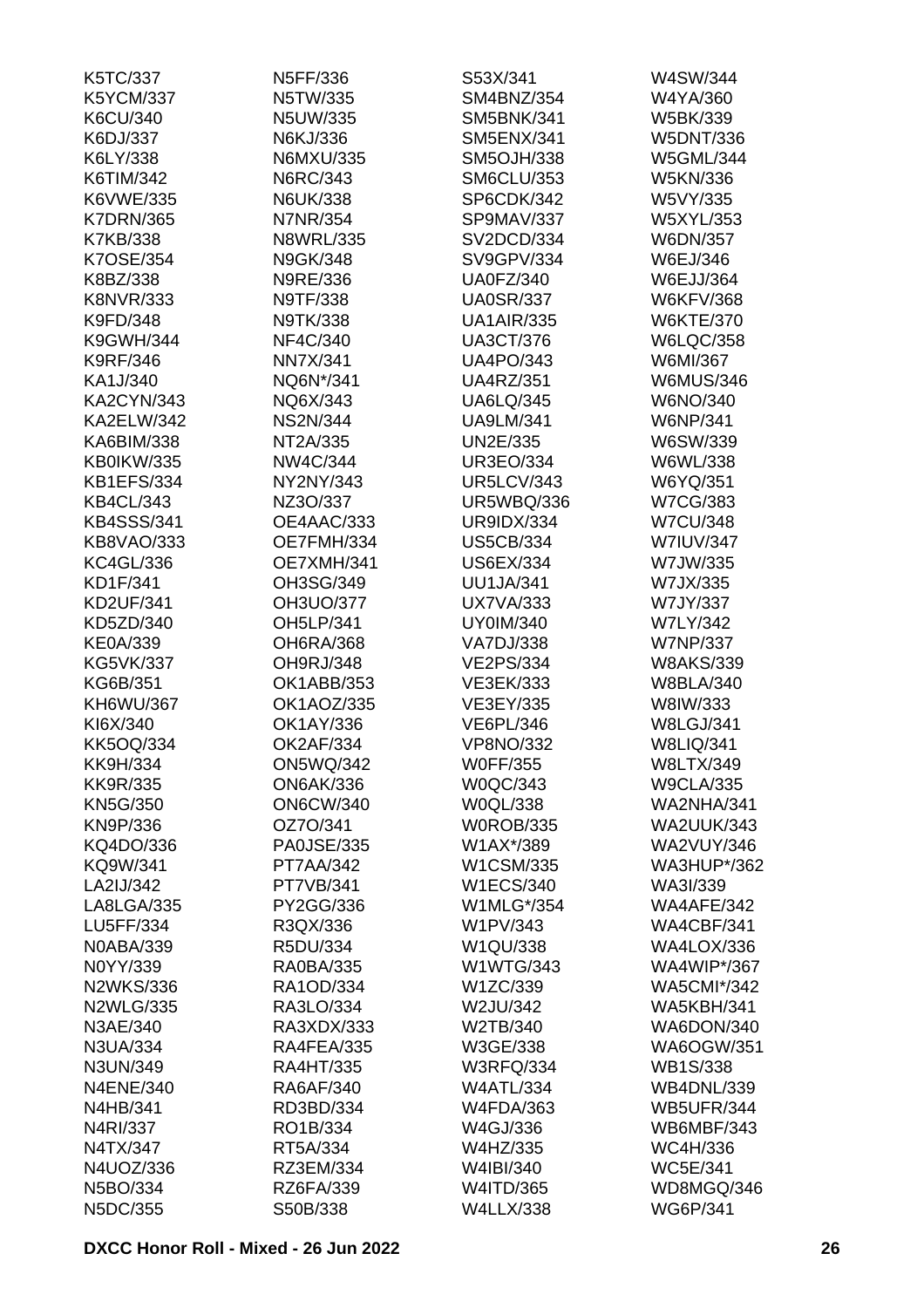K5TC/337
K5YCM/337
K6CU/340
K6DJ/337
K6LY/338
K6TIM/342
K6VWE/335
K7DRN/365
K7KB/338
K7OSE/354
K8BZ/338
K8NVR/333
K9FD/348
K9GWH/344
K9RF/346
KA1J/340
KA2CYN/343
KA2ELW/342
KA6BIM/338
KB0IKW/335
KB1EFS/334
KB4CL/343
KB4SSS/341
KB8VAO/333
KC4GL/336
KD1F/341
KD2UF/341
KD5ZD/340
KE0A/339
KG5VK/337
KG6B/351
KH6WU/367
KI6X/340
KK5OQ/334
KK9H/334
KK9R/335
KN5G/350
KN9P/336
KQ4DO/336
KQ9W/341
LA2IJ/342
LA8LGA/335
LU5FF/334
N0ABA/339
N0YY/339
N2WKS/336
N2WLG/335
N3AE/340
N3UA/334
N3UN/349
N4ENE/340
N4HB/341
N4RI/337
N4TX/347
N4UOZ/336
N5BO/334
N5DC/355
N5FF/336
N5TW/335
N5UW/335
N6KJ/336
N6MXU/335
N6RC/343
N6UK/338
N7NR/354
N8WRL/335
N9GK/348
N9RE/336
N9TF/338
N9TK/338
NF4C/340
NN7X/341
NQ6N*/341
NQ6X/343
NS2N/344
NT2A/335
NW4C/344
NY2NY/343
NZ3O/337
OE4AAC/333
OE7FMH/334
OE7XMH/341
OH3SG/349
OH3UO/377
OH5LP/341
OH6RA/368
OH9RJ/348
OK1ABB/353
OK1AOZ/335
OK1AY/336
OK2AF/334
ON5WQ/342
ON6AK/336
ON6CW/340
OZ7O/341
PA0JSE/335
PT7AA/342
PT7VB/341
PY2GG/336
R3QX/336
R5DU/334
RA0BA/335
RA1OD/334
RA3LO/334
RA3XDX/333
RA4FEA/335
RA4HT/335
RA6AF/340
RD3BD/334
RO1B/334
RT5A/334
RZ3EM/334
RZ6FA/339
S50B/338
S53X/341
SM4BNZ/354
SM5BNK/341
SM5ENX/341
SM5OJH/338
SM6CLU/353
SP6CDK/342
SP9MAV/337
SV2DCD/334
SV9GPV/334
UA0FZ/340
UA0SR/337
UA1AIR/335
UA3CT/376
UA4PO/343
UA4RZ/351
UA6LQ/345
UA9LM/341
UN2E/335
UR3EO/334
UR5LCV/343
UR5WBQ/336
UR9IDX/334
US5CB/334
US6EX/334
UU1JA/341
UX7VA/333
UY0IM/340
VA7DJ/338
VE2PS/334
VE3EK/333
VE3EY/335
VE6PL/346
VP8NO/332
W0FF/355
W0QC/343
W0QL/338
W0ROB/335
W1AX*/389
W1CSM/335
W1ECS/340
W1MLG*/354
W1PV/343
W1QU/338
W1WTG/343
W1ZC/339
W2JU/342
W2TB/340
W3GE/338
W3RFQ/334
W4ATL/334
W4FDA/363
W4GJ/336
W4HZ/335
W4IBI/340
W4ITD/365
W4LLX/338
W4SW/344
W4YA/360
W5BK/339
W5DNT/336
W5GML/344
W5KN/336
W5VY/335
W5XYL/353
W6DN/357
W6EJ/346
W6EJJ/364
W6KFV/368
W6KTE/370
W6LQC/358
W6MI/367
W6MUS/346
W6NO/340
W6NP/341
W6SW/339
W6WL/338
W6YQ/351
W7CG/383
W7CU/348
W7IUV/347
W7JW/335
W7JX/335
W7JY/337
W7LY/342
W7NP/337
W8AKS/339
W8BLA/340
W8IW/333
W8LGJ/341
W8LIQ/341
W8LTX/349
W9CLA/335
WA2NHA/341
WA2UUK/343
WA2VUY/346
WA3HUP*/362
WA3I/339
WA4AFE/342
WA4CBF/341
WA4LOX/336
WA4WIP*/367
WA5CMI*/342
WA5KBH/341
WA6DON/340
WA6OGW/351
WB1S/338
WB4DNL/339
WB5UFR/344
WB6MBF/343
WC4H/336
WC5E/341
WD8MGQ/346
WG6P/341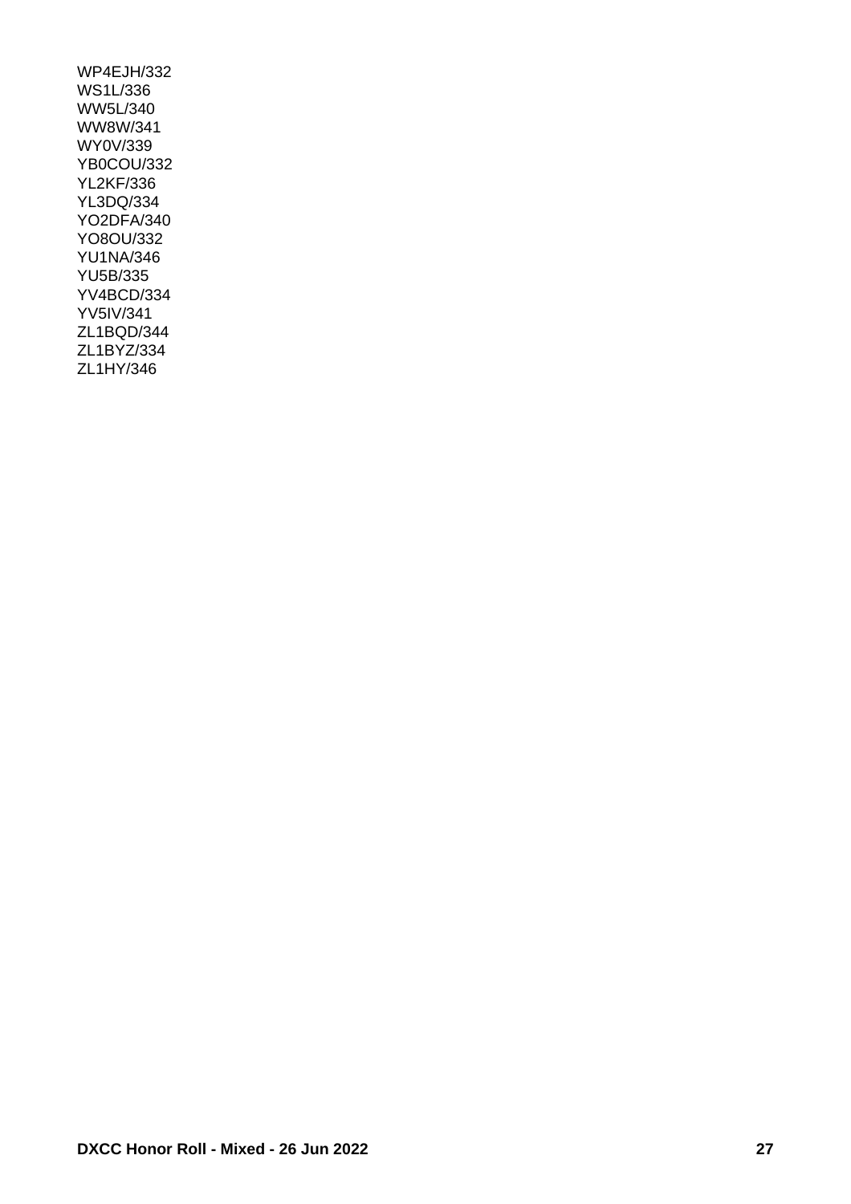WP4EJH/332
WS1L/336
WW5L/340
WW8W/341
WY0V/339
YB0COU/332
YL2KF/336
YL3DQ/334
YO2DFA/340
YO8OU/332
YU1NA/346
YU5B/335
YV4BCD/334
YV5IV/341
ZL1BQD/344
ZL1BYZ/334
ZL1HY/346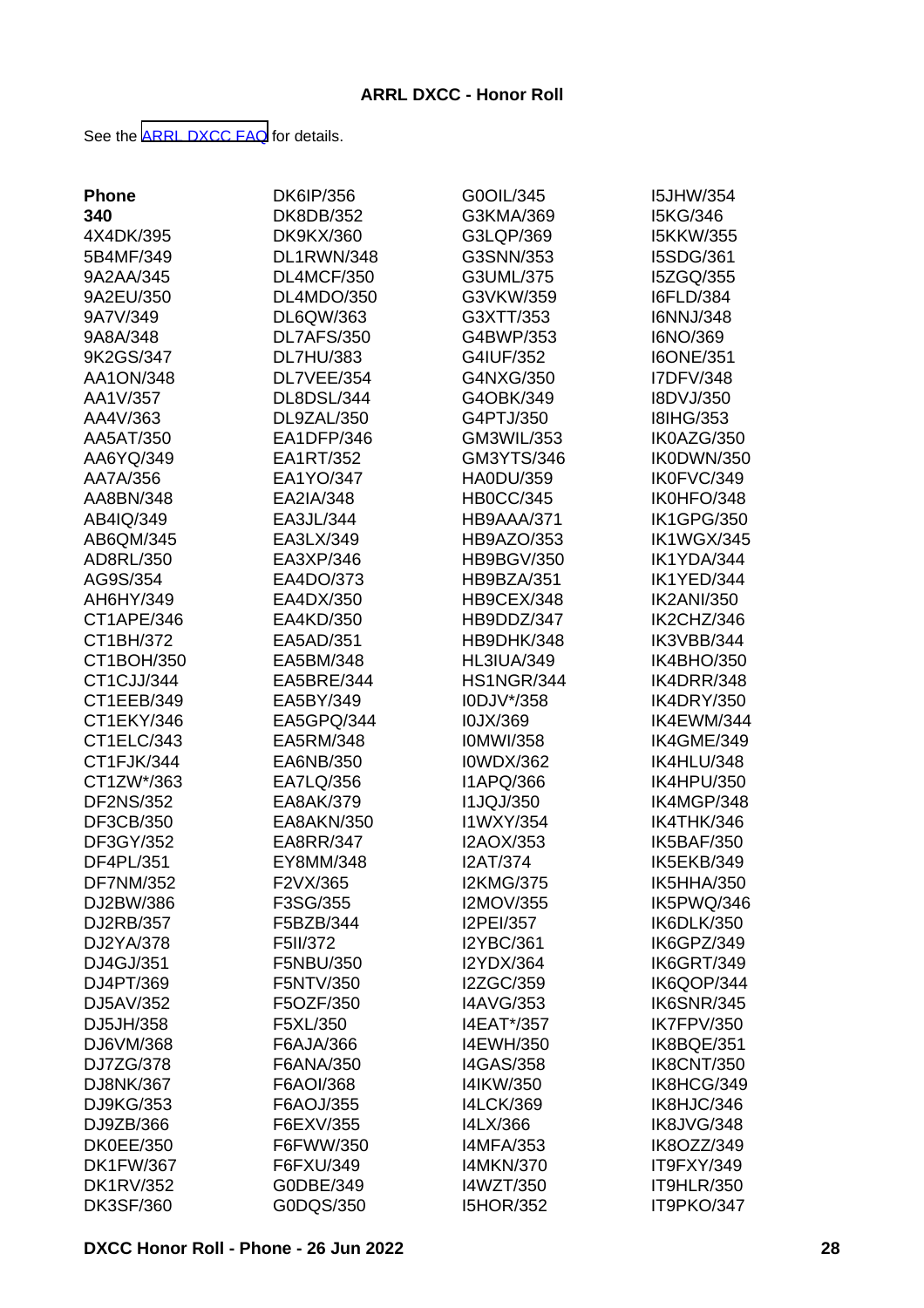**ARRL DXCC - Honor Roll**

See the [ARRL DXCC FAQ] for details.

**Phone**
**340**
4X4DK/395
5B4MF/349
9A2AA/345
9A2EU/350
9A7V/349
9A8A/348
9K2GS/347
AA1ON/348
AA1V/357
AA4V/363
AA5AT/350
AA6YQ/349
AA7A/356
AA8BN/348
AB4IQ/349
AB6QM/345
AD8RL/350
AG9S/354
AH6HY/349
CT1APE/346
CT1BH/372
CT1BOH/350
CT1CJJ/344
CT1EEB/349
CT1EKY/346
CT1ELC/343
CT1FJK/344
CT1ZW*/363
DF2NS/352
DF3CB/350
DF3GY/352
DF4PL/351
DF7NM/352
DJ2BW/386
DJ2RB/357
DJ2YA/378
DJ4GJ/351
DJ4PT/369
DJ5AV/352
DJ5JH/358
DJ6VM/368
DJ7ZG/378
DJ8NK/367
DJ9KG/353
DJ9ZB/366
DK0EE/350
DK1FW/367
DK1RV/352
DK3SF/360
DK6IP/356
DK8DB/352
DK9KX/360
DL1RWN/348
DL4MCF/350
DL4MDO/350
DL6QW/363
DL7AFS/350
DL7HU/383
DL7VEE/354
DL8DSL/344
DL9ZAL/350
EA1DFP/346
EA1RT/352
EA1YO/347
EA2IA/348
EA3JL/344
EA3LX/349
EA3XP/346
EA4DO/373
EA4DX/350
EA4KD/350
EA5AD/351
EA5BM/348
EA5BRE/344
EA5BY/349
EA5GPQ/344
EA5RM/348
EA6NB/350
EA7LQ/356
EA8AK/379
EA8AKN/350
EA8RR/347
EY8MM/348
F2VX/365
F3SG/355
F5BZB/344
F5II/372
F5NBU/350
F5NTV/350
F5OZF/350
F5XL/350
F6AJA/366
F6ANA/350
F6AOI/368
F6AOJ/355
F6EXV/355
F6FWW/350
F6FXU/349
G0DBE/349
G0DQS/350
G0OIL/345
G3KMA/369
G3LQP/369
G3SNN/353
G3UML/375
G3VKW/359
G3XTT/353
G4BWP/353
G4IUF/352
G4NXG/350
G4OBK/349
G4PTJ/350
GM3WIL/353
GM3YTS/346
HA0DU/359
HB0CC/345
HB9AAA/371
HB9AZO/353
HB9BGV/350
HB9BZA/351
HB9CEX/348
HB9DDZ/347
HB9DHK/348
HL3IUA/349
HS1NGR/344
I0DJV*/358
I0JX/369
I0MWI/358
I0WDX/362
I1APQ/366
I1JQJ/350
I1WXY/354
I2AOX/353
I2AT/374
I2KMG/375
I2MOV/355
I2PEI/357
I2YBC/361
I2YDX/364
I2ZGC/359
I4AVG/353
I4EAT*/357
I4EWH/350
I4GAS/358
I4IKW/350
I4LCK/369
I4LX/366
I4MFA/353
I4MKN/370
I4WZT/350
I5HOR/352
I5JHW/354
I5KG/346
I5KKW/355
I5SDG/361
I5ZGQ/355
I6FLD/384
I6NNJ/348
I6NO/369
I6ONE/351
I7DFV/348
I8DVJ/350
I8IHG/353
IK0AZG/350
IK0DWN/350
IK0FVC/349
IK0HFO/348
IK1GPG/350
IK1WGX/345
IK1YDA/344
IK1YED/344
IK2ANI/350
IK2CHZ/346
IK3VBB/344
IK4BHO/350
IK4DRR/348
IK4DRY/350
IK4EWM/344
IK4GME/349
IK4HLU/348
IK4HPU/350
IK4MGP/348
IK4THK/346
IK5BAF/350
IK5EKB/349
IK5HHA/350
IK5PWQ/346
IK6DLK/350
IK6GPZ/349
IK6GRT/349
IK6QOP/344
IK6SNR/345
IK7FPV/350
IK8BQE/351
IK8CNT/350
IK8HCG/349
IK8HJC/346
IK8JVG/348
IK8OZZ/349
IT9FXY/349
IT9HLR/350
IT9PKO/347

DXCC Honor Roll - Phone - 26 Jun 2022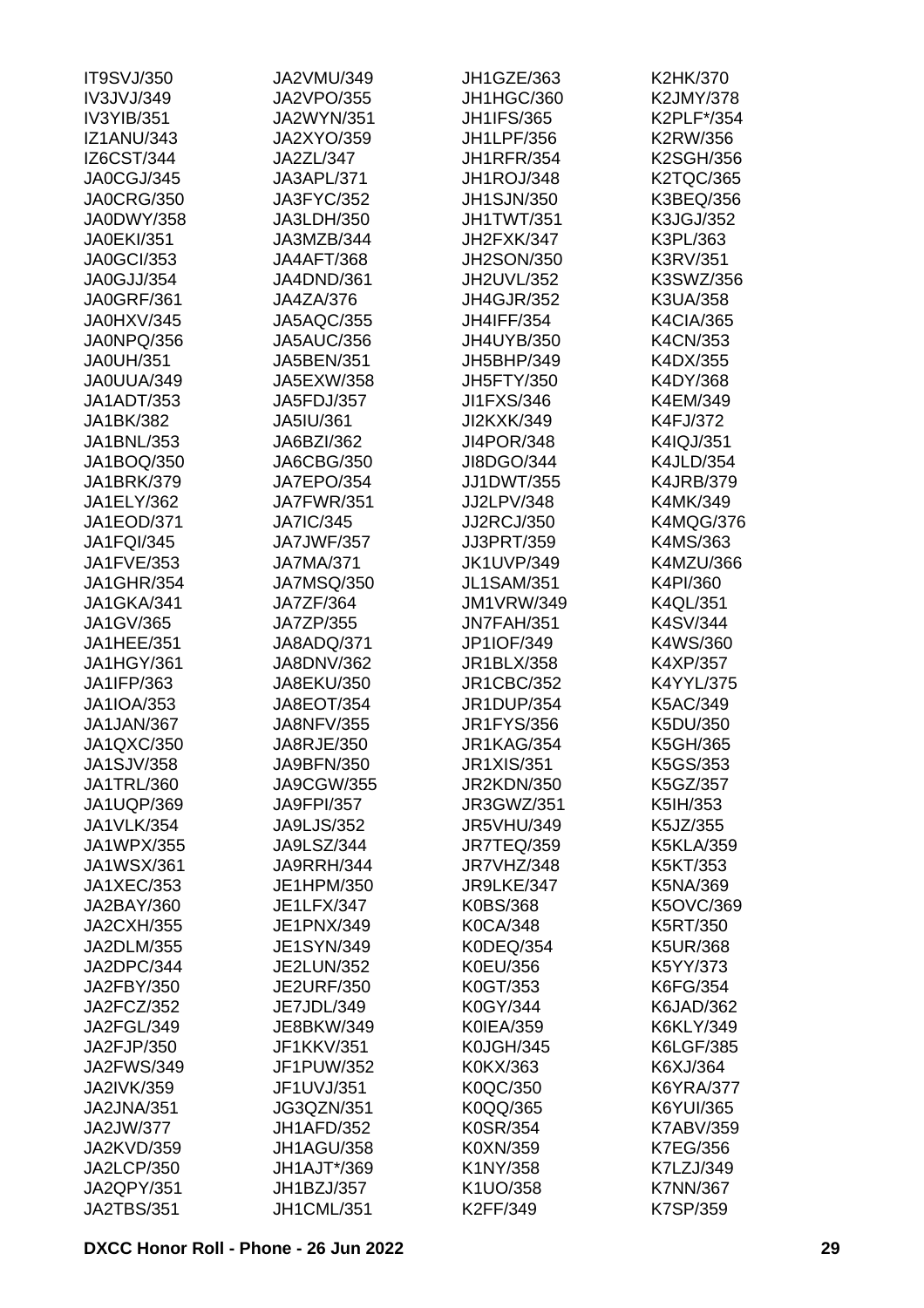IT9SVJ/350
IV3JVJ/349
IV3YIB/351
IZ1ANU/343
IZ6CST/344
JA0CGJ/345
JA0CRG/350
JA0DWY/358
JA0EKI/351
JA0GCI/353
JA0GJJ/354
JA0GRF/361
JA0HXV/345
JA0NPQ/356
JA0UH/351
JA0UUA/349
JA1ADT/353
JA1BK/382
JA1BNL/353
JA1BOQ/350
JA1BRK/379
JA1ELY/362
JA1EOD/371
JA1FQI/345
JA1FVE/353
JA1GHR/354
JA1GKA/341
JA1GV/365
JA1HEE/351
JA1HGY/361
JA1IFP/363
JA1IOA/353
JA1JAN/367
JA1QXC/350
JA1SJV/358
JA1TRL/360
JA1UQP/369
JA1VLK/354
JA1WPX/355
JA1WSX/361
JA1XEC/353
JA2BAY/360
JA2CXH/355
JA2DLM/355
JA2DPC/344
JA2FBY/350
JA2FCZ/352
JA2FGL/349
JA2FJP/350
JA2FWS/349
JA2IVK/359
JA2JNA/351
JA2JW/377
JA2KVD/359
JA2LCP/350
JA2QPY/351
JA2TBS/351
JA2VMU/349
JA2VPO/355
JA2WYN/351
JA2XYO/359
JA2ZL/347
JA3APL/371
JA3FYC/352
JA3LDH/350
JA3MZB/344
JA4AFT/368
JA4DND/361
JA4ZA/376
JA5AQC/355
JA5AUC/356
JA5BEN/351
JA5EXW/358
JA5FDJ/357
JA5IU/361
JA6BZI/362
JA6CBG/350
JA7EPO/354
JA7FWR/351
JA7IC/345
JA7JWF/357
JA7MA/371
JA7MSQ/350
JA7ZF/364
JA7ZP/355
JA8ADQ/371
JA8DNV/362
JA8EKU/350
JA8EOT/354
JA8NFV/355
JA8RJE/350
JA9BFN/350
JA9CGW/355
JA9FPI/357
JA9LJS/352
JA9LSZ/344
JA9RRH/344
JE1HPM/350
JE1LFX/347
JE1PNX/349
JE1SYN/349
JE2LUN/352
JE2URF/350
JE7JDL/349
JE8BKW/349
JF1KKV/351
JF1PUW/352
JF1UVJ/351
JG3QZN/351
JH1AFD/352
JH1AGU/358
JH1AJT*/369
JH1BZJ/357
JH1CML/351
JH1GZE/363
JH1HGC/360
JH1IFS/365
JH1LPF/356
JH1RFR/354
JH1ROJ/348
JH1SJN/350
JH1TWT/351
JH2FXK/347
JH2SON/350
JH2UVL/352
JH4GJR/352
JH4IFF/354
JH4UYB/350
JH5BHP/349
JH5FTY/350
JI1FXS/346
JI2KXK/349
JI4POR/348
JI8DGO/344
JJ1DWT/355
JJ2LPV/348
JJ2RCJ/350
JJ3PRT/359
JK1UVP/349
JL1SAM/351
JM1VRW/349
JN7FAH/351
JP1IOF/349
JR1BLX/358
JR1CBC/352
JR1DUP/354
JR1FYS/356
JR1KAG/354
JR1XIS/351
JR2KDN/350
JR3GWZ/351
JR5VHU/349
JR7TEQ/359
JR7VHZ/348
JR9LKE/347
K0BS/368
K0CA/348
K0DEQ/354
K0EU/356
K0GT/353
K0GY/344
K0IEA/359
K0JGH/345
K0KX/363
K0QC/350
K0QQ/365
K0SR/354
K0XN/359
K1NY/358
K1UO/358
K2FF/349
K2HK/370
K2JMY/378
K2PLF*/354
K2RW/356
K2SGH/356
K2TQC/365
K3BEQ/356
K3JGJ/352
K3PL/363
K3RV/351
K3SWZ/356
K3UA/358
K4CIA/365
K4CN/353
K4DX/355
K4DY/368
K4EM/349
K4FJ/372
K4IQJ/351
K4JLD/354
K4JRB/379
K4MK/349
K4MQG/376
K4MS/363
K4MZU/366
K4PI/360
K4QL/351
K4SV/344
K4WS/360
K4XP/357
K4YYL/375
K5AC/349
K5DU/350
K5GH/365
K5GS/353
K5GZ/357
K5IH/353
K5JZ/355
K5KLA/359
K5KT/353
K5NA/369
K5OVC/369
K5RT/350
K5UR/368
K5YY/373
K6FG/354
K6JAD/362
K6KLY/349
K6LGF/385
K6XJ/364
K6YRA/377
K6YUI/365
K7ABV/359
K7EG/356
K7LZJ/349
K7NN/367
K7SP/359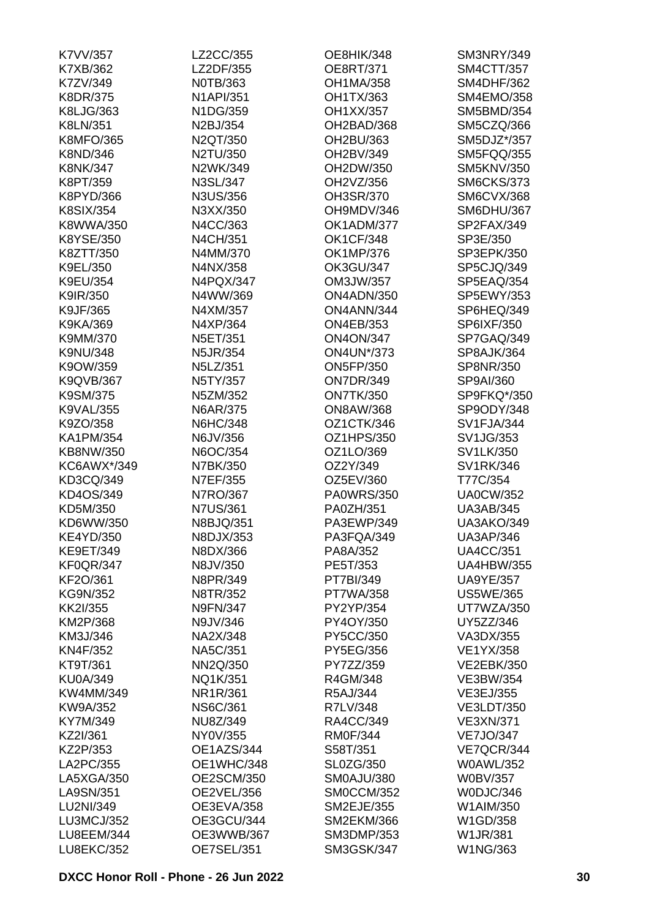K7VV/357
K7XB/362
K7ZV/349
K8DR/375
K8LJG/363
K8LN/351
K8MFO/365
K8ND/346
K8NK/347
K8PT/359
K8PYD/366
K8SIX/354
K8WWA/350
K8YSE/350
K8ZTT/350
K9EL/350
K9EU/354
K9IR/350
K9JF/365
K9KA/369
K9MM/370
K9NU/348
K9OW/359
K9QVB/367
K9SM/375
K9VAL/355
K9ZO/358
KA1PM/354
KB8NW/350
KC6AWX*/349
KD3CQ/349
KD4OS/349
KD5M/350
KD6WW/350
KE4YD/350
KE9ET/349
KF0QR/347
KF2O/361
KG9N/352
KK2I/355
KM2P/368
KM3J/346
KN4F/352
KT9T/361
KU0A/349
KW4MM/349
KW9A/352
KY7M/349
KZ2I/361
KZ2P/353
LA2PC/355
LA5XGA/350
LA9SN/351
LU2NI/349
LU3MCJ/352
LU8EEM/344
LU8EKC/352
LZ2CC/355
LZ2DF/355
N0TB/363
N1API/351
N1DG/359
N2BJ/354
N2QT/350
N2TU/350
N2WK/349
N3SL/347
N3US/356
N3XX/350
N4CC/363
N4CH/351
N4MM/370
N4NX/358
N4PQX/347
N4WW/369
N4XM/357
N4XP/364
N5ET/351
N5JR/354
N5LZ/351
N5TY/357
N5ZM/352
N6AR/375
N6HC/348
N6JV/356
N6OC/354
N7BK/350
N7EF/355
N7RO/367
N7US/361
N8BJQ/351
N8DJX/353
N8DX/366
N8JV/350
N8PR/349
N8TR/352
N9FN/347
N9JV/346
NA2X/348
NA5C/351
NN2Q/350
NQ1K/351
NR1R/361
NS6C/361
NU8Z/349
NY0V/355
OE1AZS/344
OE1WHC/348
OE2SCM/350
OE2VEL/356
OE3EVA/358
OE3GCU/344
OE3WWB/367
OE7SEL/351
OE8HIK/348
OE8RT/371
OH1MA/358
OH1TX/363
OH1XX/357
OH2BAD/368
OH2BU/363
OH2BV/349
OH2DW/350
OH2VZ/356
OH3SR/370
OH9MDV/346
OK1ADM/377
OK1CF/348
OK1MP/376
OK3GU/347
OM3JW/357
ON4ADN/350
ON4ANN/344
ON4EB/353
ON4ON/347
ON4UN*/373
ON5FP/350
ON7DR/349
ON7TK/350
ON8AW/368
OZ1CTK/346
OZ1HPS/350
OZ1LO/369
OZ2Y/349
OZ5EV/360
PA0WRS/350
PA0ZH/351
PA3EWP/349
PA3FQA/349
PA8A/352
PE5T/353
PT7BI/349
PT7WA/358
PY2YP/354
PY4OY/350
PY5CC/350
PY5EG/356
PY7ZZ/359
R4GM/348
R5AJ/344
R7LV/348
RA4CC/349
RM0F/344
S58T/351
SL0ZG/350
SM0AJU/380
SM0CCM/352
SM2EJE/355
SM2EKM/366
SM3DMP/353
SM3GSK/347
SM3NRY/349
SM4CTT/357
SM4DHF/362
SM4EMO/358
SM5BMD/354
SM5CZQ/366
SM5DJZ*/357
SM5FQQ/355
SM5KNV/350
SM6CKS/373
SM6CVX/368
SM6DHU/367
SP2FAX/349
SP3E/350
SP3EPK/350
SP5CJQ/349
SP5EAQ/354
SP5EWY/353
SP6HEQ/349
SP6IXF/350
SP7GAQ/349
SP8AJK/364
SP8NR/350
SP9AI/360
SP9FKQ*/350
SP9ODY/348
SV1FJA/344
SV1JG/353
SV1LK/350
SV1RK/346
T77C/354
UA0CW/352
UA3AB/345
UA3AKO/349
UA3AP/346
UA4CC/351
UA4HBW/355
UA9YE/357
US5WE/365
UT7WZA/350
UY5ZZ/346
VA3DX/355
VE1YX/358
VE2EBK/350
VE3BW/354
VE3EJ/355
VE3LDT/350
VE3XN/371
VE7JO/347
VE7QCR/344
W0AWL/352
W0BV/357
W0DJC/346
W1AIM/350
W1GD/358
W1JR/381
W1NG/363

DXCC Honor Roll - Phone - 26 Jun 2022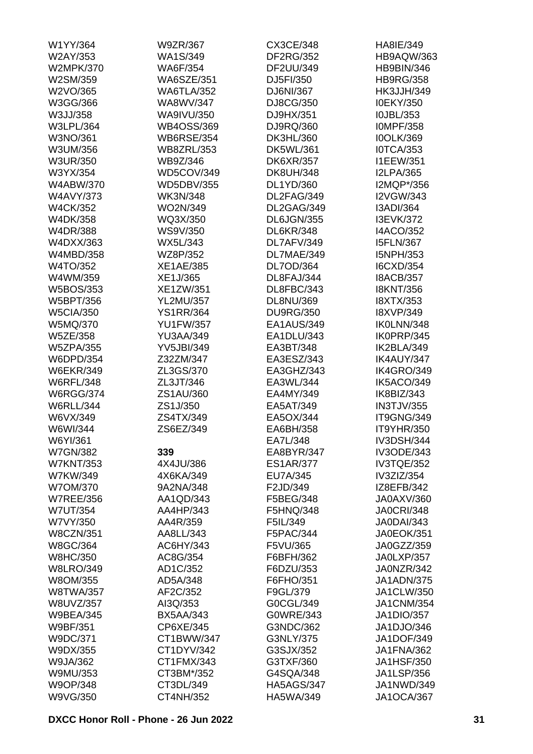W1YY/364
W2AY/353
W2MPK/370
W2SM/359
W2VO/365
W3GG/366
W3JJ/358
W3LPL/364
W3NO/361
W3UM/356
W3UR/350
W3YX/354
W4ABW/370
W4AVY/373
W4CK/352
W4DK/358
W4DR/388
W4DXX/363
W4MBD/358
W4TO/352
W4WM/359
W5BOS/353
W5BPT/356
W5CIA/350
W5MQ/370
W5ZE/358
W5ZPA/355
W6DPD/354
W6EKR/349
W6RFL/348
W6RGG/374
W6RLL/344
W6VX/349
W6WI/344
W6YI/361
W7GN/382
W7KNT/353
W7KW/349
W7OM/370
W7REE/356
W7UT/354
W7VY/350
W8CZN/351
W8GC/364
W8HC/350
W8LRO/349
W8OM/355
W8TWA/357
W8UVZ/357
W9BEA/345
W9BF/351
W9DC/371
W9DX/355
W9JA/362
W9MU/353
W9OP/348
W9VG/350
W9ZR/367
WA1S/349
WA6F/354
WA6SZE/351
WA6TLA/352
WA8WV/347
WA9IVU/350
WB4OSS/369
WB6RSE/354
WB8ZRL/353
WB9Z/346
WD5COV/349
WD5DBV/355
WK3N/348
WO2N/349
WQ3X/350
WS9V/350
WX5L/343
WZ8P/352
XE1AE/385
XE1J/365
XE1ZW/351
YL2MU/357
YS1RR/364
YU1FW/357
YU3AA/349
YV5JBI/349
Z32ZM/347
ZL3GS/370
ZL3JT/346
ZS1AU/360
ZS1J/350
ZS4TX/349
ZS6EZ/349

**339**

4X4JU/386
4X6KA/349
9A2NA/348
AA1QD/343
AA4HP/343
AA4R/359
AA8LL/343
AC6HY/343
AC8G/354
AD1C/352
AD5A/348
AF2C/352
AI3Q/353
BX5AA/343
CP6XE/345
CT1BWW/347
CT1DYV/342
CT1FMX/343
CT3BM*/352
CT3DL/349
CT4NH/352
CX3CE/348
DF2RG/352
DF2UU/349
DJ5FI/350
DJ6NI/367
DJ8CG/350
DJ9HX/351
DJ9RQ/360
DK3HL/360
DK5WL/361
DK6XR/357
DK8UH/348
DL1YD/360
DL2FAG/349
DL2GAG/349
DL6JGN/355
DL6KR/348
DL7AFV/349
DL7MAE/349
DL7OD/364
DL8FAJ/344
DL8FBC/343
DL8NU/369
DU9RG/350
EA1AUS/349
EA1DLU/343
EA3BT/348
EA3ESZ/343
EA3GHZ/343
EA3WL/344
EA4MY/349
EA5AT/349
EA5OX/344
EA6BH/358
EA7L/348
EA8BYR/347
ES1AR/377
EU7A/345
F2JD/349
F5BEG/348
F5HNQ/348
F5IL/349
F5PAC/344
F5VU/365
F6BFH/362
F6DZU/353
F6FHO/351
F9GL/379
G0CGL/349
G0WRE/343
G3NDC/362
G3NLY/375
G3SJX/352
G3TXF/360
G4SQA/348
HA5AGS/347
HA5WA/349
HA8IE/349
HB9AQW/363
HB9BIN/346
HB9RG/358
HK3JJH/349
I0EKY/350
I0JBL/353
I0MPF/358
I0OLK/369
I0TCA/353
I1EEW/351
I2LPA/365
I2MQP*/356
I2VGW/343
I3ADI/364
I3EVK/372
I4ACO/352
I5FLN/367
I5NPH/353
I6CXD/354
I8ACB/357
I8KNT/356
I8XTX/353
I8XVP/349
IK0LNN/348
IK0PRP/345
IK2BLA/349
IK4AUY/347
IK4GRO/349
IK5ACO/349
IK8BIZ/343
IN3TJV/355
IT9GNG/349
IT9YHR/350
IV3DSH/344
IV3ODE/343
IV3TQE/352
IV3ZIZ/354
IZ8EFB/342
JA0AXV/360
JA0CRI/348
JA0DAI/343
JA0EOK/351
JA0GZZ/359
JA0LXP/357
JA0NZR/342
JA1ADN/375
JA1CLW/350
JA1CNM/354
JA1DIO/357
JA1DJO/346
JA1DOF/349
JA1FNA/362
JA1HSF/350
JA1LSP/356
JA1NWD/349
JA1OCA/367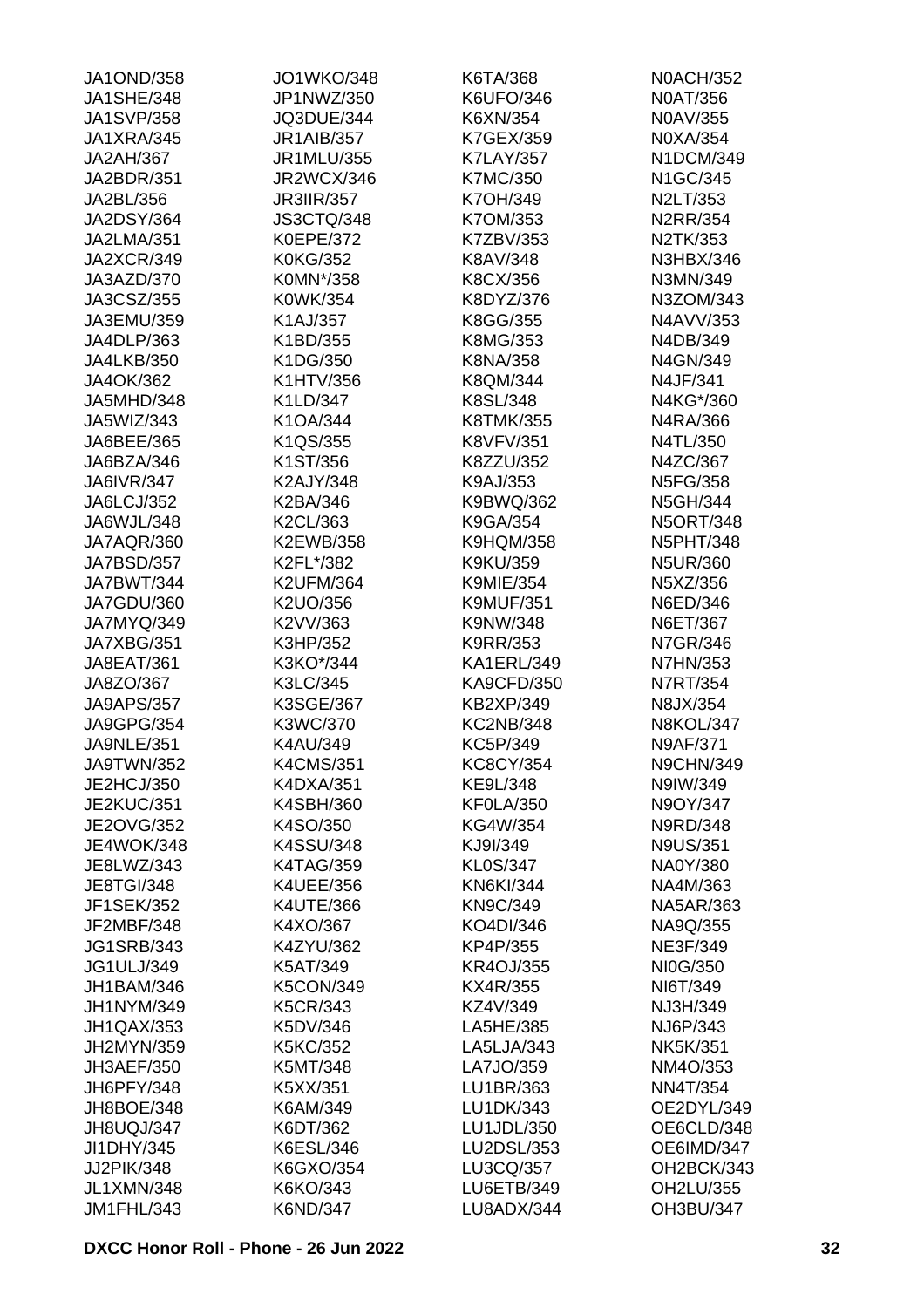JA1OND/358
JA1SHE/348
JA1SVP/358
JA1XRA/345
JA2AH/367
JA2BDR/351
JA2BL/356
JA2DSY/364
JA2LMA/351
JA2XCR/349
JA3AZD/370
JA3CSZ/355
JA3EMU/359
JA4DLP/363
JA4LKB/350
JA4OK/362
JA5MHD/348
JA5WIZ/343
JA6BEE/365
JA6BZA/346
JA6IVR/347
JA6LCJ/352
JA6WJL/348
JA7AQR/360
JA7BSD/357
JA7BWT/344
JA7GDU/360
JA7MYQ/349
JA7XBG/351
JA8EAT/361
JA8ZO/367
JA9APS/357
JA9GPG/354
JA9NLE/351
JA9TWN/352
JE2HCJ/350
JE2KUC/351
JE2OVG/352
JE4WOK/348
JE8LWZ/343
JE8TGI/348
JF1SEK/352
JF2MBF/348
JG1SRB/343
JG1ULJ/349
JH1BAM/346
JH1NYM/349
JH1QAX/353
JH2MYN/359
JH3AEF/350
JH6PFY/348
JH8BOE/348
JH8UQJ/347
JI1DHY/345
JJ2PIK/348
JL1XMN/348
JM1FHL/343
JO1WKO/348
JP1NWZ/350
JQ3DUE/344
JR1AIB/357
JR1MLU/355
JR2WCX/346
JR3IIR/357
JS3CTQ/348
K0EPE/372
K0KG/352
K0MN*/358
K0WK/354
K1AJ/357
K1BD/355
K1DG/350
K1HTV/356
K1LD/347
K1OA/344
K1QS/355
K1ST/356
K2AJY/348
K2BA/346
K2CL/363
K2EWB/358
K2FL*/382
K2UFM/364
K2UO/356
K2VV/363
K3HP/352
K3KO*/344
K3LC/345
K3SGE/367
K3WC/370
K4AU/349
K4CMS/351
K4DXA/351
K4SBH/360
K4SO/350
K4SSU/348
K4TAG/359
K4UEE/356
K4UTE/366
K4XO/367
K4ZYU/362
K5AT/349
K5CON/349
K5CR/343
K5DV/346
K5KC/352
K5MT/348
K5XX/351
K6AM/349
K6DT/362
K6ESL/346
K6GXO/354
K6KO/343
K6ND/347
K6TA/368
K6UFO/346
K6XN/354
K7GEX/359
K7LAY/357
K7MC/350
K7OH/349
K7OM/353
K7ZBV/353
K8AV/348
K8CX/356
K8DYZ/376
K8GG/355
K8MG/353
K8NA/358
K8QM/344
K8SL/348
K8TMK/355
K8VFV/351
K8ZZU/352
K9AJ/353
K9BWQ/362
K9GA/354
K9HQM/358
K9KU/359
K9MIE/354
K9MUF/351
K9NW/348
K9RR/353
KA1ERL/349
KA9CFD/350
KB2XP/349
KC2NB/348
KC5P/349
KC8CY/354
KE9L/348
KF0LA/350
KG4W/354
KJ9I/349
KL0S/347
KN6KI/344
KN9C/349
KO4DI/346
KP4P/355
KR4OJ/355
KX4R/355
KZ4V/349
LA5HE/385
LA5LJA/343
LA7JO/359
LU1BR/363
LU1DK/343
LU1JDL/350
LU2DSL/353
LU3CQ/357
LU6ETB/349
LU8ADX/344
N0ACH/352
N0AT/356
N0AV/355
N0XA/354
N1DCM/349
N1GC/345
N2LT/353
N2RR/354
N2TK/353
N3HBX/346
N3MN/349
N3ZOM/343
N4AVV/353
N4DB/349
N4GN/349
N4JF/341
N4KG*/360
N4RA/366
N4TL/350
N4ZC/367
N5FG/358
N5GH/344
N5ORT/348
N5PHT/348
N5UR/360
N5XZ/356
N6ED/346
N6ET/367
N7GR/346
N7HN/353
N7RT/354
N8JX/354
N8KOL/347
N9AF/371
N9CHN/349
N9IW/349
N9OY/347
N9RD/348
N9US/351
NA0Y/380
NA4M/363
NA5AR/363
NA9Q/355
NE3F/349
NI0G/350
NI6T/349
NJ3H/349
NJ6P/343
NK5K/351
NM4O/353
NN4T/354
OE2DYL/349
OE6CLD/348
OE6IMD/347
OH2BCK/343
OH2LU/355
OH3BU/347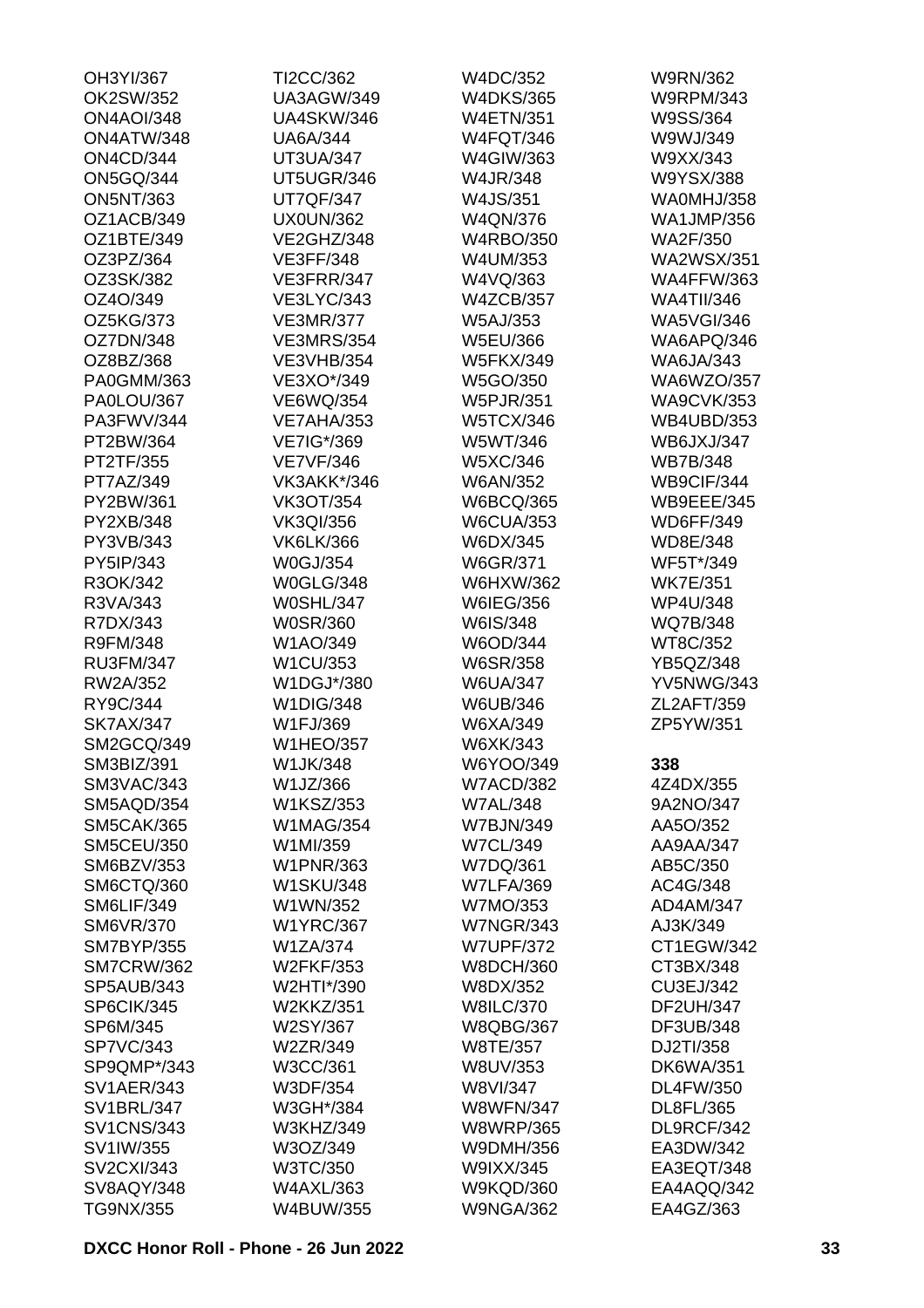OH3YI/367
OK2SW/352
ON4AOI/348
ON4ATW/348
ON4CD/344
ON5GQ/344
ON5NT/363
OZ1ACB/349
OZ1BTE/349
OZ3PZ/364
OZ3SK/382
OZ4O/349
OZ5KG/373
OZ7DN/348
OZ8BZ/368
PA0GMM/363
PA0LOU/367
PA3FWV/344
PT2BW/364
PT2TF/355
PT7AZ/349
PY2BW/361
PY2XB/348
PY3VB/343
PY5IP/343
R3OK/342
R3VA/343
R7DX/343
R9FM/348
RU3FM/347
RW2A/352
RY9C/344
SK7AX/347
SM2GCQ/349
SM3BIZ/391
SM3VAC/343
SM5AQD/354
SM5CAK/365
SM5CEU/350
SM6BZV/353
SM6CTQ/360
SM6LIF/349
SM6VR/370
SM7BYP/355
SM7CRW/362
SP5AUB/343
SP6CIK/345
SP6M/345
SP7VC/343
SP9QMP*/343
SV1AER/343
SV1BRL/347
SV1CNS/343
SV1IW/355
SV2CXI/343
SV8AQY/348
TG9NX/355
TI2CC/362
UA3AGW/349
UA4SKW/346
UA6A/344
UT3UA/347
UT5UGR/346
UT7QF/347
UX0UN/362
VE2GHZ/348
VE3FF/348
VE3FRR/347
VE3LYC/343
VE3MR/377
VE3MRS/354
VE3VHB/354
VE3XO*/349
VE6WQ/354
VE7AHA/353
VE7IG*/369
VE7VF/346
VK3AKK*/346
VK3OT/354
VK3QI/356
VK6LK/366
W0GJ/354
W0GLG/348
W0SHL/347
W0SR/360
W1AO/349
W1CU/353
W1DGJ*/380
W1DIG/348
W1FJ/369
W1HEO/357
W1JK/348
W1JZ/366
W1KSZ/353
W1MAG/354
W1MI/359
W1PNR/363
W1SKU/348
W1WN/352
W1YRC/367
W1ZA/374
W2FKF/353
W2HTI*/390
W2KKZ/351
W2SY/367
W2ZR/349
W3CC/361
W3DF/354
W3GH*/384
W3KHZ/349
W3OZ/349
W3TC/350
W4AXL/363
W4BUW/355
W4DC/352
W4DKS/365
W4ETN/351
W4FQT/346
W4GIW/363
W4JR/348
W4JS/351
W4QN/376
W4RBO/350
W4UM/353
W4VQ/363
W4ZCB/357
W5AJ/353
W5EU/366
W5FKX/349
W5GO/350
W5PJR/351
W5TCX/346
W5WT/346
W5XC/346
W6AN/352
W6BCQ/365
W6CUA/353
W6DX/345
W6GR/371
W6HXW/362
W6IEG/356
W6IS/348
W6OD/344
W6SR/358
W6UA/347
W6UB/346
W6XA/349
W6XK/343
W6YOO/349
W7ACD/382
W7AL/348
W7BJN/349
W7CL/349
W7DQ/361
W7LFA/369
W7MO/353
W7NGR/343
W7UPF/372
W8DCH/360
W8DX/352
W8ILC/370
W8QBG/367
W8TE/357
W8UV/353
W8VI/347
W8WFN/347
W8WRP/365
W9DMH/356
W9IXX/345
W9KQD/360
W9NGA/362
W9RN/362
W9RPM/343
W9SS/364
W9WJ/349
W9XX/343
W9YSX/388
WA0MHJ/358
WA1JMP/356
WA2F/350
WA2WSX/351
WA4FFW/363
WA4TII/346
WA5VGI/346
WA6APQ/346
WA6JA/343
WA6WZO/357
WA9CVK/353
WB4UBD/353
WB6JXJ/347
WB7B/348
WB9CIF/344
WB9EEE/345
WD6FF/349
WD8E/348
WF5T*/349
WK7E/351
WP4U/348
WQ7B/348
WT8C/352
YB5QZ/348
YV5NWG/343
ZL2AFT/359
ZP5YW/351

**338**

4Z4DX/355
9A2NO/347
AA5O/352
AA9AA/347
AB5C/350
AC4G/348
AD4AM/347
AJ3K/349
CT1EGW/342
CT3BX/348
CU3EJ/342
DF2UH/347
DF3UB/348
DJ2TI/358
DK6WA/351
DL4FW/350
DL8FL/365
DL9RCF/342
EA3DW/342
EA3EQT/348
EA4AQQ/342
EA4GZ/363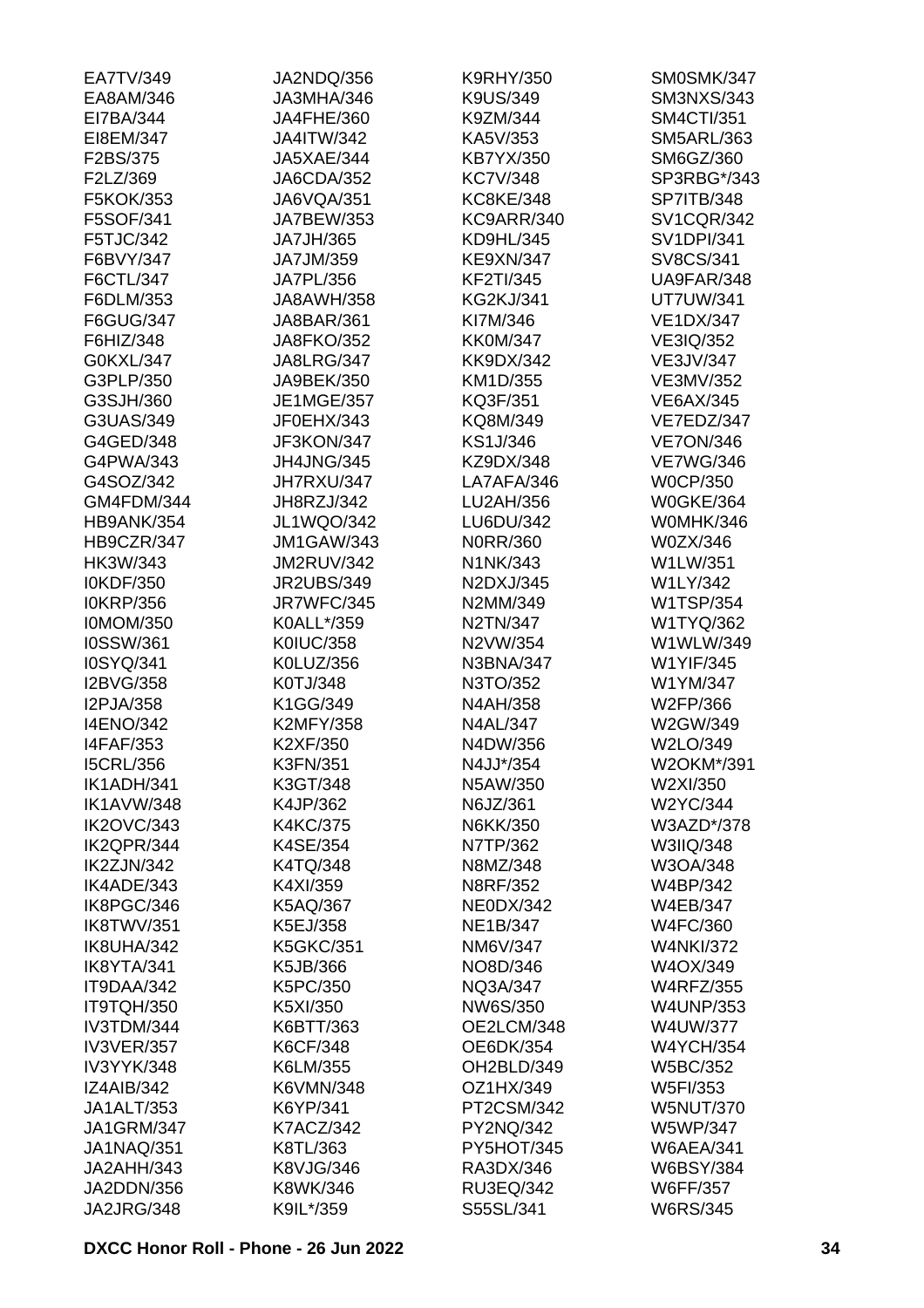EA7TV/349
EA8AM/346
EI7BA/344
EI8EM/347
F2BS/375
F2LZ/369
F5KOK/353
F5SOF/341
F5TJC/342
F6BVY/347
F6CTL/347
F6DLM/353
F6GUG/347
F6HIZ/348
G0KXL/347
G3PLP/350
G3SJH/360
G3UAS/349
G4GED/348
G4PWA/343
G4SOZ/342
GM4FDM/344
HB9ANK/354
HB9CZR/347
HK3W/343
I0KDF/350
I0KRP/356
I0MOM/350
I0SSW/361
I0SYQ/341
I2BVG/358
I2PJA/358
I4ENO/342
I4FAF/353
I5CRL/356
IK1ADH/341
IK1AVW/348
IK2OVC/343
IK2QPR/344
IK2ZJN/342
IK4ADE/343
IK8PGC/346
IK8TWV/351
IK8UHA/342
IK8YTA/341
IT9DAA/342
IT9TQH/350
IV3TDM/344
IV3VER/357
IV3YYK/348
IZ4AIB/342
JA1ALT/353
JA1GRM/347
JA1NAQ/351
JA2AHH/343
JA2DDN/356
JA2JRG/348
JA2NDQ/356
JA3MHA/346
JA4FHE/360
JA4ITW/342
JA5XAE/344
JA6CDA/352
JA6VQA/351
JA7BEW/353
JA7JH/365
JA7JM/359
JA7PL/356
JA8AWH/358
JA8BAR/361
JA8FKO/352
JA8LRG/347
JA9BEK/350
JE1MGE/357
JF0EHX/343
JF3KON/347
JH4JNG/345
JH7RXU/347
JH8RZJ/342
JL1WQO/342
JM1GAW/343
JM2RUV/342
JR2UBS/349
JR7WFC/345
K0ALL*/359
K0IUC/358
K0LUZ/356
K0TJ/348
K1GG/349
K2MFY/358
K2XF/350
K3FN/351
K3GT/348
K4JP/362
K4KC/375
K4SE/354
K4TQ/348
K4XI/359
K5AQ/367
K5EJ/358
K5GKC/351
K5JB/366
K5PC/350
K5XI/350
K6BTT/363
K6CF/348
K6LM/355
K6VMN/348
K6YP/341
K7ACZ/342
K8TL/363
K8VJG/346
K8WK/346
K9IL*/359
K9RHY/350
K9US/349
K9ZM/344
KA5V/353
KB7YX/350
KC7V/348
KC8KE/348
KC9ARR/340
KD9HL/345
KE9XN/347
KF2TI/345
KG2KJ/341
KI7M/346
KK0M/347
KK9DX/342
KM1D/355
KQ3F/351
KQ8M/349
KS1J/346
KZ9DX/348
LA7AFA/346
LU2AH/356
LU6DU/342
N0RR/360
N1NK/343
N2DXJ/345
N2MM/349
N2TN/347
N2VW/354
N3BNA/347
N3TO/352
N4AH/358
N4AL/347
N4DW/356
N4JJ*/354
N5AW/350
N6JZ/361
N6KK/350
N7TP/362
N8MZ/348
N8RF/352
NE0DX/342
NE1B/347
NM6V/347
NO8D/346
NQ3A/347
NW6S/350
OE2LCM/348
OE6DK/354
OH2BLD/349
OZ1HX/349
PT2CSM/342
PY2NQ/342
PY5HOT/345
RA3DX/346
RU3EQ/342
S55SL/341
SM0SMK/347
SM3NXS/343
SM4CTI/351
SM5ARL/363
SM6GZ/360
SP3RBG*/343
SP7ITB/348
SV1CQR/342
SV1DPI/341
SV8CS/341
UA9FAR/348
UT7UW/341
VE1DX/347
VE3IQ/352
VE3JV/347
VE3MV/352
VE6AX/345
VE7EDZ/347
VE7ON/346
VE7WG/346
W0CP/350
W0GKE/364
W0MHK/346
W0ZX/346
W1LW/351
W1LY/342
W1TSP/354
W1TYQ/362
W1WLW/349
W1YIF/345
W1YM/347
W2FP/366
W2GW/349
W2LO/349
W2OKM*/391
W2XI/350
W2YC/344
W3AZD*/378
W3IIQ/348
W3OA/348
W4BP/342
W4EB/347
W4FC/360
W4NKI/372
W4OX/349
W4RFZ/355
W4UNP/353
W4UW/377
W4YCH/354
W5BC/352
W5FI/353
W5NUT/370
W5WP/347
W6AEA/341
W6BSY/384
W6FF/357
W6RS/345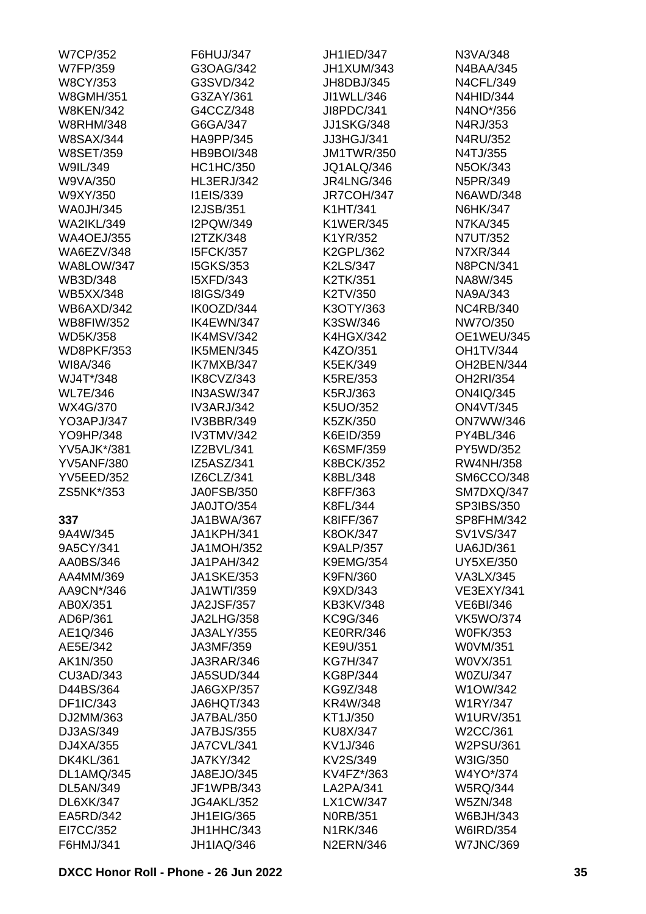W7CP/352
W7FP/359
W8CY/353
W8GMH/351
W8KEN/342
W8RHM/348
W8SAX/344
W8SET/359
W9IL/349
W9VA/350
W9XY/350
WA0JH/345
WA2IKL/349
WA4OEJ/355
WA6EZV/348
WA8LOW/347
WB3D/348
WB5XX/348
WB6AXD/342
WB8FIW/352
WD5K/358
WD8PKF/353
WI8A/346
WJ4T*/348
WL7E/346
WX4G/370
YO3APJ/347
YO9HP/348
YV5AJK*/381
YV5ANF/380
YV5EED/352
ZS5NK*/353

**337**

9A4W/345
9A5CY/341
AA0BS/346
AA4MM/369
AA9CN*/346
AB0X/351
AD6P/361
AE1Q/346
AE5E/342
AK1N/350
CU3AD/343
D44BS/364
DF1IC/343
DJ2MM/363
DJ3AS/349
DJ4XA/355
DK4KL/361
DL1AMQ/345
DL5AN/349
DL6XK/347
EA5RD/342
EI7CC/352
F6HMJ/341
F6HUJ/347
G3OAG/342
G3SVD/342
G3ZAY/361
G4CCZ/348
G6GA/347
HA9PP/345
HB9BOI/348
HC1HC/350
HL3ERJ/342
I1EIS/339
I2JSB/351
I2PQW/349
I2TZK/348
I5FCK/357
I5GKS/353
I5XFD/343
I8IGS/349
IK0OZD/344
IK4EWN/347
IK4MSV/342
IK5MEN/345
IK7MXB/347
IK8CVZ/343
IN3ASW/347
IV3ARJ/342
IV3BBR/349
IV3TMV/342
IZ2BVL/341
IZ5ASZ/341
IZ6CLZ/341
JA0FSB/350
JA0JTO/354
JA1BWA/367
JA1KPH/341
JA1MOH/352
JA1PAH/342
JA1SKE/353
JA1WTI/359
JA2JSF/357
JA2LHG/358
JA3ALY/355
JA3MF/359
JA3RAR/346
JA5SUD/344
JA6GXP/357
JA6HQT/343
JA7BAL/350
JA7BJS/355
JA7CVL/341
JA7KY/342
JA8EJO/345
JF1WPB/343
JG4AKL/352
JH1EIG/365
JH1HHC/343
JH1IAQ/346
JH1IED/347
JH1XUM/343
JH8DBJ/345
JI1WLL/346
JI8PDC/341
JJ1SKG/348
JJ3HGJ/341
JM1TWR/350
JQ1ALQ/346
JR4LNG/346
JR7COH/347
K1HT/341
K1WER/345
K1YR/352
K2GPL/362
K2LS/347
K2TK/351
K2TV/350
K3OTY/363
K3SW/346
K4HGX/342
K4ZO/351
K5EK/349
K5RE/353
K5RJ/363
K5UO/352
K5ZK/350
K6EID/359
K6SMF/359
K8BCK/352
K8BL/348
K8FF/363
K8FL/344
K8IFF/367
K8OK/347
K9ALP/357
K9EMG/354
K9FN/360
K9XD/343
KB3KV/348
KC9G/346
KE0RR/346
KE9U/351
KG7H/347
KG8P/344
KG9Z/348
KR4W/348
KT1J/350
KU8X/347
KV1J/346
KV2S/349
KV4FZ*/363
LA2PA/341
LX1CW/347
N0RB/351
N1RK/346
N2ERN/346
N3VA/348
N4BAA/345
N4CFL/349
N4HID/344
N4NO*/356
N4RJ/353
N4RU/352
N4TJ/355
N5OK/343
N5PR/349
N6AWD/348
N6HK/347
N7KA/345
N7UT/352
N7XR/344
N8PCN/341
NA8W/345
NA9A/343
NC4RB/340
NW7O/350
OE1WEU/345
OH1TV/344
OH2BEN/344
OH2RI/354
ON4IQ/345
ON4VT/345
ON7WW/346
PY4BL/346
PY5WD/352
RW4NH/358
SM6CCO/348
SM7DXQ/347
SP3IBS/350
SP8FHM/342
SV1VS/347
UA6JD/361
UY5XE/350
VA3LX/345
VE3EXY/341
VE6BI/346
VK5WO/374
W0FK/353
W0VM/351
W0VX/351
W0ZU/347
W1OW/342
W1RY/347
W1URV/351
W2CC/361
W2PSU/361
W3IG/350
W4YO*/374
W5RQ/344
W5ZN/348
W6BJH/343
W6IRD/354
W7JNC/369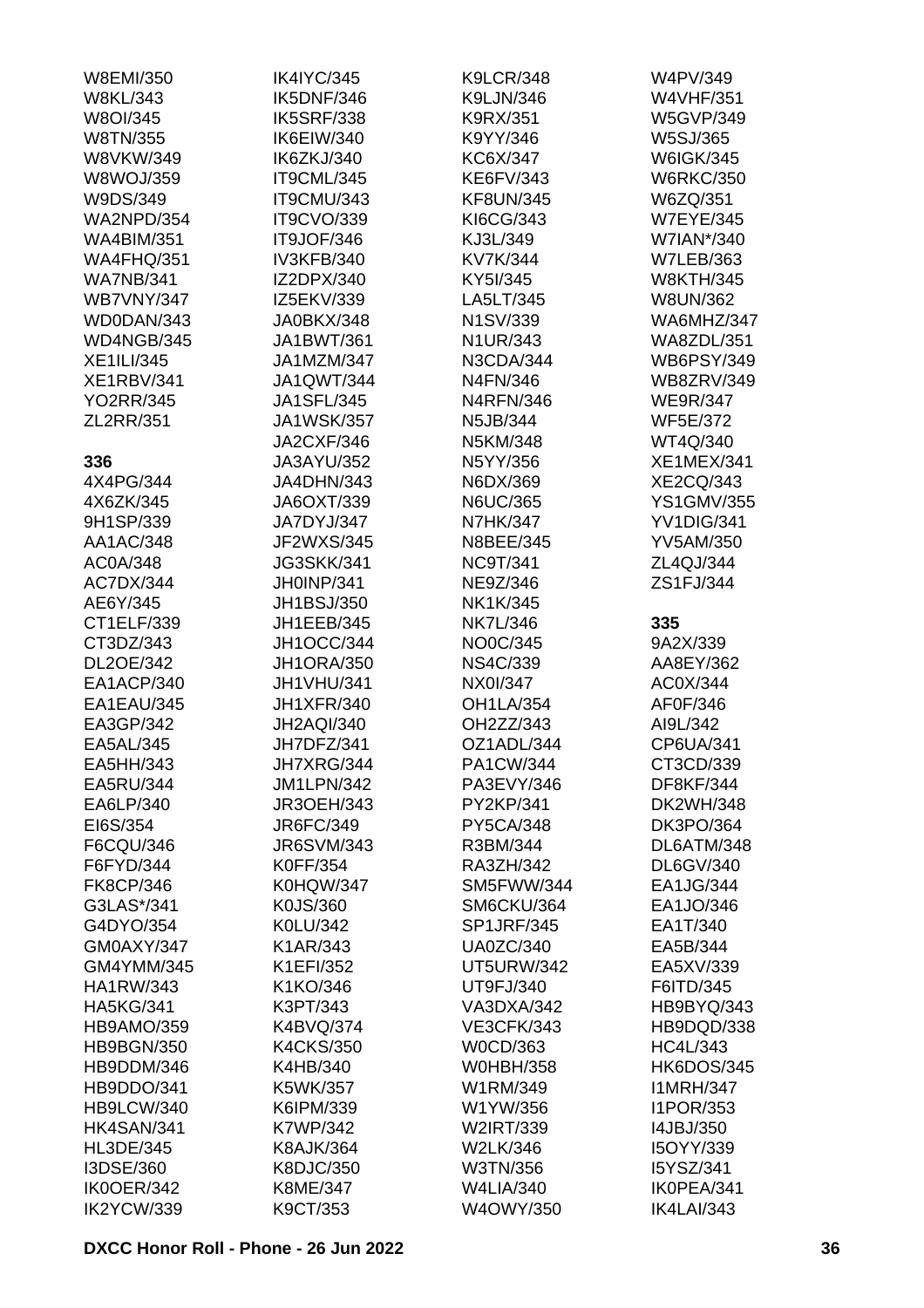W8EMI/350
W8KL/343
W8OI/345
W8TN/355
W8VKW/349
W8WOJ/359
W9DS/349
WA2NPD/354
WA4BIM/351
WA4FHQ/351
WA7NB/341
WB7VNY/347
WD0DAN/343
WD4NGB/345
XE1ILI/345
XE1RBV/341
YO2RR/345
ZL2RR/351

**336**

4X4PG/344
4X6ZK/345
9H1SP/339
AA1AC/348
AC0A/348
AC7DX/344
AE6Y/345
CT1ELF/339
CT3DZ/343
DL2OE/342
EA1ACP/340
EA1EAU/345
EA3GP/342
EA5AL/345
EA5HH/343
EA5RU/344
EA6LP/340
EI6S/354
F6CQU/346
F6FYD/344
FK8CP/346
G3LAS*/341
G4DYO/354
GM0AXY/347
GM4YMM/345
HA1RW/343
HA5KG/341
HB9AMO/359
HB9BGN/350
HB9DDM/346
HB9DDO/341
HB9LCW/340
HK4SAN/341
HL3DE/345
I3DSE/360
IK0OER/342
IK2YCW/339
IK4IYC/345
IK5DNF/346
IK5SRF/338
IK6EIW/340
IK6ZKJ/340
IT9CML/345
IT9CMU/343
IT9CVO/339
IT9JOF/346
IV3KFB/340
IZ2DPX/340
IZ5EKV/339
JA0BKX/348
JA1BWT/361
JA1MZM/347
JA1QWT/344
JA1SFL/345
JA1WSK/357
JA2CXF/346
JA3AYU/352
JA4DHN/343
JA6OXT/339
JA7DYJ/347
JF2WXS/345
JG3SKK/341
JH0INP/341
JH1BSJ/350
JH1EEB/345
JH1OCC/344
JH1ORA/350
JH1VHU/341
JH1XFR/340
JH2AQI/340
JH7DFZ/341
JH7XRG/344
JM1LPN/342
JR3OEH/343
JR6FC/349
JR6SVM/343
K0FF/354
K0HQW/347
K0JS/360
K0LU/342
K1AR/343
K1EFI/352
K1KO/346
K3PT/343
K4BVQ/374
K4CKS/350
K4HB/340
K5WK/357
K6IPM/339
K7WP/342
K8AJK/364
K8DJC/350
K8ME/347
K9CT/353
K9LCR/348
K9LJN/346
K9RX/351
K9YY/346
KC6X/347
KE6FV/343
KF8UN/345
KI6CG/343
KJ3L/349
KV7K/344
KY5I/345
LA5LT/345
N1SV/339
N1UR/343
N3CDA/344
N4FN/346
N4RFN/346
N5JB/344
N5KM/348
N5YY/356
N6DX/369
N6UC/365
N7HK/347
N8BEE/345
NC9T/341
NE9Z/346
NK1K/345
NK7L/346
NO0C/345
NS4C/339
NX0I/347
OH1LA/354
OH2ZZ/343
OZ1ADL/344
PA1CW/344
PA3EVY/346
PY2KP/341
PY5CA/348
R3BM/344
RA3ZH/342
SM5FWW/344
SM6CKU/364
SP1JRF/345
UA0ZC/340
UT5URW/342
UT9FJ/340
VA3DXA/342
VE3CFK/343
W0CD/363
W0HBH/358
W1RM/349
W1YW/356
W2IRT/339
W2LK/346
W3TN/356
W4LIA/340
W4OWY/350
W4PV/349
W4VHF/351
W5GVP/349
W5SJ/365
W6IGK/345
W6RKC/350
W6ZQ/351
W7EYE/345
W7IAN*/340
W7LEB/363
W8KTH/345
W8UN/362
WA6MHZ/347
WA8ZDL/351
WB6PSY/349
WB8ZRV/349
WE9R/347
WF5E/372
WT4Q/340
XE1MEX/341
XE2CQ/343
YS1GMV/355
YV1DIG/341
YV5AM/350
ZL4QJ/344
ZS1FJ/344

**335**

9A2X/339
AA8EY/362
AC0X/344
AF0F/346
AI9L/342
CP6UA/341
CT3CD/339
DF8KF/344
DK2WH/348
DK3PO/364
DL6ATM/348
DL6GV/340
EA1JG/344
EA1JO/346
EA1T/340
EA5B/344
EA5XV/339
F6ITD/345
HB9BYQ/343
HB9DQD/338
HC4L/343
HK6DOS/345
I1MRH/347
I1POR/353
I4JBJ/350
I5OYY/339
I5YSZ/341
IK0PEA/341
IK4LAI/343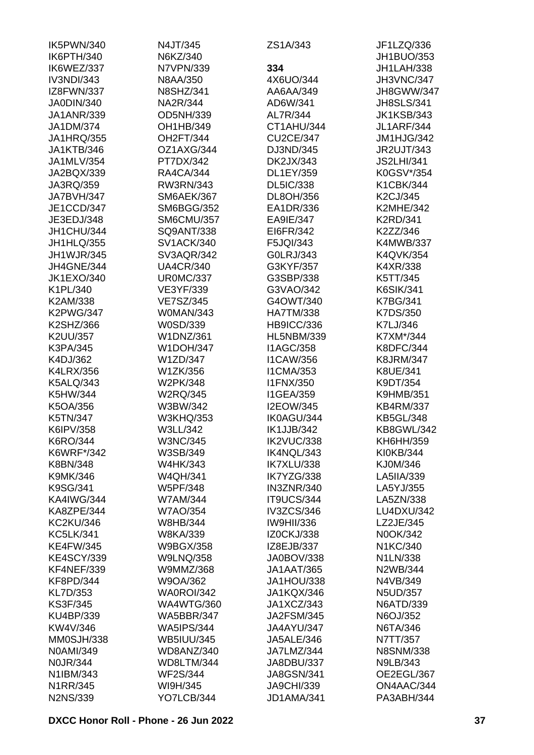IK5PWN/340
IK6PTH/340
IK6WEZ/337
IV3NDI/343
IZ8FWN/337
JA0DIN/340
JA1ANR/339
JA1DM/374
JA1HRQ/355
JA1KTB/346
JA1MLV/354
JA2BQX/339
JA3RQ/359
JA7BVH/347
JE1CCD/347
JE3EDJ/348
JH1CHU/344
JH1HLQ/355
JH1WJR/345
JH4GNE/344
JK1EXO/340
K1PL/340
K2AM/338
K2PWG/347
K2SHZ/366
K2UU/357
K3PA/345
K4DJ/362
K4LRX/356
K5ALQ/343
K5HW/344
K5OA/356
K5TN/347
K6IPV/358
K6RO/344
K6WRF*/342
K8BN/348
K9MK/346
K9SG/341
KA4IWG/344
KA8ZPE/344
KC2KU/346
KC5LK/341
KE4FW/345
KE4SCY/339
KF4NEF/339
KF8PD/344
KL7D/353
KS3F/345
KU4BP/339
KW4V/346
MM0SJH/338
N0AMI/349
N0JR/344
N1IBM/343
N1RR/345
N2NS/339

N4JT/345
N6KZ/340
N7VPN/339
N8AA/350
N8SHZ/341
NA2R/344
OD5NH/339
OH1HB/349
OH2FT/344
OZ1AXG/344
PT7DX/342
RA4CA/344
RW3RN/343
SM6AEK/367
SM6BGG/352
SM6CMU/357
SQ9ANT/338
SV1ACK/340
SV3AQR/342
UA4CR/340
UR0MC/337
VE3YF/339
VE7SZ/345
W0MAN/343
W0SD/339
W1DNZ/361
W1DOH/347
W1ZD/347
W1ZK/356
W2PK/348
W2RQ/345
W3BW/342
W3KHQ/353
W3LL/342
W3NC/345
W3SB/349
W4HK/343
W4QH/341
W5PF/348
W7AM/344
W7AO/354
W8HB/344
W8KA/339
W9BGX/358
W9LNQ/358
W9MMZ/368
W9OA/362
WA0ROI/342
WA4WTG/360
WA5BBR/347
WA5IPS/344
WB5IUU/345
WD8ANZ/340
WD8LTM/344
WF2S/344
WI9H/345
YO7LCB/344

ZS1A/343

**334**

4X6UO/344
AA6AA/349
AD6W/341
AL7R/344
CT1AHU/344
CU2CE/347
DJ3ND/345
DK2JX/343
DL1EY/359
DL5IC/338
DL8OH/356
EA1DR/336
EA9IE/347
EI6FR/342
F5JQI/343
G0LRJ/343
G3KYF/357
G3SBP/338
G3VAO/342
G4OWT/340
HA7TM/338
HB9ICC/336
HL5NBM/339
I1AGC/358
I1CAW/356
I1CMA/353
I1FNX/350
I1GEA/359
I2EOW/345
IK0AGU/344
IK1JJB/342
IK2VUC/338
IK4NQL/343
IK7XLU/338
IK7YZG/338
IN3ZNR/340
IT9UCS/344
IV3ZCS/346
IW9HII/336
IZ0CKJ/338
IZ8EJB/337
JA0BOV/338
JA1AAT/365
JA1HOU/338
JA1KQX/346
JA1XCZ/343
JA2FSM/345
JA4AYU/347
JA5ALE/346
JA7LMZ/344
JA8DBU/337
JA8GSN/341
JA9CHI/339
JD1AMA/341

JF1LZQ/336
JH1BUO/353
JH1LAH/338
JH3VNC/347
JH8GWW/347
JH8SLS/341
JK1KSB/343
JL1ARF/344
JM1HJG/342
JR2UJT/343
JS2LHI/341
K0GSV*/354
K1CBK/344
K2CJ/345
K2MHE/342
K2RD/341
K2ZZ/346
K4MWB/337
K4QVK/354
K4XR/338
K5TT/345
K6SIK/341
K7BG/341
K7DS/350
K7LJ/346
K7XM*/344
K8DFC/344
K8JRM/347
K8UE/341
K9DT/354
K9HMB/351
KB4RM/337
KB5GL/348
KB8GWL/342
KH6HH/359
KI0KB/344
KJ0M/346
LA5IIA/339
LA5YJ/355
LA5ZN/338
LU4DXU/342
LZ2JE/345
N0OK/342
N1KC/340
N1LN/338
N2WB/344
N4VB/349
N5UD/357
N6ATD/339
N6OJ/352
N6TA/346
N7TT/357
N8SNM/338
N9LB/343
OE2EGL/367
ON4AAC/344
PA3ABH/344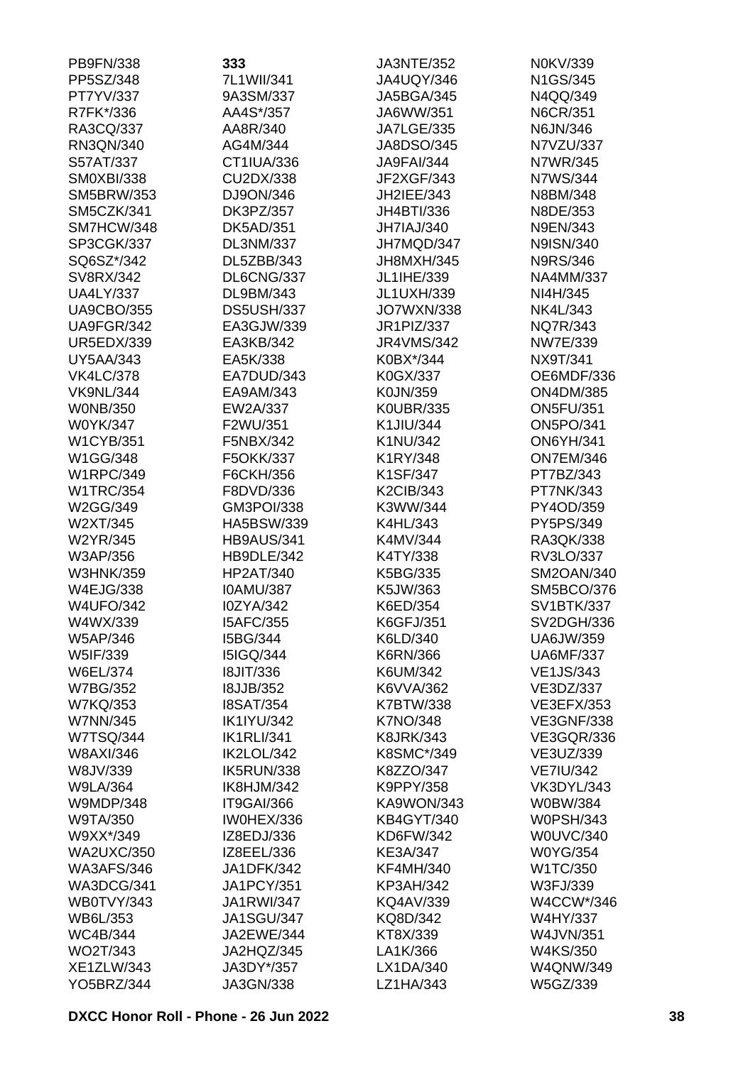PB9FN/338
PP5SZ/348
PT7YV/337
R7FK*/336
RA3CQ/337
RN3QN/340
S57AT/337
SM0XBI/338
SM5BRW/353
SM5CZK/341
SM7HCW/348
SP3CGK/337
SQ6SZ*/342
SV8RX/342
UA4LY/337
UA9CBO/355
UA9FGR/342
UR5EDX/339
UY5AA/343
VK4LC/378
VK9NL/344
W0NB/350
W0YK/347
W1CYB/351
W1GG/348
W1RPC/349
W1TRC/354
W2GG/349
W2XT/345
W2YR/345
W3AP/356
W3HNK/359
W4EJG/338
W4UFO/342
W4WX/339
W5AP/346
W5IF/339
W6EL/374
W7BG/352
W7KQ/353
W7NN/345
W7TSQ/344
W8AXI/346
W8JV/339
W9LA/364
W9MDP/348
W9TA/350
W9XX*/349
WA2UXC/350
WA3AFS/346
WA3DCG/341
WB0TVY/343
WB6L/353
WC4B/344
WO2T/343
XE1ZLW/343
YO5BRZ/344

**333**
7L1WII/341
9A3SM/337
AA4S*/357
AA8R/340
AG4M/344
CT1IUA/336
CU2DX/338
DJ9ON/346
DK3PZ/357
DK5AD/351
DL3NM/337
DL5ZBB/343
DL6CNG/337
DL9BM/343
DS5USH/337
EA3GJW/339
EA3KB/342
EA5K/338
EA7DUD/343
EA9AM/343
EW2A/337
F2WU/351
F5NBX/342
F5OKK/337
F6CKH/356
F8DVD/336
GM3POI/338
HA5BSW/339
HB9AUS/341
HB9DLE/342
HP2AT/340
I0AMU/387
I0ZYA/342
I5AFC/355
I5BG/344
I5IGQ/344
I8JIT/336
I8JJB/352
I8SAT/354
IK1IYU/342
IK1RLI/341
IK2LOL/342
IK5RUN/338
IK8HJM/342
IT9GAI/366
IW0HEX/336
IZ8EDJ/336
IZ8EEL/336
JA1DFK/342
JA1PCY/351
JA1RWI/347
JA1SGU/347
JA2EWE/344
JA2HQZ/345
JA3DY*/357
JA3GN/338

JA3NTE/352
JA4UQY/346
JA5BGA/345
JA6WW/351
JA7LGE/335
JA8DSO/345
JA9FAI/344
JF2XGF/343
JH2IEE/343
JH4BTI/336
JH7IAJ/340
JH7MQD/347
JH8MXH/345
JL1IHE/339
JL1UXH/339
JO7WXN/338
JR1PIZ/337
JR4VMS/342
K0BX*/344
K0GX/337
K0JN/359
K0UBR/335
K1JIU/344
K1NU/342
K1RY/348
K1SF/347
K2CIB/343
K3WW/344
K4HL/343
K4MV/344
K4TY/338
K5BG/335
K5JW/363
K6ED/354
K6GFJ/351
K6LD/340
K6RN/366
K6UM/342
K6VVA/362
K7BTW/338
K7NO/348
K8JRK/343
K8SMC*/349
K8ZZO/347
K9PPY/358
KA9WON/343
KB4GYT/340
KD6FW/342
KE3A/347
KF4MH/340
KP3AH/342
KQ4AV/339
KQ8D/342
KT8X/339
LA1K/366
LX1DA/340
LZ1HA/343

N0KV/339
N1GS/345
N4QQ/349
N6CR/351
N6JN/346
N7VZU/337
N7WR/345
N7WS/344
N8BM/348
N8DE/353
N9EN/343
N9ISN/340
N9RS/346
NA4MM/337
NI4H/345
NK4L/343
NQ7R/343
NW7E/339
NX9T/341
OE6MDF/336
ON4DM/385
ON5FU/351
ON5PO/341
ON6YH/341
ON7EM/346
PT7BZ/343
PT7NK/343
PY4OD/359
PY5PS/349
RA3QK/338
RV3LO/337
SM2OAN/340
SM5BCO/376
SV1BTK/337
SV2DGH/336
UA6JW/359
UA6MF/337
VE1JS/343
VE3DZ/337
VE3EFX/353
VE3GNF/338
VE3GQR/336
VE3UZ/339
VE7IU/342
VK3DYL/343
W0BW/384
W0PSH/343
W0UVC/340
W0YG/354
W1TC/350
W3FJ/339
W4CCW*/346
W4HY/337
W4JVN/351
W4KS/350
W4QNW/349
W5GZ/339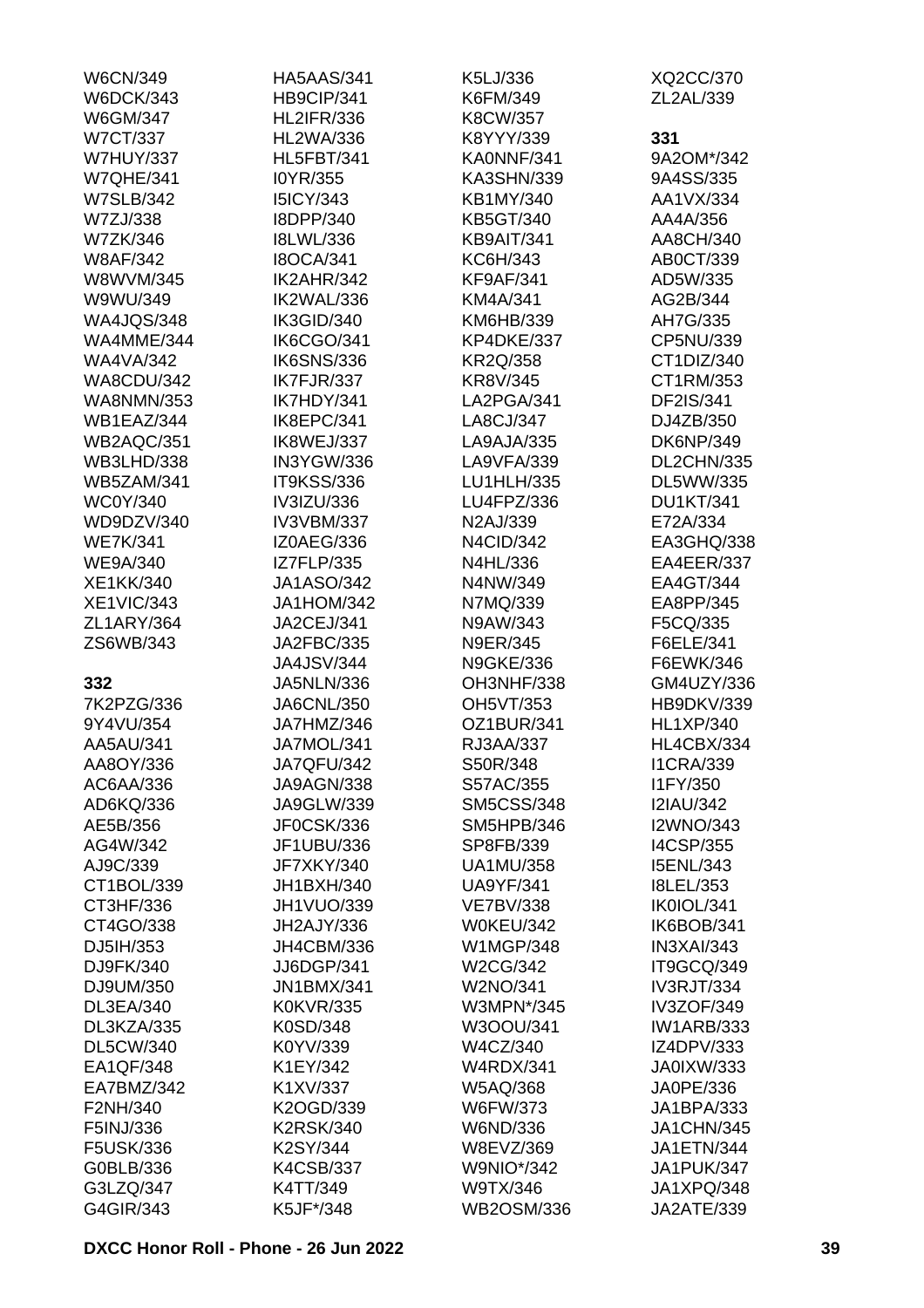W6CN/349
W6DCK/343
W6GM/347
W7CT/337
W7HUY/337
W7QHE/341
W7SLB/342
W7ZJ/338
W7ZK/346
W8AF/342
W8WVM/345
W9WU/349
WA4JQS/348
WA4MME/344
WA4VA/342
WA8CDU/342
WA8NMN/353
WB1EAZ/344
WB2AQC/351
WB3LHD/338
WB5ZAM/341
WC0Y/340
WD9DZV/340
WE7K/341
WE9A/340
XE1KK/340
XE1VIC/343
ZL1ARY/364
ZS6WB/343

**332**

7K2PZG/336
9Y4VU/354
AA5AU/341
AA8OY/336
AC6AA/336
AD6KQ/336
AE5B/356
AG4W/342
AJ9C/339
CT1BOL/339
CT3HF/336
CT4GO/338
DJ5IH/353
DJ9FK/340
DJ9UM/350
DL3EA/340
DL3KZA/335
DL5CW/340
EA1QF/348
EA7BMZ/342
F2NH/340
F5INJ/336
F5USK/336
G0BLB/336
G3LZQ/347
G4GIR/343
HA5AAS/341
HB9CIP/341
HL2IFR/336
HL2WA/336
HL5FBT/341
I0YR/355
I5ICY/343
I8DPP/340
I8LWL/336
I8OCA/341
IK2AHR/342
IK2WAL/336
IK3GID/340
IK6CGO/341
IK6SNS/336
IK7FJR/337
IK7HDY/341
IK8EPC/341
IK8WEJ/337
IN3YGW/336
IT9KSS/336
IV3IZU/336
IV3VBM/337
IZ0AEG/336
IZ7FLP/335
JA1ASO/342
JA1HOM/342
JA2CEJ/341
JA2FBC/335
JA4JSV/344
JA5NLN/336
JA6CNL/350
JA7HMZ/346
JA7MOL/341
JA7QFU/342
JA9AGN/338
JA9GLW/339
JF0CSK/336
JF1UBU/336
JF7XKY/340
JH1BXH/340
JH1VUO/339
JH2AJY/336
JH4CBM/336
JJ6DGP/341
JN1BMX/341
K0KVR/335
K0SD/348
K0YV/339
K1EY/342
K1XV/337
K2OGD/339
K2RSK/340
K2SY/344
K4CSB/337
K4TT/349
K5JF*/348
K5LJ/336
K6FM/349
K8CW/357
K8YYY/339
KA0NNF/341
KA3SHN/339
KB1MY/340
KB5GT/340
KB9AIT/341
KC6H/343
KF9AF/341
KM4A/341
KM6HB/339
KP4DKE/337
KR2Q/358
KR8V/345
LA2PGA/341
LA8CJ/347
LA9AJA/335
LA9VFA/339
LU1HLH/335
LU4FPZ/336
N2AJ/339
N4CID/342
N4HL/336
N4NW/349
N7MQ/339
N9AW/343
N9ER/345
N9GKE/336
OH3NHF/338
OH5VT/353
OZ1BUR/341
RJ3AA/337
S50R/348
S57AC/355
SM5CSS/348
SM5HPB/346
SP8FB/339
UA1MU/358
UA9YF/341
VE7BV/338
W0KEU/342
W1MGP/348
W2CG/342
W2NO/341
W3MPN*/345
W3OOU/341
W4CZ/340
W4RDX/341
W5AQ/368
W6FW/373
W6ND/336
W8EVZ/369
W9NIO*/342
W9TX/346
WB2OSM/336
XQ2CC/370
ZL2AL/339

**331**

9A2OM*/342
9A4SS/335
AA1VX/334
AA4A/356
AA8CH/340
AB0CT/339
AD5W/335
AG2B/344
AH7G/335
CP5NU/339
CT1DIZ/340
CT1RM/353
DF2IS/341
DJ4ZB/350
DK6NP/349
DL2CHN/335
DL5WW/335
DU1KT/341
E72A/334
EA3GHQ/338
EA4EER/337
EA4GT/344
EA8PP/345
F5CQ/335
F6ELE/341
F6EWK/346
GM4UZY/336
HB9DKV/339
HL1XP/340
HL4CBX/334
I1CRA/339
I1FY/350
I2IAU/342
I2WNO/343
I4CSP/355
I5ENL/343
I8LEL/353
IK0IOL/341
IK6BOB/341
IN3XAI/343
IT9GCQ/349
IV3RJT/334
IV3ZOF/349
IW1ARB/333
IZ4DPV/333
JA0IXW/333
JA0PE/336
JA1BPA/333
JA1CHN/345
JA1ETN/344
JA1PUK/347
JA1XPQ/348
JA2ATE/339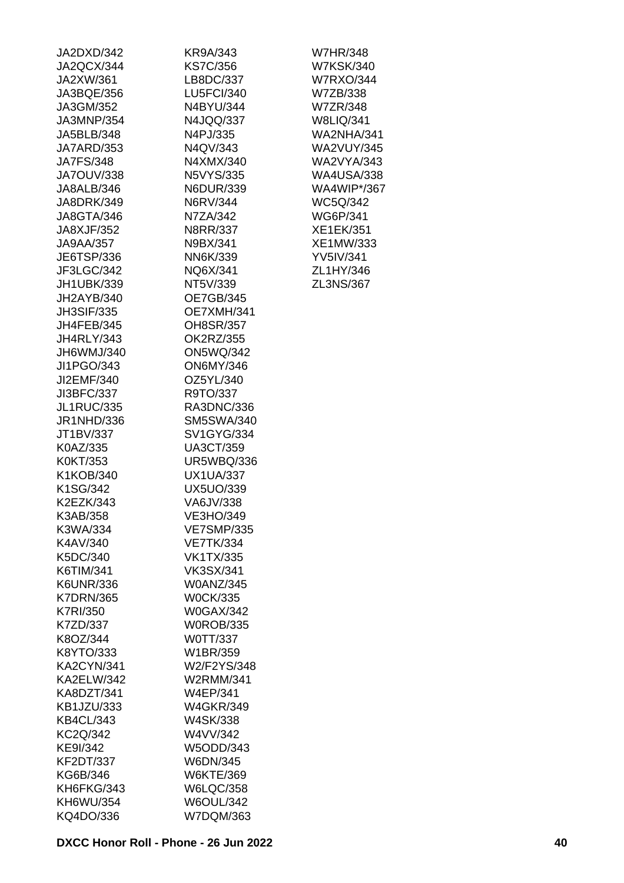JA2DXD/342
JA2QCX/344
JA2XW/361
JA3BQE/356
JA3GM/352
JA3MNP/354
JA5BLB/348
JA7ARD/353
JA7FS/348
JA7OUV/338
JA8ALB/346
JA8DRK/349
JA8GTA/346
JA8XJF/352
JA9AA/357
JE6TSP/336
JF3LGC/342
JH1UBK/339
JH2AYB/340
JH3SIF/335
JH4FEB/345
JH4RLY/343
JH6WMJ/340
JI1PGO/343
JI2EMF/340
JI3BFC/337
JL1RUC/335
JR1NHD/336
JT1BV/337
K0AZ/335
K0KT/353
K1KOB/340
K1SG/342
K2EZK/343
K3AB/358
K3WA/334
K4AV/340
K5DC/340
K6TIM/341
K6UNR/336
K7DRN/365
K7RI/350
K7ZD/337
K8OZ/344
K8YTO/333
KA2CYN/341
KA2ELW/342
KA8DZT/341
KB1JZU/333
KB4CL/343
KC2Q/342
KE9I/342
KF2DT/337
KG6B/346
KH6FKG/343
KH6WU/354
KQ4DO/336
KR9A/343
KS7C/356
LB8DC/337
LU5FCI/340
N4BYU/344
N4JQQ/337
N4PJ/335
N4QV/343
N4XMX/340
N5VYS/335
N6DUR/339
N6RV/344
N7ZA/342
N8RR/337
N9BX/341
NN6K/339
NQ6X/341
NT5V/339
OE7GB/345
OE7XMH/341
OH8SR/357
OK2RZ/355
ON5WQ/342
ON6MY/346
OZ5YL/340
R9TO/337
RA3DNC/336
SM5SWA/340
SV1GYG/334
UA3CT/359
UR5WBQ/336
UX1UA/337
UX5UO/339
VA6JV/338
VE3HO/349
VE7SMP/335
VE7TK/334
VK1TX/335
VK3SX/341
W0ANZ/345
W0CK/335
W0GAX/342
W0ROB/335
W0TT/337
W1BR/359
W2/F2YS/348
W2RMM/341
W4EP/341
W4GKR/349
W4SK/338
W4VV/342
W5ODD/343
W6DN/345
W6KTE/369
W6LQC/358
W6OUL/342
W7DQM/363
W7HR/348
W7KSK/340
W7RXO/344
W7ZB/338
W7ZR/348
W8LIQ/341
WA2NHA/341
WA2VUY/345
WA2VYA/343
WA4USA/338
WA4WIP*/367
WC5Q/342
WG6P/341
XE1EK/351
XE1MW/333
YV5IV/341
ZL1HY/346
ZL3NS/367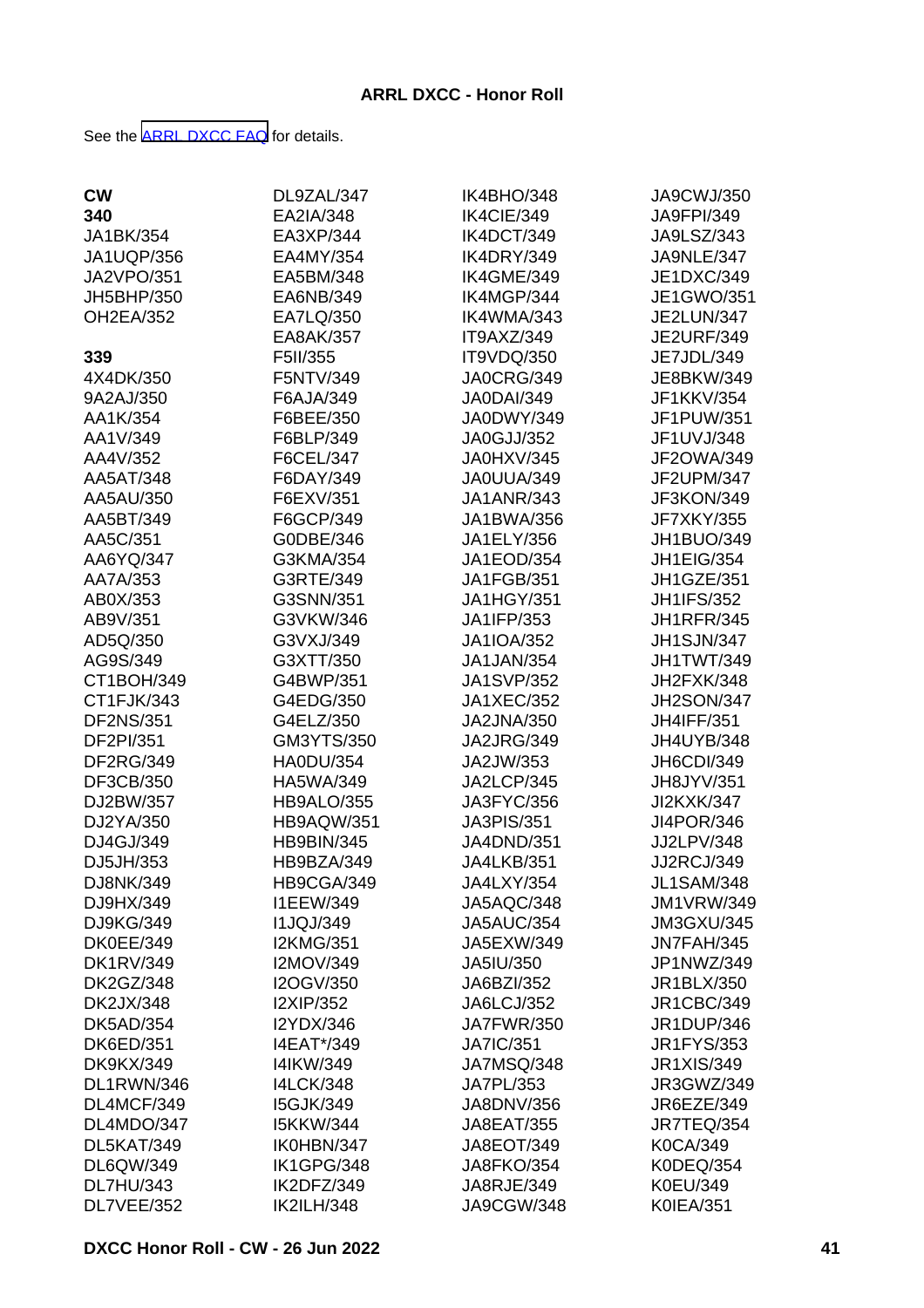**ARRL DXCC - Honor Roll**

See the [ARRL DXCC FAQ] for details.

**CW**

**340**

JA1BK/354
JA1UQP/356
JA2VPO/351
JH5BHP/350
OH2EA/352

**339**

4X4DK/350
9A2AJ/350
AA1K/354
AA1V/349
AA4V/352
AA5AT/348
AA5AU/350
AA5BT/349
AA5C/351
AA6YQ/347
AA7A/353
AB0X/353
AB9V/351
AD5Q/350
AG9S/349
CT1BOH/349
CT1FJK/343
DF2NS/351
DF2PI/351
DF2RG/349
DF3CB/350
DJ2BW/357
DJ2YA/350
DJ4GJ/349
DJ5JH/353
DJ8NK/349
DJ9HX/349
DJ9KG/349
DK0EE/349
DK1RV/349
DK2GZ/348
DK2JX/348
DK5AD/354
DK6ED/351
DK9KX/349
DL1RWN/346
DL4MCF/349
DL4MDO/347
DL5KAT/349
DL6QW/349
DL7HU/343
DL7VEE/352
DL9ZAL/347
EA2IA/348
EA3XP/344
EA4MY/354
EA5BM/348
EA6NB/349
EA7LQ/350
EA8AK/357
F5II/355
F5NTV/349
F6AJA/349
F6BEE/350
F6BLP/349
F6CEL/347
F6DAY/349
F6EXV/351
F6GCP/349
G0DBE/346
G3KMA/354
G3RTE/349
G3SNN/351
G3VKW/346
G3VXJ/349
G3XTT/350
G4BWP/351
G4EDG/350
G4ELZ/350
GM3YTS/350
HA0DU/354
HA5WA/349
HB9ALO/355
HB9AQW/351
HB9BIN/345
HB9BZA/349
HB9CGA/349
I1EEW/349
I1JQJ/349
I2KMG/351
I2MOV/349
I2OGV/350
I2XIP/352
I2YDX/346
I4EAT*/349
I4IKW/349
I4LCK/348
I5GJK/349
I5KKW/344
IK0HBN/347
IK1GPG/348
IK2DFZ/349
IK2ILH/348
IK4BHO/348
IK4CIE/349
IK4DCT/349
IK4DRY/349
IK4GME/349
IK4MGP/344
IK4WMA/343
IT9AXZ/349
IT9VDQ/350
JA0CRG/349
JA0DAI/349
JA0DWY/349
JA0GJJ/352
JA0HXV/345
JA0UUA/349
JA1ANR/343
JA1BWA/356
JA1ELY/356
JA1EOD/354
JA1FGB/351
JA1HGY/351
JA1IFP/353
JA1IOA/352
JA1JAN/354
JA1SVP/352
JA1XEC/352
JA2JNA/350
JA2JRG/349
JA2JW/353
JA2LCP/345
JA3FYC/356
JA3PIS/351
JA4DND/351
JA4LKB/351
JA4LXY/354
JA5AQC/348
JA5AUC/354
JA5EXW/349
JA5IU/350
JA6BZI/352
JA6LCJ/352
JA7FWR/350
JA7IC/351
JA7MSQ/348
JA7PL/353
JA8DNV/356
JA8EAT/355
JA8EOT/349
JA8FKO/354
JA8RJE/349
JA9CGW/348
JA9CWJ/350
JA9FPI/349
JA9LSZ/343
JA9NLE/347
JE1DXC/349
JE1GWO/351
JE2LUN/347
JE2URF/349
JE7JDL/349
JE8BKW/349
JF1KKV/354
JF1PUW/351
JF1UVJ/348
JF2OWA/349
JF2UPM/347
JF3KON/349
JF7XKY/355
JH1BUO/349
JH1EIG/354
JH1GZE/351
JH1IFS/352
JH1RFR/345
JH1SJN/347
JH1TWT/349
JH2FXK/348
JH2SON/347
JH4IFF/351
JH4UYB/348
JH6CDI/349
JH8JYV/351
JI2KXK/347
JI4POR/346
JJ2LPV/348
JJ2RCJ/349
JL1SAM/348
JM1VRW/349
JM3GXU/345
JN7FAH/345
JP1NWZ/349
JR1BLX/350
JR1CBC/349
JR1DUP/346
JR1FYS/353
JR1XIS/349
JR3GWZ/349
JR6EZE/349
JR7TEQ/354
K0CA/349
K0DEQ/354
K0EU/349
K0IEA/351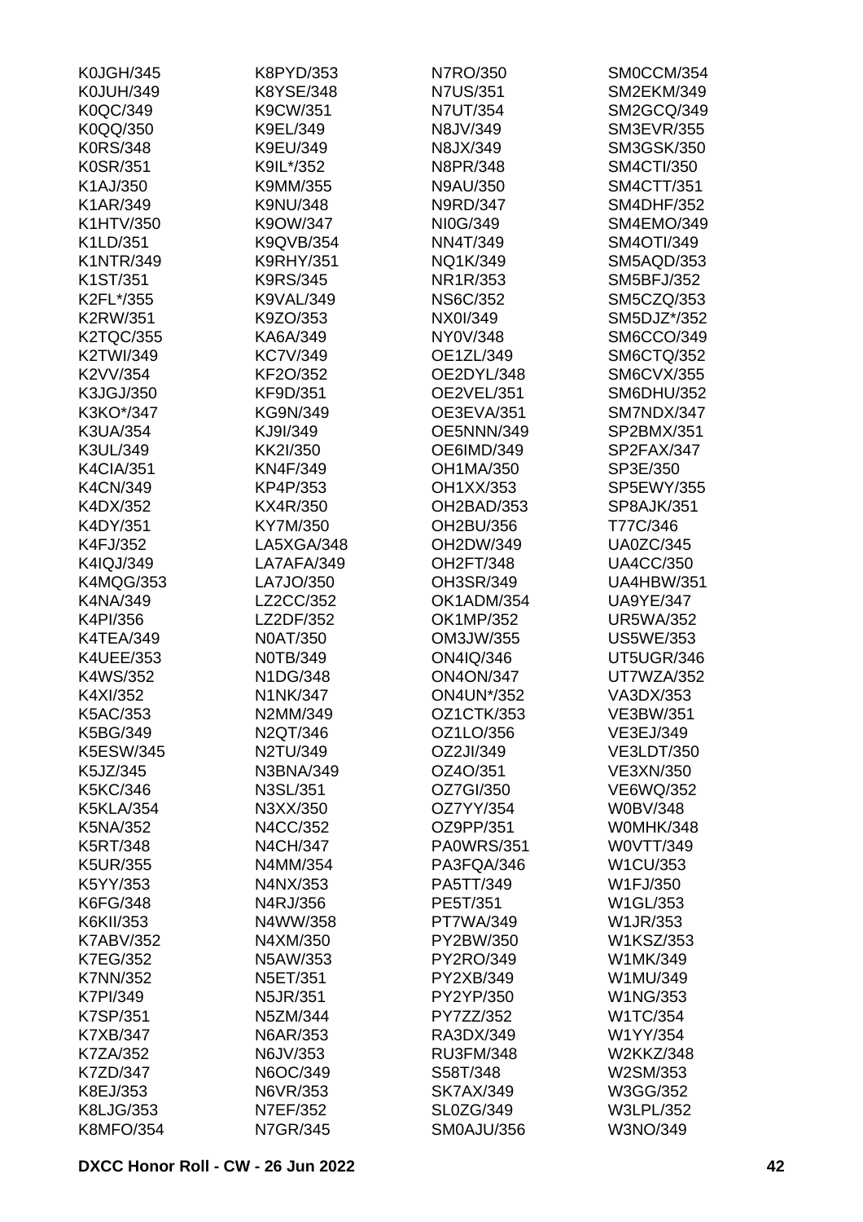K0JGH/345
K0JUH/349
K0QC/349
K0QQ/350
K0RS/348
K0SR/351
K1AJ/350
K1AR/349
K1HTV/350
K1LD/351
K1NTR/349
K1ST/351
K2FL*/355
K2RW/351
K2TQC/355
K2TWI/349
K2VV/354
K3JGJ/350
K3KO*/347
K3UA/354
K3UL/349
K4CIA/351
K4CN/349
K4DX/352
K4DY/351
K4FJ/352
K4IQJ/349
K4MQG/353
K4NA/349
K4PI/356
K4TEA/349
K4UEE/353
K4WS/352
K4XI/352
K5AC/353
K5BG/349
K5ESW/345
K5JZ/345
K5KC/346
K5KLA/354
K5NA/352
K5RT/348
K5UR/355
K5YY/353
K6FG/348
K6KII/353
K7ABV/352
K7EG/352
K7NN/352
K7PI/349
K7SP/351
K7XB/347
K7ZA/352
K7ZD/347
K8EJ/353
K8LJG/353
K8MFO/354
K8PYD/353
K8YSE/348
K9CW/351
K9EL/349
K9EU/349
K9IL*/352
K9MM/355
K9NU/348
K9OW/347
K9QVB/354
K9RHY/351
K9RS/345
K9VAL/349
K9ZO/353
KA6A/349
KC7V/349
KF2O/352
KF9D/351
KG9N/349
KJ9I/349
KK2I/350
KN4F/349
KP4P/353
KX4R/350
KY7M/350
LA5XGA/348
LA7AFA/349
LA7JO/350
LZ2CC/352
LZ2DF/352
N0AT/350
N0TB/349
N1DG/348
N1NK/347
N2MM/349
N2QT/346
N2TU/349
N3BNA/349
N3SL/351
N3XX/350
N4CC/352
N4CH/347
N4MM/354
N4NX/353
N4RJ/356
N4WW/358
N4XM/350
N5AW/353
N5ET/351
N5JR/351
N5ZM/344
N6AR/353
N6JV/353
N6OC/349
N6VR/353
N7EF/352
N7GR/345
N7RO/350
N7US/351
N7UT/354
N8JV/349
N8JX/349
N8PR/348
N9AU/350
N9RD/347
NI0G/349
NN4T/349
NQ1K/349
NR1R/353
NS6C/352
NX0I/349
NY0V/348
OE1ZL/349
OE2DYL/348
OE2VEL/351
OE3EVA/351
OE5NNN/349
OE6IMD/349
OH1MA/350
OH1XX/353
OH2BAD/353
OH2BU/356
OH2DW/349
OH2FT/348
OH3SR/349
OK1ADM/354
OK1MP/352
OM3JW/355
ON4IQ/346
ON4ON/347
ON4UN*/352
OZ1CTK/353
OZ1LO/356
OZ2JI/349
OZ4O/351
OZ7GI/350
OZ7YY/354
OZ9PP/351
PA0WRS/351
PA3FQA/346
PA5TT/349
PE5T/351
PT7WA/349
PY2BW/350
PY2RO/349
PY2XB/349
PY2YP/350
PY7ZZ/352
RA3DX/349
RU3FM/348
S58T/348
SK7AX/349
SL0ZG/349
SM0AJU/356
SM0CCM/354
SM2EKM/349
SM2GCQ/349
SM3EVR/355
SM3GSK/350
SM4CTI/350
SM4CTT/351
SM4DHF/352
SM4EMO/349
SM4OTI/349
SM5AQD/353
SM5BFJ/352
SM5CZQ/353
SM5DJZ*/352
SM6CCO/349
SM6CTQ/352
SM6CVX/355
SM6DHU/352
SM7NDX/347
SP2BMX/351
SP2FAX/347
SP3E/350
SP5EWY/355
SP8AJK/351
T77C/346
UA0ZC/345
UA4CC/350
UA4HBW/351
UA9YE/347
UR5WA/352
US5WE/353
UT5UGR/346
UT7WZA/352
VA3DX/353
VE3BW/351
VE3EJ/349
VE3LDT/350
VE3XN/350
VE6WQ/352
W0BV/348
W0MHK/348
W0VTT/349
W1CU/353
W1FJ/350
W1GL/353
W1JR/353
W1KSZ/353
W1MK/349
W1MU/349
W1NG/353
W1TC/354
W1YY/354
W2KKZ/348
W2SM/353
W3GG/352
W3LPL/352
W3NO/349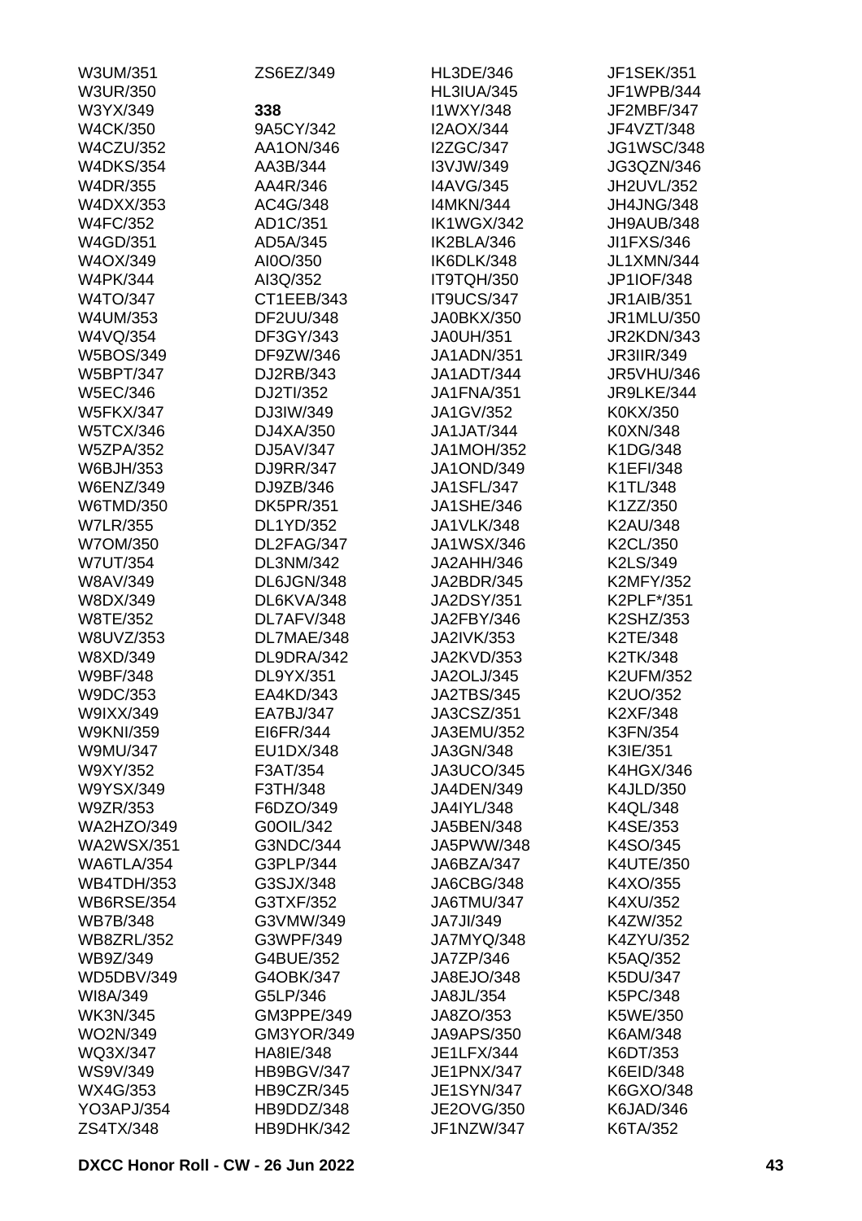W3UM/351
W3UR/350
W3YX/349
W4CK/350
W4CZU/352
W4DKS/354
W4DR/355
W4DXX/353
W4FC/352
W4GD/351
W4OX/349
W4PK/344
W4TO/347
W4UM/353
W4VQ/354
W5BOS/349
W5BPT/347
W5EC/346
W5FKX/347
W5TCX/346
W5ZPA/352
W6BJH/353
W6ENZ/349
W6TMD/350
W7LR/355
W7OM/350
W7UT/354
W8AV/349
W8DX/349
W8TE/352
W8UVZ/353
W8XD/349
W9BF/348
W9DC/353
W9IXX/349
W9KNI/359
W9MU/347
W9XY/352
W9YSX/349
W9ZR/353
WA2HZO/349
WA2WSX/351
WA6TLA/354
WB4TDH/353
WB6RSE/354
WB7B/348
WB8ZRL/352
WB9Z/349
WD5DBV/349
WI8A/349
WK3N/345
WO2N/349
WQ3X/347
WS9V/349
WX4G/353
YO3APJ/354
ZS4TX/348
ZS6EZ/349

**338**

9A5CY/342
AA1ON/346
AA3B/344
AA4R/346
AC4G/348
AD1C/351
AD5A/345
AI0O/350
AI3Q/352
CT1EEB/343
DF2UU/348
DF3GY/343
DF9ZW/346
DJ2RB/343
DJ2TI/352
DJ3IW/349
DJ4XA/350
DJ5AV/347
DJ9RR/347
DJ9ZB/346
DK5PR/351
DL1YD/352
DL2FAG/347
DL3NM/342
DL6JGN/348
DL6KVA/348
DL7AFV/348
DL7MAE/348
DL9DRA/342
DL9YX/351
EA4KD/343
EA7BJ/347
EI6FR/344
EU1DX/348
F3AT/354
F3TH/348
F6DZO/349
G0OIL/342
G3NDC/344
G3PLP/344
G3SJX/348
G3TXF/352
G3VMW/349
G3WPF/349
G4BUE/352
G4OBK/347
G5LP/346
GM3PPE/349
GM3YOR/349
HA8IE/348
HB9BGV/347
HB9CZR/345
HB9DDZ/348
HB9DHK/342
HL3DE/346
HL3IUA/345
I1WXY/348
I2AOX/344
I2ZGC/347
I3VJW/349
I4AVG/345
I4MKN/344
IK1WGX/342
IK2BLA/346
IK6DLK/348
IT9TQH/350
IT9UCS/347
JA0BKX/350
JA0UH/351
JA1ADN/351
JA1ADT/344
JA1FNA/351
JA1GV/352
JA1JAT/344
JA1MOH/352
JA1OND/349
JA1SFL/347
JA1SHE/346
JA1VLK/348
JA1WSX/346
JA2AHH/346
JA2BDR/345
JA2DSY/351
JA2FBY/346
JA2IVK/353
JA2KVD/353
JA2OLJ/345
JA2TBS/345
JA3CSZ/351
JA3EMU/352
JA3GN/348
JA3UCO/345
JA4DEN/349
JA4IYL/348
JA5BEN/348
JA5PWW/348
JA6BZA/347
JA6CBG/348
JA6TMU/347
JA7JI/349
JA7MYQ/348
JA7ZP/346
JA8EJO/348
JA8JL/354
JA8ZO/353
JA9APS/350
JE1LFX/344
JE1PNX/347
JE1SYN/347
JE2OVG/350
JF1NZW/347
JF1SEK/351
JF1WPB/344
JF2MBF/347
JF4VZT/348
JG1WSC/348
JG3QZN/346
JH2UVL/352
JH4JNG/348
JH9AUB/348
JI1FXS/346
JL1XMN/344
JP1IOF/348
JR1AIB/351
JR1MLU/350
JR2KDN/343
JR3IIR/349
JR5VHU/346
JR9LKE/344
K0KX/350
K0XN/348
K1DG/348
K1EFI/348
K1TL/348
K1ZZ/350
K2AU/348
K2CL/350
K2LS/349
K2MFY/352
K2PLF*/351
K2SHZ/353
K2TE/348
K2TK/348
K2UFM/352
K2UO/352
K2XF/348
K3FN/354
K3IE/351
K4HGX/346
K4JLD/350
K4QL/348
K4SE/353
K4SO/345
K4UTE/350
K4XO/355
K4XU/352
K4ZW/352
K4ZYU/352
K5AQ/352
K5DU/347
K5PC/348
K5WE/350
K6AM/348
K6DT/353
K6EID/348
K6GXO/348
K6JAD/346
K6TA/352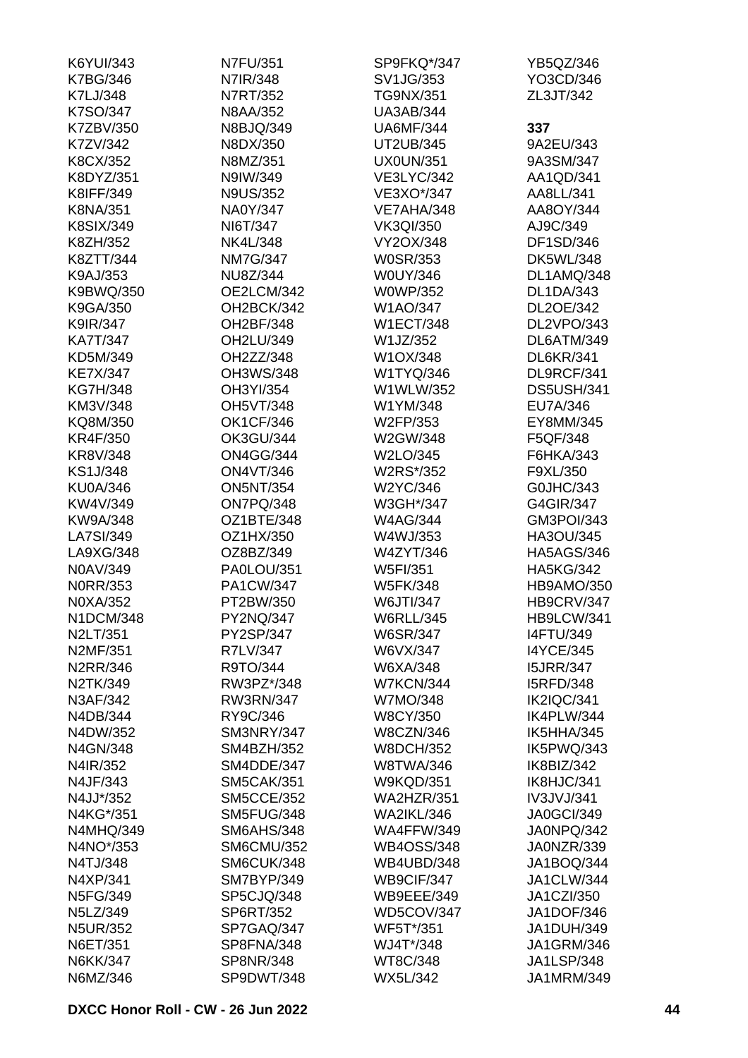K6YUI/343
K7BG/346
K7LJ/348
K7SO/347
K7ZBV/350
K7ZV/342
K8CX/352
K8DYZ/351
K8IFF/349
K8NA/351
K8SIX/349
K8ZH/352
K8ZTT/344
K9AJ/353
K9BWQ/350
K9GA/350
K9IR/347
KA7T/347
KD5M/349
KE7X/347
KG7H/348
KM3V/348
KQ8M/350
KR4F/350
KR8V/348
KS1J/348
KU0A/346
KW4V/349
KW9A/348
LA7SI/349
LA9XG/348
N0AV/349
N0RR/353
N0XA/352
N1DCM/348
N2LT/351
N2MF/351
N2RR/346
N2TK/349
N3AF/342
N4DB/344
N4DW/352
N4GN/348
N4IR/352
N4JF/343
N4JJ*/352
N4KG*/351
N4MHQ/349
N4NO*/353
N4TJ/348
N4XP/341
N5FG/349
N5LZ/349
N5UR/352
N6ET/351
N6KK/347
N6MZ/346
N7FU/351
N7IR/348
N7RT/352
N8AA/352
N8BJQ/349
N8DX/350
N8MZ/351
N9IW/349
N9US/352
NA0Y/347
NI6T/347
NK4L/348
NM7G/347
NU8Z/344
OE2LCM/342
OH2BCK/342
OH2BF/348
OH2LU/349
OH2ZZ/348
OH3WS/348
OH3YI/354
OH5VT/348
OK1CF/346
OK3GU/344
ON4GG/344
ON4VT/346
ON5NT/354
ON7PQ/348
OZ1BTE/348
OZ1HX/350
OZ8BZ/349
PA0LOU/351
PA1CW/347
PT2BW/350
PY2NQ/347
PY2SP/347
R7LV/347
R9TO/344
RW3PZ*/348
RW3RN/347
RY9C/346
SM3NRY/347
SM4BZH/352
SM4DDE/347
SM5CAK/351
SM5CCE/352
SM5FUG/348
SM6AHS/348
SM6CMU/352
SM6CUK/348
SM7BYP/349
SP5CJQ/348
SP6RT/352
SP7GAQ/347
SP8FNA/348
SP8NR/348
SP9DWT/348
SP9FKQ*/347
SV1JG/353
TG9NX/351
UA3AB/344
UA6MF/344
UT2UB/345
UX0UN/351
VE3LYC/342
VE3XO*/347
VE7AHA/348
VK3QI/350
VY2OX/348
W0SR/353
W0UY/346
W0WP/352
W1AO/347
W1ECT/348
W1JZ/352
W1OX/348
W1TYQ/346
W1WLW/352
W1YM/348
W2FP/353
W2GW/348
W2LO/345
W2RS*/352
W2YC/346
W3GH*/347
W4AG/344
W4WJ/353
W4ZYT/346
W5FI/351
W5FK/348
W6JTI/347
W6RLL/345
W6SR/347
W6VX/347
W6XA/348
W7KCN/344
W7MO/348
W8CY/350
W8CZN/346
W8DCH/352
W8TWA/346
W9KQD/351
WA2HZR/351
WA2IKL/346
WA4FFW/349
WB4OSS/348
WB4UBD/348
WB9CIF/347
WB9EEE/349
WD5COV/347
WF5T*/351
WJ4T*/348
WT8C/348
WX5L/342
YB5QZ/346
YO3CD/346
ZL3JT/342

**337**

9A2EU/343
9A3SM/347
AA1QD/341
AA8LL/341
AA8OY/344
AJ9C/349
DF1SD/346
DK5WL/348
DL1AMQ/348
DL1DA/343
DL2OE/342
DL2VPO/343
DL6ATM/349
DL6KR/341
DL9RCF/341
DS5USH/341
EU7A/346
EY8MM/345
F5QF/348
F6HKA/343
F9XL/350
G0JHC/343
G4GIR/347
GM3POI/343
HA3OU/345
HA5AGS/346
HA5KG/342
HB9AMO/350
HB9CRV/347
HB9LCW/341
I4FTU/349
I4YCE/345
I5JRR/347
I5RFD/348
IK2IQC/341
IK4PLW/344
IK5HHA/345
IK5PWQ/343
IK8BIZ/342
IK8HJC/341
IV3JVJ/341
JA0GCI/349
JA0NPQ/342
JA0NZR/339
JA1BOQ/344
JA1CLW/344
JA1CZI/350
JA1DOF/346
JA1DUH/349
JA1GRM/346
JA1LSP/348
JA1MRM/349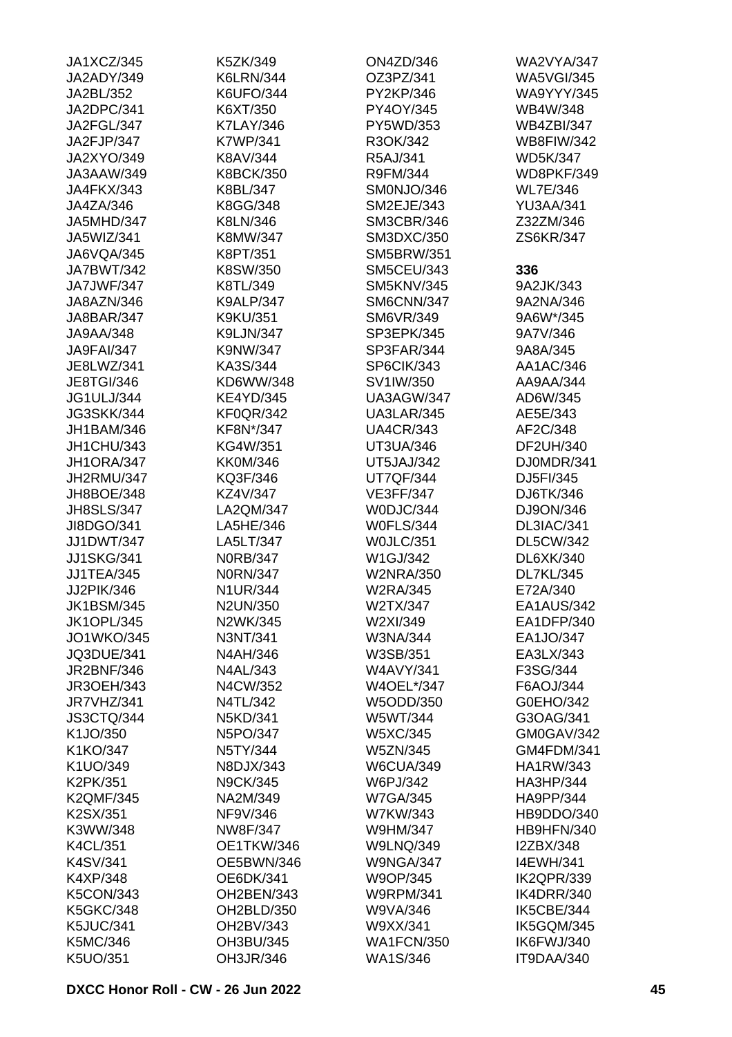JA1XCZ/345
JA2ADY/349
JA2BL/352
JA2DPC/341
JA2FGL/347
JA2FJP/347
JA2XYO/349
JA3AAW/349
JA4FKX/343
JA4ZA/346
JA5MHD/347
JA5WIZ/341
JA6VQA/345
JA7BWT/342
JA7JWF/347
JA8AZN/346
JA8BAR/347
JA9AA/348
JA9FAI/347
JE8LWZ/341
JE8TGI/346
JG1ULJ/344
JG3SKK/344
JH1BAM/346
JH1CHU/343
JH1ORA/347
JH2RMU/347
JH8BOE/348
JH8SLS/347
JI8DGO/341
JJ1DWT/347
JJ1SKG/341
JJ1TEA/345
JJ2PIK/346
JK1BSM/345
JK1OPL/345
JO1WKO/345
JQ3DUE/341
JR2BNF/346
JR3OEH/343
JR7VHZ/341
JS3CTQ/344
K1JO/350
K1KO/347
K1UO/349
K2PK/351
K2QMF/345
K2SX/351
K3WW/348
K4CL/351
K4SV/341
K4XP/348
K5CON/343
K5GKC/348
K5JUC/341
K5MC/346
K5UO/351
K5ZK/349
K6LRN/344
K6UFO/344
K6XT/350
K7LAY/346
K7WP/341
K8AV/344
K8BCK/350
K8BL/347
K8GG/348
K8LN/346
K8MW/347
K8PT/351
K8SW/350
K8TL/349
K9ALP/347
K9KU/351
K9LJN/347
K9NW/347
KA3S/344
KD6WW/348
KE4YD/345
KF0QR/342
KF8N*/347
KG4W/351
KK0M/346
KQ3F/346
KZ4V/347
LA2QM/347
LA5HE/346
LA5LT/347
N0RB/347
N0RN/347
N1UR/344
N2UN/350
N2WK/345
N3NT/341
N4AH/346
N4AL/343
N4CW/352
N4TL/342
N5KD/341
N5PO/347
N5TY/344
N8DJX/343
N9CK/345
NA2M/349
NF9V/346
NW8F/347
OE1TKW/346
OE5BWN/346
OE6DK/341
OH2BEN/343
OH2BLD/350
OH2BV/343
OH3BU/345
OH3JR/346
ON4ZD/346
OZ3PZ/341
PY2KP/346
PY4OY/345
PY5WD/353
R3OK/342
R5AJ/341
R9FM/344
SM0NJO/346
SM2EJE/343
SM3CBR/346
SM3DXC/350
SM5BRW/351
SM5CEU/343
SM5KNV/345
SM6CNN/347
SM6VR/349
SP3EPK/345
SP3FAR/344
SP6CIK/343
SV1IW/350
UA3AGW/347
UA3LAR/345
UA4CR/343
UT3UA/346
UT5JAJ/342
UT7QF/344
VE3FF/347
W0DJC/344
W0FLS/344
W0JLC/351
W1GJ/342
W2NRA/350
W2RA/345
W2TX/347
W2XI/349
W3NA/344
W3SB/351
W4AVY/341
W4OEL*/347
W5ODD/350
W5WT/344
W5XC/345
W5ZN/345
W6CUA/349
W6PJ/342
W7GA/345
W7KW/343
W9HM/347
W9LNQ/349
W9NGA/347
W9OP/345
W9RPM/341
W9VA/346
W9XX/341
WA1FCN/350
WA1S/346
WA2VYA/347
WA5VGI/345
WA9YYY/345
WB4W/348
WB4ZBI/347
WB8FIW/342
WD5K/347
WD8PKF/349
WL7E/346
YU3AA/341
Z32ZM/346
ZS6KR/347

**336**

9A2JK/343
9A2NA/346
9A6W*/345
9A7V/346
9A8A/345
AA1AC/346
AA9AA/344
AD6W/345
AE5E/343
AF2C/348
DF2UH/340
DJ0MDR/341
DJ5FI/345
DJ6TK/346
DJ9ON/346
DL3IAC/341
DL5CW/342
DL6XK/340
DL7KL/345
E72A/340
EA1AUS/342
EA1DFP/340
EA1JO/347
EA3LX/343
F3SG/344
F6AOJ/344
G0EHO/342
G3OAG/341
GM0GAV/342
GM4FDM/341
HA1RW/343
HA3HP/344
HA9PP/344
HB9DDO/340
HB9HFN/340
I2ZBX/348
I4EWH/341
IK2QPR/339
IK4DRR/340
IK5CBE/344
IK5GQM/345
IK6FWJ/340
IT9DAA/340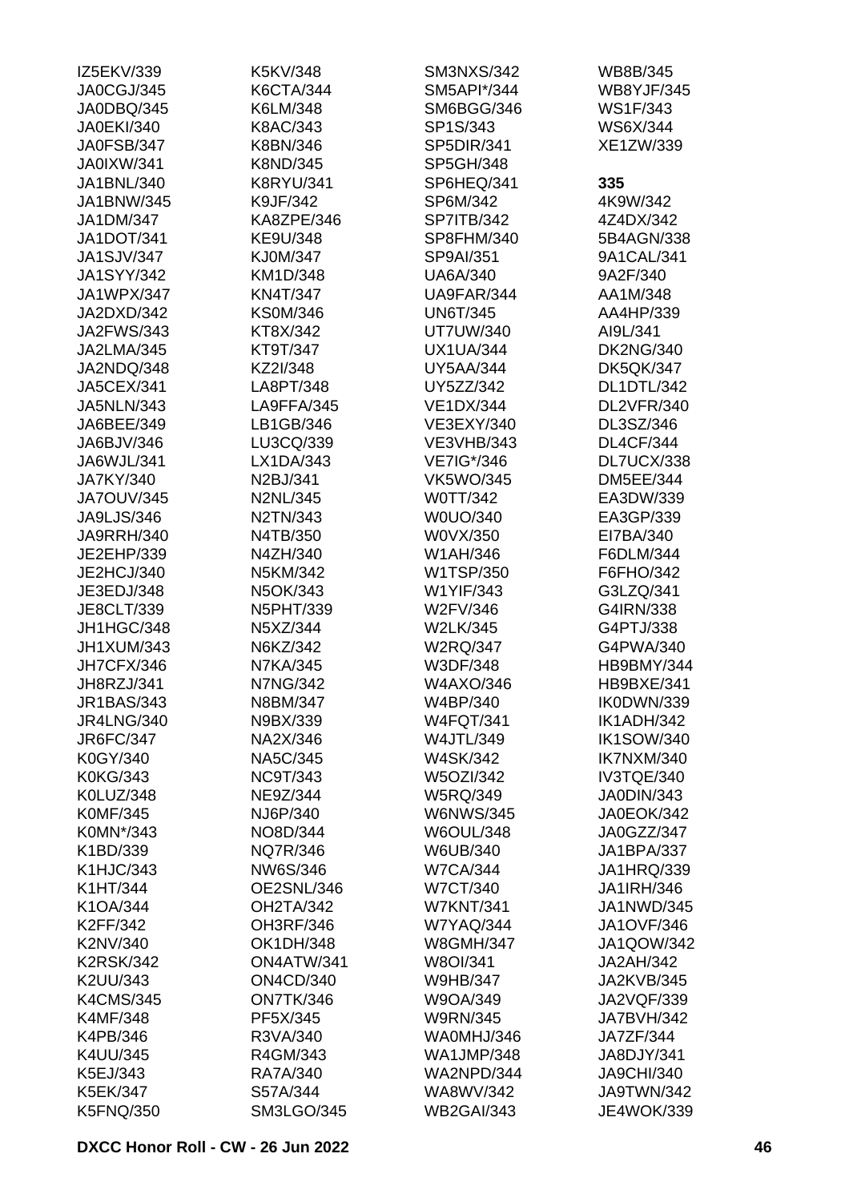IZ5EKV/339
JA0CGJ/345
JA0DBQ/345
JA0EKI/340
JA0FSB/347
JA0IXW/341
JA1BNL/340
JA1BNW/345
JA1DM/347
JA1DOT/341
JA1SJV/347
JA1SYY/342
JA1WPX/347
JA2DXD/342
JA2FWS/343
JA2LMA/345
JA2NDQ/348
JA5CEX/341
JA5NLN/343
JA6BEE/349
JA6BJV/346
JA6WJL/341
JA7KY/340
JA7OUV/345
JA9LJS/346
JA9RRH/340
JE2EHP/339
JE2HCJ/340
JE3EDJ/348
JE8CLT/339
JH1HGC/348
JH1XUM/343
JH7CFX/346
JH8RZJ/341
JR1BAS/343
JR4LNG/340
JR6FC/347
K0GY/340
K0KG/343
K0LUZ/348
K0MF/345
K0MN*/343
K1BD/339
K1HJC/343
K1HT/344
K1OA/344
K2FF/342
K2NV/340
K2RSK/342
K2UU/343
K4CMS/345
K4MF/348
K4PB/346
K4UU/345
K5EJ/343
K5EK/347
K5FNQ/350
K5KV/348
K6CTA/344
K6LM/348
K8AC/343
K8BN/346
K8ND/345
K8RYU/341
K9JF/342
KA8ZPE/346
KE9U/348
KJ0M/347
KM1D/348
KN4T/347
KS0M/346
KT8X/342
KT9T/347
KZ2I/348
LA8PT/348
LA9FFA/345
LB1GB/346
LU3CQ/339
LX1DA/343
N2BJ/341
N2NL/345
N2TN/343
N4TB/350
N4ZH/340
N5KM/342
N5OK/343
N5PHT/339
N5XZ/344
N6KZ/342
N7KA/345
N7NG/342
N8BM/347
N9BX/339
NA2X/346
NA5C/345
NC9T/343
NE9Z/344
NJ6P/340
NO8D/344
NQ7R/346
NW6S/346
OE2SNL/346
OH2TA/342
OH3RF/346
OK1DH/348
ON4ATW/341
ON4CD/340
ON7TK/346
PF5X/345
R3VA/340
R4GM/343
RA7A/340
S57A/344
SM3LGO/345
SM3NXS/342
SM5API*/344
SM6BGG/346
SP1S/343
SP5DIR/341
SP5GH/348
SP6HEQ/341
SP6M/342
SP7ITB/342
SP8FHM/340
SP9AI/351
UA6A/340
UA9FAR/344
UN6T/345
UT7UW/340
UX1UA/344
UY5AA/344
UY5ZZ/342
VE1DX/344
VE3EXY/340
VE3VHB/343
VE7IG*/346
VK5WO/345
W0TT/342
W0UO/340
W0VX/350
W1AH/346
W1TSP/350
W1YIF/343
W2FV/346
W2LK/345
W2RQ/347
W3DF/348
W4AXO/346
W4BP/340
W4FQT/341
W4JTL/349
W4SK/342
W5OZI/342
W5RQ/349
W6NWS/345
W6OUL/348
W6UB/340
W7CA/344
W7CT/340
W7KNT/341
W7YAQ/344
W8GMH/347
W8OI/341
W9HB/347
W9OA/349
W9RN/345
WA0MHJ/346
WA1JMP/348
WA2NPD/344
WA8WV/342
WB2GAI/343
WB8B/345
WB8YJF/345
WS1F/343
WS6X/344
XE1ZW/339

**335**

4K9W/342
4Z4DX/342
5B4AGN/338
9A1CAL/341
9A2F/340
AA1M/348
AA4HP/339
AI9L/341
DK2NG/340
DK5QK/347
DL1DTL/342
DL2VFR/340
DL3SZ/346
DL4CF/344
DL7UCX/338
DM5EE/344
EA3DW/339
EA3GP/339
EI7BA/340
F6DLM/344
F6FHO/342
G3LZQ/341
G4IRN/338
G4PTJ/338
G4PWA/340
HB9BMY/344
HB9BXE/341
IK0DWN/339
IK1ADH/342
IK1SOW/340
IK7NXM/340
IV3TQE/340
JA0DIN/343
JA0EOK/342
JA0GZZ/347
JA1BPA/337
JA1HRQ/339
JA1IRH/346
JA1NWD/345
JA1OVF/346
JA1QOW/342
JA2AH/342
JA2KVB/345
JA2VQF/339
JA7BVH/342
JA7ZF/344
JA8DJY/341
JA9CHI/340
JA9TWN/342
JE4WOK/339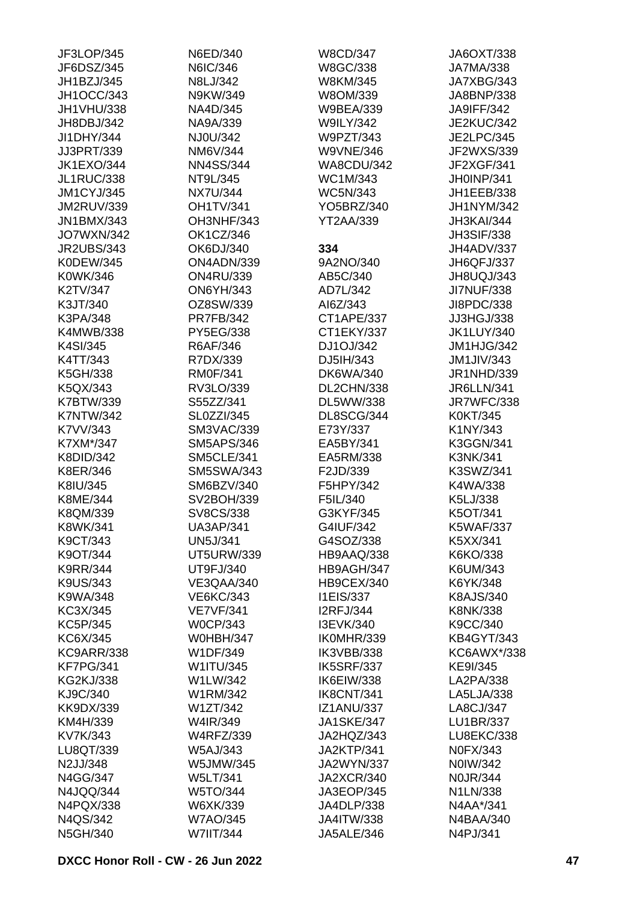JF3LOP/345
JF6DSZ/345
JH1BZJ/345
JH1OCC/343
JH1VHU/338
JH8DBJ/342
JI1DHY/344
JJ3PRT/339
JK1EXO/344
JL1RUC/338
JM1CYJ/345
JM2RUV/339
JN1BMX/343
JO7WXN/342
JR2UBS/343
K0DEW/345
K0WK/346
K2TV/347
K3JT/340
K3PA/348
K4MWB/338
K4SI/345
K4TT/343
K5GH/338
K5QX/343
K7BTW/339
K7NTW/342
K7VV/343
K7XM*/347
K8DID/342
K8ER/346
K8IU/345
K8ME/344
K8QM/339
K8WK/341
K9CT/343
K9OT/344
K9RR/344
K9US/343
K9WA/348
KC3X/345
KC5P/345
KC6X/345
KC9ARR/338
KF7PG/341
KG2KJ/338
KJ9C/340
KK9DX/339
KM4H/339
KV7K/343
LU8QT/339
N2JJ/348
N4GG/347
N4JQQ/344
N4PQX/338
N4QS/342
N5GH/340
N6ED/340
N6IC/346
N8LJ/342
N9KW/349
NA4D/345
NA9A/339
NJ0U/342
NM6V/344
NN4SS/344
NT9L/345
NX7U/344
OH1TV/341
OH3NHF/343
OK1CZ/346
OK6DJ/340
ON4ADN/339
ON4RU/339
ON6YH/343
OZ8SW/339
PR7FB/342
PY5EG/338
R6AF/346
R7DX/339
RM0F/341
RV3LO/339
S55ZZ/341
SL0ZZI/345
SM3VAC/339
SM5APS/346
SM5CLE/341
SM5SWA/343
SM6BZV/340
SV2BOH/339
SV8CS/338
UA3AP/341
UN5J/341
UT5URW/339
UT9FJ/340
VE3QAA/340
VE6KC/343
VE7VF/341
W0CP/343
W0HBH/347
W1DF/349
W1ITU/345
W1LW/342
W1RM/342
W1ZT/342
W4IR/349
W4RFZ/339
W5AJ/343
W5JMW/345
W5LT/341
W5TO/344
W6XK/339
W7AO/345
W7IIT/344
W8CD/347
W8GC/338
W8KM/345
W8OM/339
W9BEA/339
W9ILY/342
W9PZT/343
W9VNE/346
WA8CDU/342
WC1M/343
WC5N/343
YO5BRZ/340
YT2AA/339

**334**

9A2NO/340
AB5C/340
AD7L/342
AI6Z/343
CT1APE/337
CT1EKY/337
DJ1OJ/342
DJ5IH/343
DK6WA/340
DL2CHN/338
DL5WW/338
DL8SCG/344
E73Y/337
EA5BY/341
EA5RM/338
F2JD/339
F5HPY/342
F5IL/340
G3KYF/345
G4IUF/342
G4SOZ/338
HB9AAQ/338
HB9AGH/347
HB9CEX/340
I1EIS/337
I2RFJ/344
I3EVK/340
IK0MHR/339
IK3VBB/338
IK5SRF/337
IK6EIW/338
IK8CNT/341
IZ1ANU/337
JA1SKE/347
JA2HQZ/343
JA2KTP/341
JA2WYN/337
JA2XCR/340
JA3EOP/345
JA4DLP/338
JA4ITW/338
JA5ALE/346
JA6OXT/338
JA7MA/338
JA7XBG/343
JA8BNP/338
JA9IFF/342
JE2KUC/342
JE2LPC/345
JF2WXS/339
JF2XGF/341
JH0INP/341
JH1EEB/338
JH1NYM/342
JH3KAI/344
JH3SIF/338
JH4ADV/337
JH6QFJ/337
JH8UQJ/343
JI7NUF/338
JI8PDC/338
JJ3HGJ/338
JK1LUY/340
JM1HJG/342
JM1JIV/343
JR1NHD/339
JR6LLN/341
JR7WFC/338
K0KT/345
K1NY/343
K3GGN/341
K3NK/341
K3SWZ/341
K4WA/338
K5LJ/338
K5OT/341
K5WAF/337
K5XX/341
K6KO/338
K6UM/343
K6YK/348
K8AJS/340
K8NK/338
K9CC/340
KB4GYT/343
KC6AWX*/338
KE9I/345
LA2PA/338
LA5LJA/338
LA8CJ/347
LU1BR/337
LU8EKC/338
N0FX/343
N0IW/342
N0JR/344
N1LN/338
N4AA*/341
N4BAA/340
N4PJ/341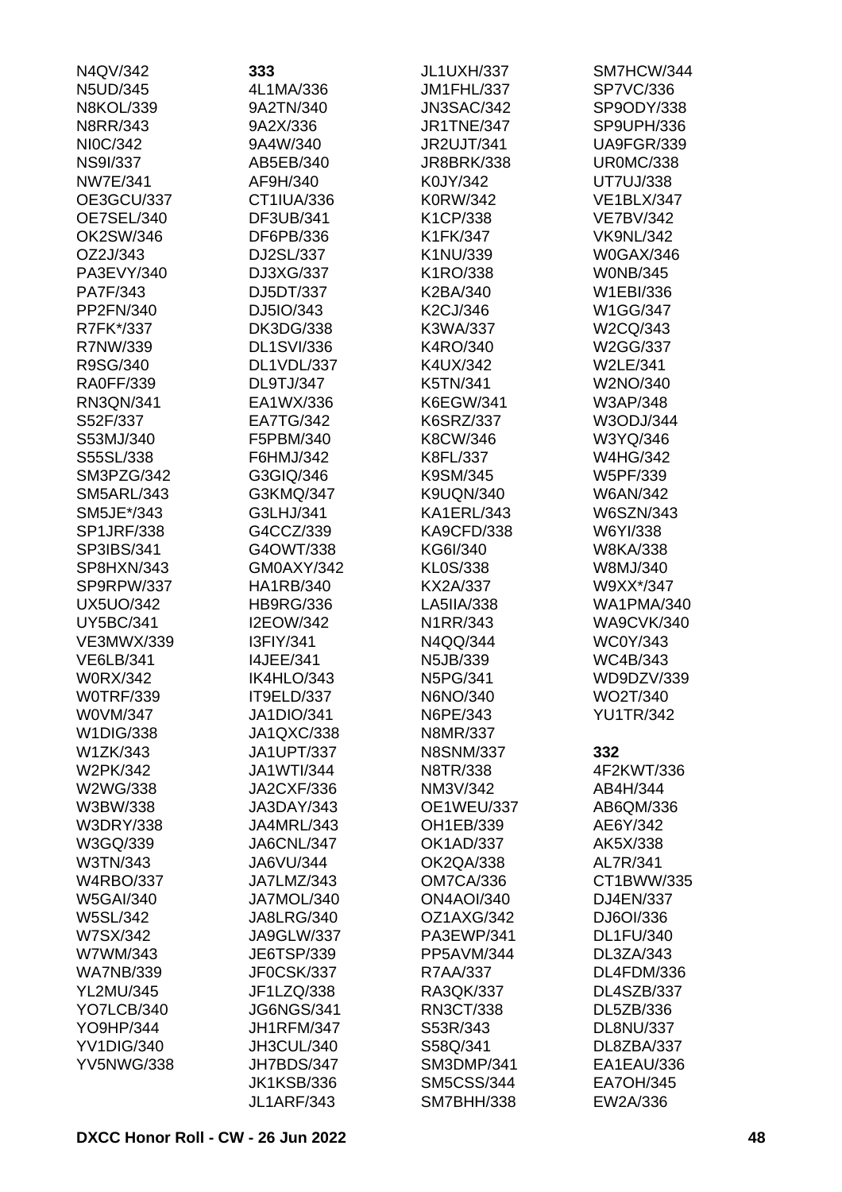N4QV/342
N5UD/345
N8KOL/339
N8RR/343
NI0C/342
NS9I/337
NW7E/341
OE3GCU/337
OE7SEL/340
OK2SW/346
OZ2J/343
PA3EVY/340
PA7F/343
PP2FN/340
R7FK*/337
R7NW/339
R9SG/340
RA0FF/339
RN3QN/341
S52F/337
S53MJ/340
S55SL/338
SM3PZG/342
SM5ARL/343
SM5JE*/343
SP1JRF/338
SP3IBS/341
SP8HXN/343
SP9RPW/337
UX5UO/342
UY5BC/341
VE3MWX/339
VE6LB/341
W0RX/342
W0TRF/339
W0VM/347
W1DIG/338
W1ZK/343
W2PK/342
W2WG/338
W3BW/338
W3DRY/338
W3GQ/339
W3TN/343
W4RBO/337
W5GAI/340
W5SL/342
W7SX/342
W7WM/343
WA7NB/339
YL2MU/345
YO7LCB/340
YO9HP/344
YV1DIG/340
YV5NWG/338

**333**

4L1MA/336
9A2TN/340
9A2X/336
9A4W/340
AB5EB/340
AF9H/340
CT1IUA/336
DF3UB/341
DF6PB/336
DJ2SL/337
DJ3XG/337
DJ5DT/337
DJ5IO/343
DK3DG/338
DL1SVI/336
DL1VDL/337
DL9TJ/347
EA1WX/336
EA7TG/342
F5PBM/340
F6HMJ/342
G3GIQ/346
G3KMQ/347
G3LHJ/341
G4CCZ/339
G4OWT/338
GM0AXY/342
HA1RB/340
HB9RG/336
I2EOW/342
I3FIY/341
I4JEE/341
IK4HLO/343
IT9ELD/337
JA1DIO/341
JA1QXC/338
JA1UPT/337
JA1WTI/344
JA2CXF/336
JA3DAY/343
JA4MRL/343
JA6CNL/347
JA6VU/344
JA7LMZ/343
JA7MOL/340
JA8LRG/340
JA9GLW/337
JE6TSP/339
JF0CSK/337
JF1LZQ/338
JG6NGS/341
JH1RFM/347
JH3CUL/340
JH7BDS/347
JK1KSB/336
JL1ARF/343
JL1UXH/337
JM1FHL/337
JN3SAC/342
JR1TNE/347
JR2UJT/341
JR8BRK/338
K0JY/342
K0RW/342
K1CP/338
K1FK/347
K1NU/339
K1RO/338
K2BA/340
K2CJ/346
K3WA/337
K4RO/340
K4UX/342
K5TN/341
K6EGW/341
K6SRZ/337
K8CW/346
K8FL/337
K9SM/345
K9UQN/340
KA1ERL/343
KA9CFD/338
KG6I/340
KL0S/338
KX2A/337
LA5IIA/338
N1RR/343
N4QQ/344
N5JB/339
N5PG/341
N6NO/340
N6PE/343
N8MR/337
N8SNM/337
N8TR/338
NM3V/342
OE1WEU/337
OH1EB/339
OK1AD/337
OK2QA/338
OM7CA/336
ON4AOI/340
OZ1AXG/342
PA3EWP/341
PP5AVM/344
R7AA/337
RA3QK/337
RN3CT/338
S53R/343
S58Q/341
SM3DMP/341
SM5CSS/344
SM7BHH/338
SM7HCW/344
SP7VC/336
SP9ODY/338
SP9UPH/336
UA9FGR/339
UR0MC/338
UT7UJ/338
VE1BLX/347
VE7BV/342
VK9NL/342
W0GAX/346
W0NB/345
W1EBI/336
W1GG/347
W2CQ/343
W2GG/337
W2LE/341
W2NO/340
W3AP/348
W3ODJ/344
W3YQ/346
W4HG/342
W5PF/339
W6AN/342
W6SZN/343
W6YI/338
W8KA/338
W8MJ/340
W9XX*/347
WA1PMA/340
WA9CVK/340
WC0Y/343
WC4B/343
WD9DZV/339
WO2T/340
YU1TR/342

**332**

4F2KWT/336
AB4H/344
AB6QM/336
AE6Y/342
AK5X/338
AL7R/341
CT1BWW/335
DJ4EN/337
DJ6OI/336
DL1FU/340
DL3ZA/343
DL4FDM/336
DL4SZB/337
DL5ZB/336
DL8NU/337
DL8ZBA/337
EA1EAU/336
EA7OH/345
EW2A/336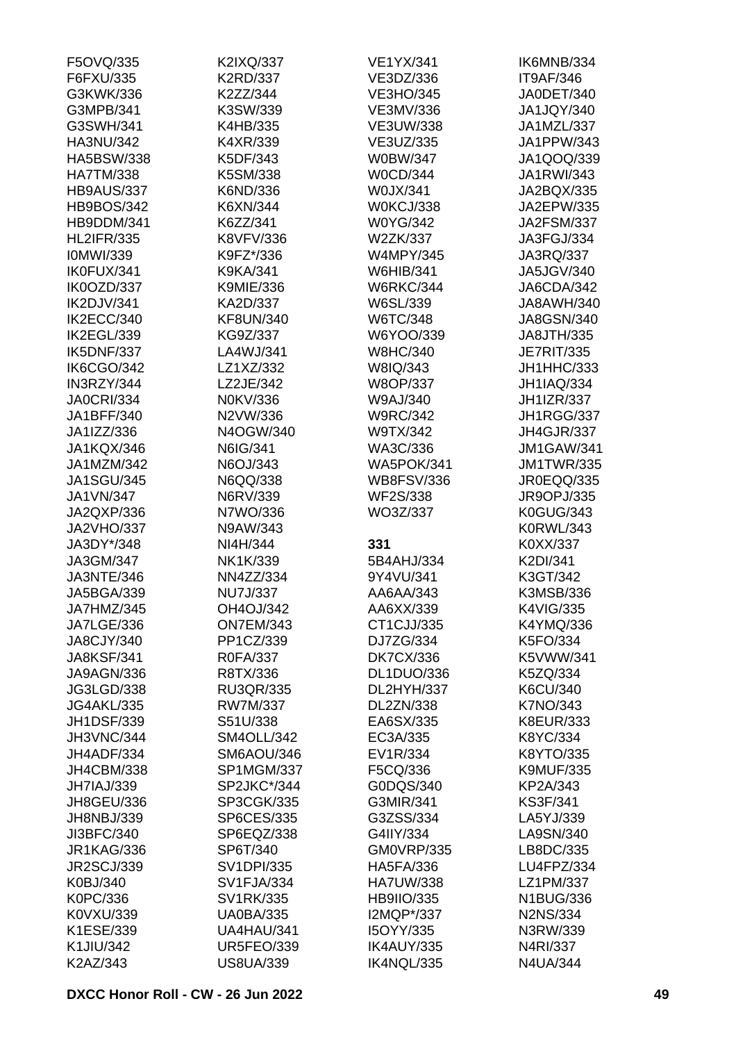F5OVQ/335
F6FXU/335
G3KWK/336
G3MPB/341
G3SWH/341
HA3NU/342
HA5BSW/338
HA7TM/338
HB9AUS/337
HB9BOS/342
HB9DDM/341
HL2IFR/335
I0MWI/339
IK0FUX/341
IK0OZD/337
IK2DJV/341
IK2ECC/340
IK2EGL/339
IK5DNF/337
IK6CGO/342
IN3RZY/344
JA0CRI/334
JA1BFF/340
JA1IZZ/336
JA1KQX/346
JA1MZM/342
JA1SGU/345
JA1VN/347
JA2QXP/336
JA2VHO/337
JA3DY*/348
JA3GM/347
JA3NTE/346
JA5BGA/339
JA7HMZ/345
JA7LGE/336
JA8CJY/340
JA8KSF/341
JA9AGN/336
JG3LGD/338
JG4AKL/335
JH1DSF/339
JH3VNC/344
JH4ADF/334
JH4CBM/338
JH7IAJ/339
JH8GEU/336
JH8NBJ/339
JI3BFC/340
JR1KAG/336
JR2SCJ/339
K0BJ/340
K0PC/336
K0VXU/339
K1ESE/339
K1JIU/342
K2AZ/343
K2IXQ/337
K2RD/337
K2ZZ/344
K3SW/339
K4HB/335
K4XR/339
K5DF/343
K5SM/338
K6ND/336
K6XN/344
K6ZZ/341
K8VFV/336
K9FZ*/336
K9KA/341
K9MIE/336
KA2D/337
KF8UN/340
KG9Z/337
LA4WJ/341
LZ1XZ/332
LZ2JE/342
N0KV/336
N2VW/336
N4OGW/340
N6IG/341
N6OJ/343
N6QQ/338
N6RV/339
N7WO/336
N9AW/343
NI4H/344
NK1K/339
NN4ZZ/334
NU7J/337
OH4OJ/342
ON7EM/343
PP1CZ/339
R0FA/337
R8TX/336
RU3QR/335
RW7M/337
S51U/338
SM4OLL/342
SM6AOU/346
SP1MGM/337
SP2JKC*/344
SP3CGK/335
SP6CES/335
SP6EQZ/338
SP6T/340
SV1DPI/335
SV1FJA/334
SV1RK/335
UA0BA/335
UA4HAU/341
UR5FEO/339
US8UA/339
VE1YX/341
VE3DZ/336
VE3HO/345
VE3MV/336
VE3UW/338
VE3UZ/335
W0BW/347
W0CD/344
W0JX/341
W0KCJ/338
W0YG/342
W2ZK/337
W4MPY/345
W6HIB/341
W6RKC/344
W6SL/339
W6TC/348
W6YOO/339
W8HC/340
W8IQ/343
W8OP/337
W9AJ/340
W9RC/342
W9TX/342
WA3C/336
WA5POK/341
WB8FSV/336
WF2S/338
WO3Z/337

**331**

5B4AHJ/334
9Y4VU/341
AA6AA/343
AA6XX/339
CT1CJJ/335
DJ7ZG/334
DK7CX/336
DL1DUO/336
DL2HYH/337
DL2ZN/338
EA6SX/335
EC3A/335
EV1R/334
F5CQ/336
G0DQS/340
G3MIR/341
G3ZSS/334
G4IIY/334
GM0VRP/335
HA5FA/336
HA7UW/338
HB9IIO/335
I2MQP*/337
I5OYY/335
IK4AUY/335
IK4NQL/335
IK6MNB/334
IT9AF/346
JA0DET/340
JA1JQY/340
JA1MZL/337
JA1PPW/343
JA1QOQ/339
JA1RWI/343
JA2BQX/335
JA2EPW/335
JA2FSM/337
JA3FGJ/334
JA3RQ/337
JA5JGV/340
JA6CDA/342
JA8AWH/340
JA8GSN/340
JA8JTH/335
JE7RIT/335
JH1HHC/333
JH1IAQ/334
JH1IZR/337
JH1RGG/337
JH4GJR/337
JM1GAW/341
JM1TWR/335
JR0EQQ/335
JR9OPJ/335
K0GUG/343
K0RWL/343
K0XX/337
K2DI/341
K3GT/342
K3MSB/336
K4VIG/335
K4YMQ/336
K5FO/334
K5VWW/341
K5ZQ/334
K6CU/340
K7NO/343
K8EUR/333
K8YC/334
K8YTO/335
K9MUF/335
KP2A/343
KS3F/341
LA5YJ/339
LA9SN/340
LB8DC/335
LU4FPZ/334
LZ1PM/337
N1BUG/336
N2NS/334
N3RW/339
N4RI/337
N4UA/344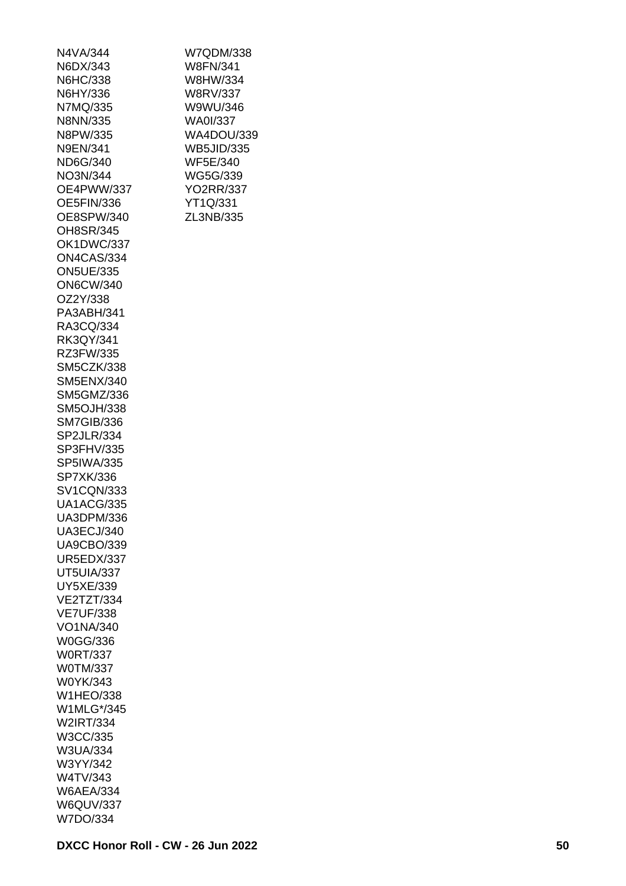N4VA/344
N6DX/343
N6HC/338
N6HY/336
N7MQ/335
N8NN/335
N8PW/335
N9EN/341
ND6G/340
NO3N/344
OE4PWW/337
OE5FIN/336
OE8SPW/340
OH8SR/345
OK1DWC/337
ON4CAS/334
ON5UE/335
ON6CW/340
OZ2Y/338
PA3ABH/341
RA3CQ/334
RK3QY/341
RZ3FW/335
SM5CZK/338
SM5ENX/340
SM5GMZ/336
SM5OJH/338
SM7GIB/336
SP2JLR/334
SP3FHV/335
SP5IWA/335
SP7XK/336
SV1CQN/333
UA1ACG/335
UA3DPM/336
UA3ECJ/340
UA9CBO/339
UR5EDX/337
UT5UIA/337
UY5XE/339
VE2TZT/334
VE7UF/338
VO1NA/340
W0GG/336
W0RT/337
W0TM/337
W0YK/343
W1HEO/338
W1MLG*/345
W2IRT/334
W3CC/335
W3UA/334
W3YY/342
W4TV/343
W6AEA/334
W6QUV/337
W7DO/334
W7QDM/338
W8FN/341
W8HW/334
W8RV/337
W9WU/346
WA0I/337
WA4DOU/339
WB5JID/335
WF5E/340
WG5G/339
YO2RR/337
YT1Q/331
ZL3NB/335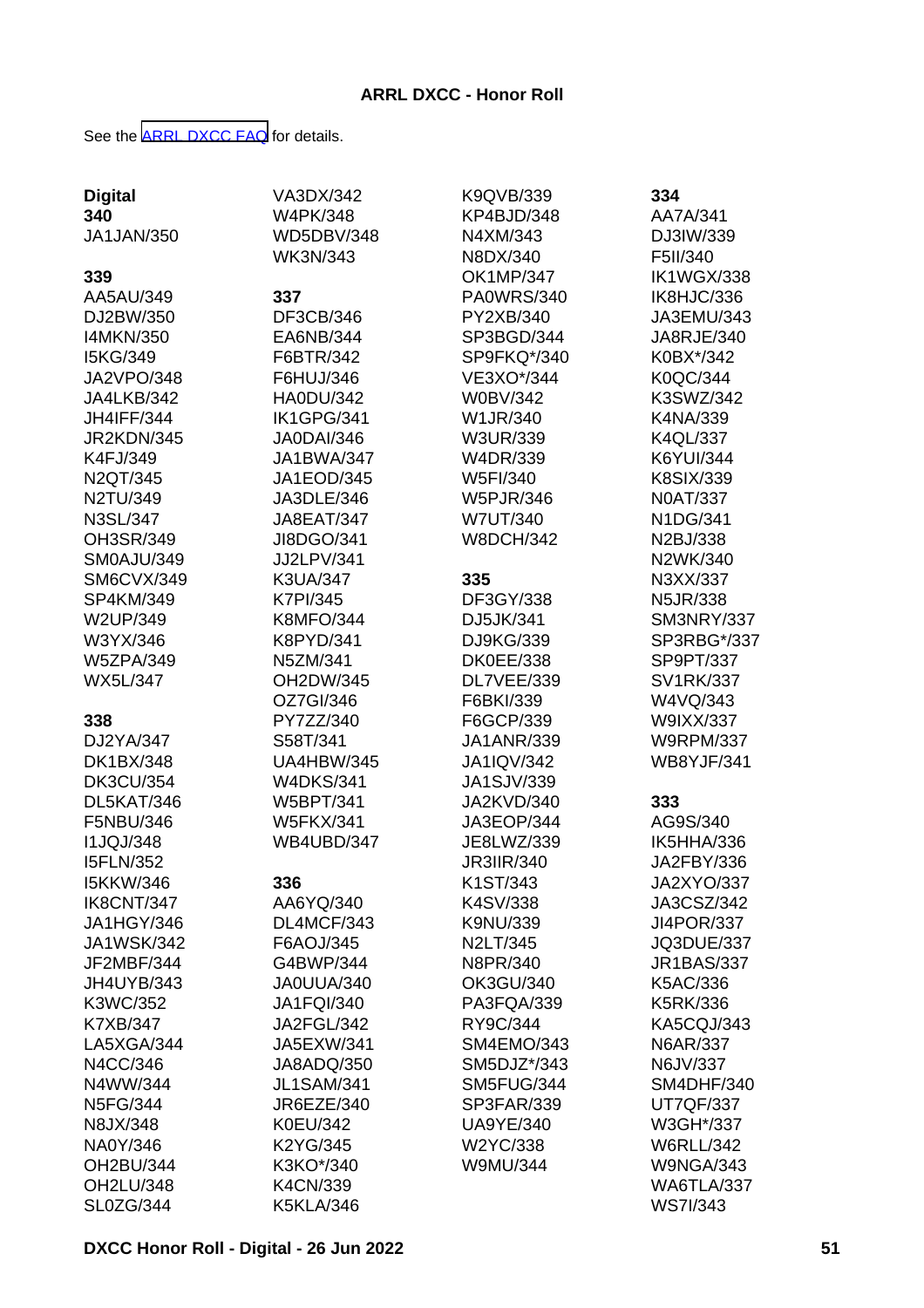**ARRL DXCC - Honor Roll**

See the [ARRL DXCC FAQ](#) for details.

**Digital**

**340**

JA1JAN/350

**339**

AA5AU/349
DJ2BW/350
I4MKN/350
I5KG/349
JA2VPO/348
JA4LKB/342
JH4IFF/344
JR2KDN/345
K4FJ/349
N2QT/345
N2TU/349
N3SL/347
OH3SR/349
SM0AJU/349
SM6CVX/349
SP4KM/349
W2UP/349
W3YX/346
W5ZPA/349
WX5L/347

**338**

DJ2YA/347
DK1BX/348
DK3CU/354
DL5KAT/346
F5NBU/346
I1JQJ/348
I5FLN/352
I5KKW/346
IK8CNT/347
JA1HGY/346
JA1WSK/342
JF2MBF/344
JH4UYB/343
K3WC/352
K7XB/347
LA5XGA/344
N4CC/346
N4WW/344
N5FG/344
N8JX/348
NA0Y/346
OH2BU/344
OH2LU/348
SL0ZG/344
VA3DX/342
W4PK/348
WD5DBV/348
WK3N/343

**337**

DF3CB/346
EA6NB/344
F6BTR/342
F6HUJ/346
HA0DU/342
IK1GPG/341
JA0DAI/346
JA1BWA/347
JA1EOD/345
JA3DLE/346
JA8EAT/347
JI8DGO/341
JJ2LPV/341
K3UA/347
K7PI/345
K8MFO/344
K8PYD/341
N5ZM/341
OH2DW/345
OZ7GI/346
PY7ZZ/340
S58T/341
UA4HBW/345
W4DKS/341
W5BPT/341
W5FKX/341
WB4UBD/347

**336**

AA6YQ/340
DL4MCF/343
F6AOJ/345
G4BWP/344
JA0UUA/340
JA1FQI/340
JA2FGL/342
JA5EXW/341
JA8ADQ/350
JL1SAM/341
JR6EZE/340
K0EU/342
K2YG/345
K3KO*/340
K4CN/339
K5KLA/346
K9QVB/339
KP4BJD/348
N4XM/343
N8DX/340
OK1MP/347
PA0WRS/340
PY2XB/340
SP3BGD/344
SP9FKQ*/340
VE3XO*/344
W0BV/342
W1JR/340
W3UR/339
W4DR/339
W5FI/340
W5PJR/346
W7UT/340
W8DCH/342

**335**

DF3GY/338
DJ5JK/341
DJ9KG/339
DK0EE/338
DL7VEE/339
F6BKI/339
F6GCP/339
JA1ANR/339
JA1IQV/342
JA1SJV/339
JA2KVD/340
JA3EOP/344
JE8LWZ/339
JR3IIR/340
K1ST/343
K4SV/338
K9NU/339
N2LT/345
N8PR/340
OK3GU/340
PA3FQA/339
RY9C/344
SM4EMO/343
SM5DJZ*/343
SM5FUG/344
SP3FAR/339
UA9YE/340
W2YC/338
W9MU/344

**334**

AA7A/341
DJ3IW/339
F5II/340
IK1WGX/338
IK8HJC/336
JA3EMU/343
JA8RJE/340
K0BX*/342
K0QC/344
K3SWZ/342
K4NA/339
K4QL/337
K6YUI/344
K8SIX/339
N0AT/337
N1DG/341
N2BJ/338
N2WK/340
N3XX/337
N5JR/338
SM3NRY/337
SP3RBG*/337
SP9PT/337
SV1RK/337
W4VQ/343
W9IXX/337
W9RPM/337
WB8YJF/341

**333**

AG9S/340
IK5HHA/336
JA2FBY/336
JA2XYO/337
JA3CSZ/342
JI4POR/337
JQ3DUE/337
JR1BAS/337
K5AC/336
K5RK/336
KA5CQJ/343
N6AR/337
N6JV/337
SM4DHF/340
UT7QF/337
W3GH*/337
W6RLL/342
W9NGA/343
WA6TLA/337
WS7I/343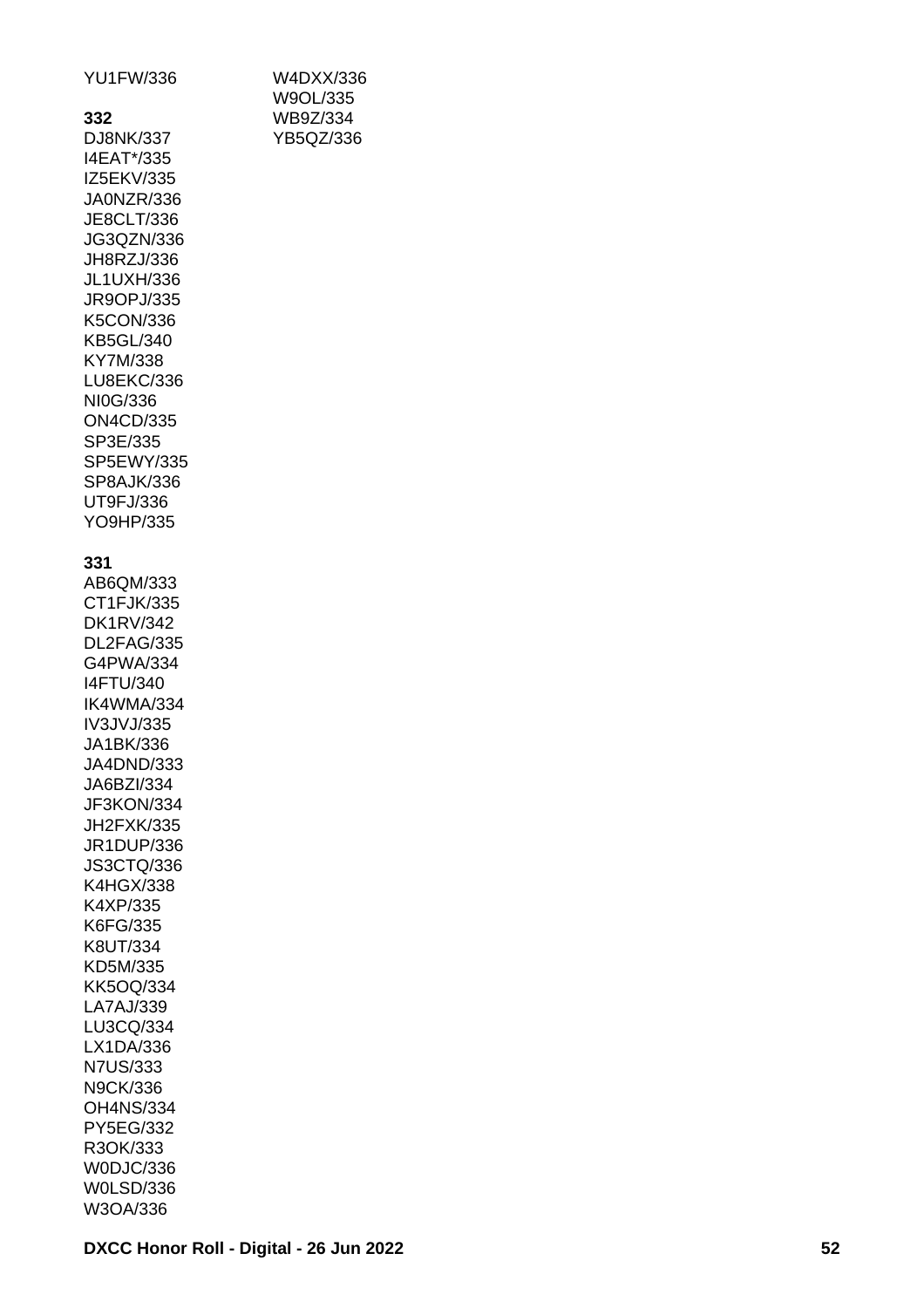YU1FW/336

**332**

DJ8NK/337
I4EAT*/335
IZ5EKV/335
JA0NZR/336
JE8CLT/336
JG3QZN/336
JH8RZJ/336
JL1UXH/336
JR9OPJ/335
K5CON/336
KB5GL/340
KY7M/338
LU8EKC/336
NI0G/336
ON4CD/335
SP3E/335
SP5EWY/335
SP8AJK/336
UT9FJ/336
YO9HP/335

**331**

AB6QM/333
CT1FJK/335
DK1RV/342
DL2FAG/335
G4PWA/334
I4FTU/340
IK4WMA/334
IV3JVJ/335
JA1BK/336
JA4DND/333
JA6BZI/334
JF3KON/334
JH2FXK/335
JR1DUP/336
JS3CTQ/336
K4HGX/338
K4XP/335
K6FG/335
K8UT/334
KD5M/335
KK5OQ/334
LA7AJ/339
LU3CQ/334
LX1DA/336
N7US/333
N9CK/336
OH4NS/334
PY5EG/332
R3OK/333
W0DJC/336
W0LSD/336
W3OA/336
W4DXX/336
W9OL/335
WB9Z/334
YB5QZ/336